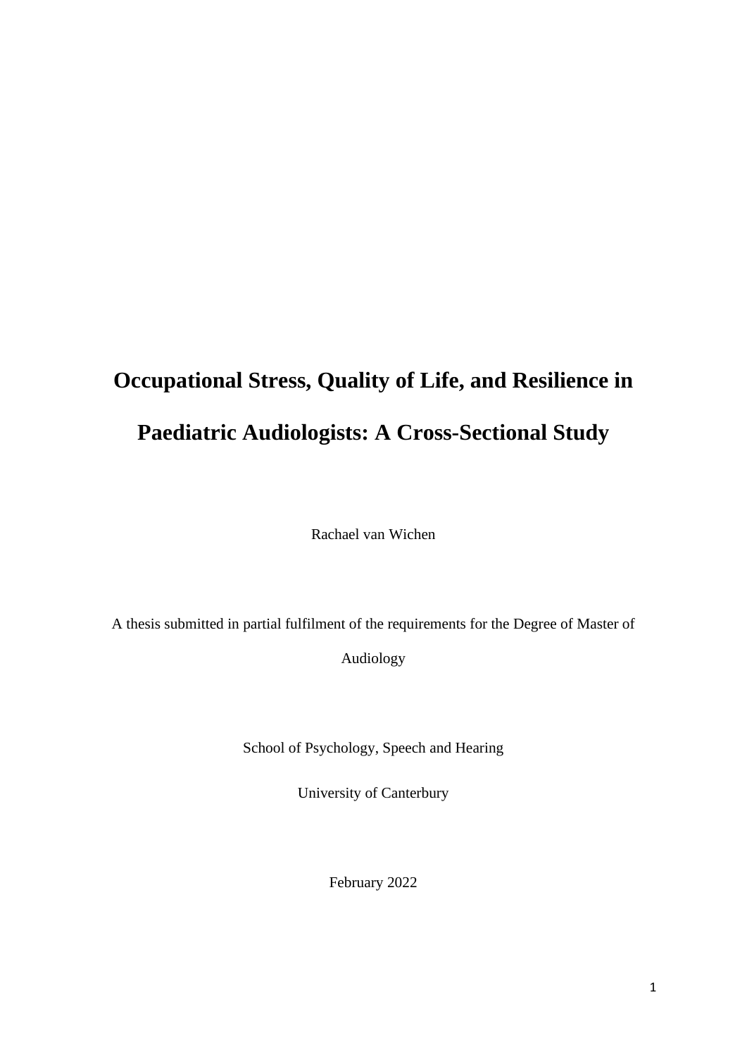# Occupational Stress, Quality of Life, and Resilience in Paediatric Audiologists: A Cross-Sectional Study

Rachael van Wichen

A thesis submitted in partial fulfilment of the requirements for the Degree of Master of Audiology

School of Psychology, Speech and Hearing

University of Canterbury

February 2022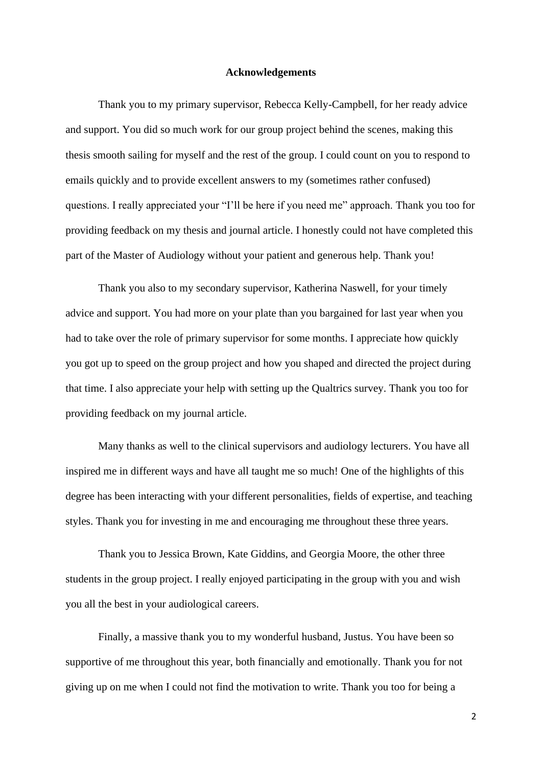**Acknowledgements**

Thank you to my primary supervisor, Rebecca Kelly-Campbell, for her ready advice and support. You did so much work for our group project behind the scenes, making this thesis smooth sailing for myself and the rest of the group. I could count on you to respond to emails quickly and to provide excellent answers to my (sometimes rather confused) questions. I really appreciated your "I'll be here if you need me" approach. Thank you too for providing feedback on my thesis and journal article. I honestly could not have completed this part of the Master of Audiology without your patient and generous help. Thank you!

Thank you also to my secondary supervisor, Katherina Naswell, for your timely advice and support. You had more on your plate than you bargained for last year when you had to take over the role of primary supervisor for some months. I appreciate how quickly you got up to speed on the group project and how you shaped and directed the project during that time. I also appreciate your help with setting up the Qualtrics survey. Thank you too for providing feedback on my journal article.

Many thanks as well to the clinical supervisors and audiology lecturers. You have all inspired me in different ways and have all taught me so much! One of the highlights of this degree has been interacting with your different personalities, fields of expertise, and teaching styles. Thank you for investing in me and encouraging me throughout these three years.

Thank you to Jessica Brown, Kate Giddins, and Georgia Moore, the other three students in the group project. I really enjoyed participating in the group with you and wish you all the best in your audiological careers.

Finally, a massive thank you to my wonderful husband, Justus. You have been so supportive of me throughout this year, both financially and emotionally. Thank you for not giving up on me when I could not find the motivation to write. Thank you too for being a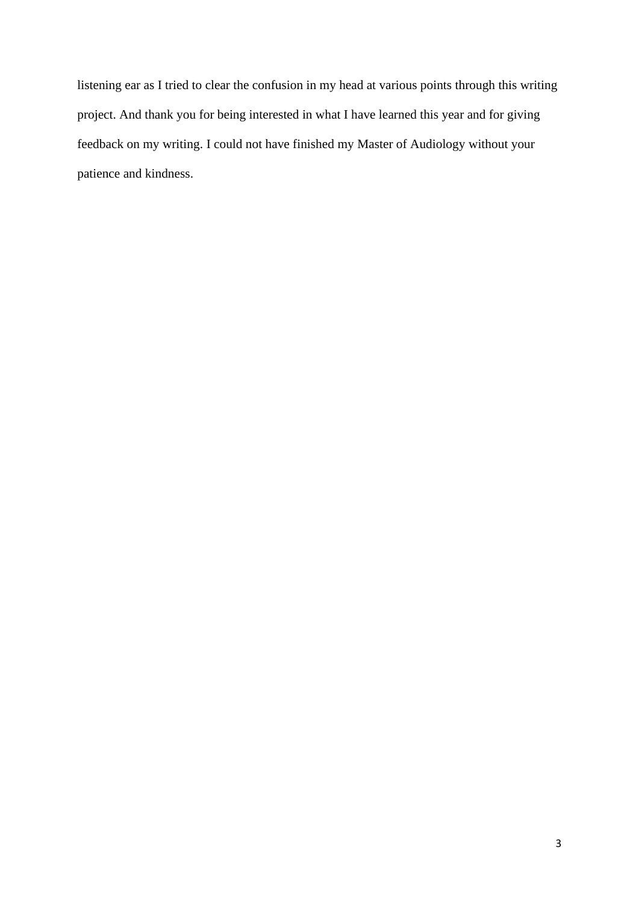listening ear as I tried to clear the confusion in my head at various points through this writing project. And thank you for being interested in what I have learned this year and for giving feedback on my writing. I could not have finished my Master of Audiology without your patience and kindness.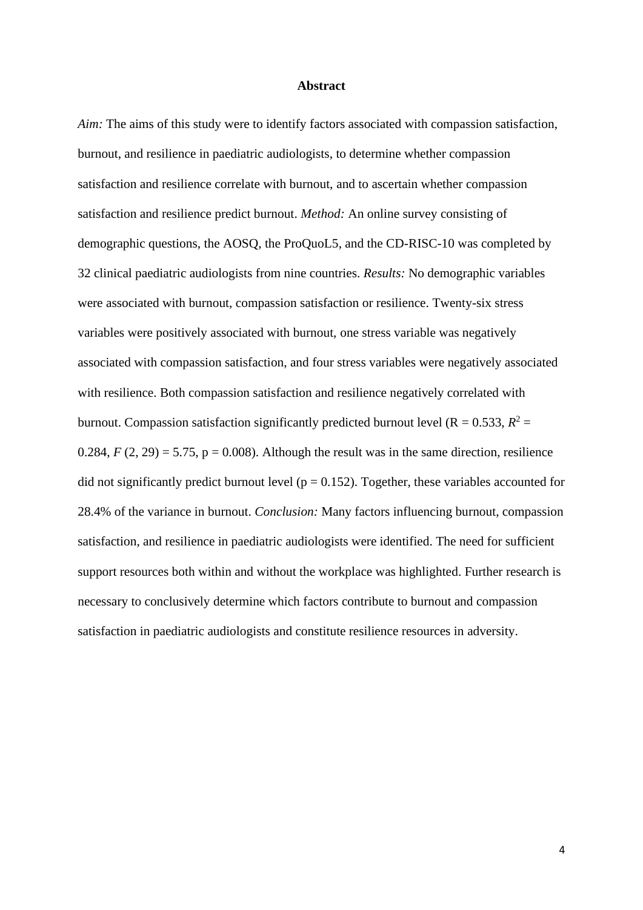**Abstract**

*Aim:* The aims of this study were to identify factors associated with compassion satisfaction, burnout, and resilience in paediatric audiologists, to determine whether compassion satisfaction and resilience correlate with burnout, and to ascertain whether compassion satisfaction and resilience predict burnout. *Method:* An online survey consisting of demographic questions, the AOSQ, the ProQuoL5, and the CD-RISC-10 was completed by 32 clinical paediatric audiologists from nine countries. *Results:* No demographic variables were associated with burnout, compassion satisfaction or resilience. Twenty-six stress variables were positively associated with burnout, one stress variable was negatively associated with compassion satisfaction, and four stress variables were negatively associated with resilience. Both compassion satisfaction and resilience negatively correlated with burnout. Compassion satisfaction significantly predicted burnout level (R = 0.533, $R^2$ = 0.284, $F$ (2, 29) = 5.75, p = 0.008). Although the result was in the same direction, resilience did not significantly predict burnout level (p = 0.152). Together, these variables accounted for 28.4% of the variance in burnout. *Conclusion:* Many factors influencing burnout, compassion satisfaction, and resilience in paediatric audiologists were identified. The need for sufficient support resources both within and without the workplace was highlighted. Further research is necessary to conclusively determine which factors contribute to burnout and compassion satisfaction in paediatric audiologists and constitute resilience resources in adversity.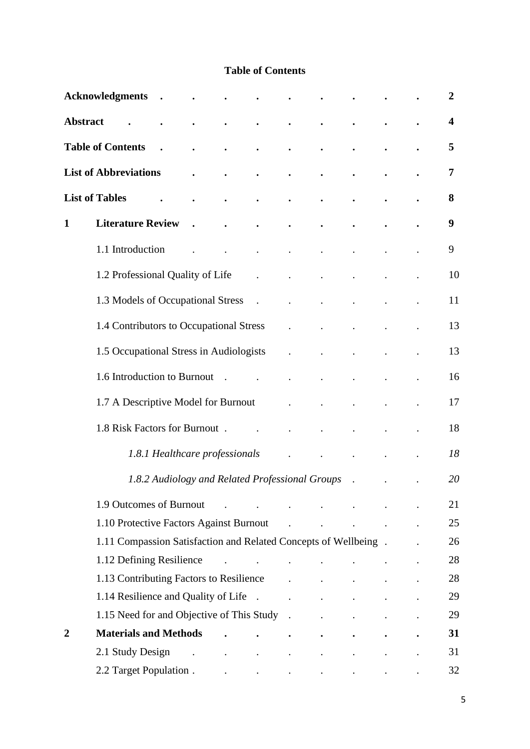# Table of Contents

| | | |
|---|---|---|
| **Acknowledgments** | | **2** |
| **Abstract** | | **4** |
| **Table of Contents** | | **5** |
| **List of Abbreviations** | | **7** |
| **List of Tables** | | **8** |
| **1** | **Literature Review** | **9** |
| | 1.1 Introduction | 9 |
| | 1.2 Professional Quality of Life | 10 |
| | 1.3 Models of Occupational Stress | 11 |
| | 1.4 Contributors to Occupational Stress | 13 |
| | 1.5 Occupational Stress in Audiologists | 13 |
| | 1.6 Introduction to Burnout | 16 |
| | 1.7 A Descriptive Model for Burnout | 17 |
| | 1.8 Risk Factors for Burnout | 18 |
| | *1.8.1 Healthcare professionals* | *18* |
| | *1.8.2 Audiology and Related Professional Groups* | *20* |
| | 1.9 Outcomes of Burnout | 21 |
| | 1.10 Protective Factors Against Burnout | 25 |
| | 1.11 Compassion Satisfaction and Related Concepts of Wellbeing | 26 |
| | 1.12 Defining Resilience | 28 |
| | 1.13 Contributing Factors to Resilience | 28 |
| | 1.14 Resilience and Quality of Life | 29 |
| | 1.15 Need for and Objective of This Study | 29 |
| **2** | **Materials and Methods** | **31** |
| | 2.1 Study Design | 31 |
| | 2.2 Target Population | 32 |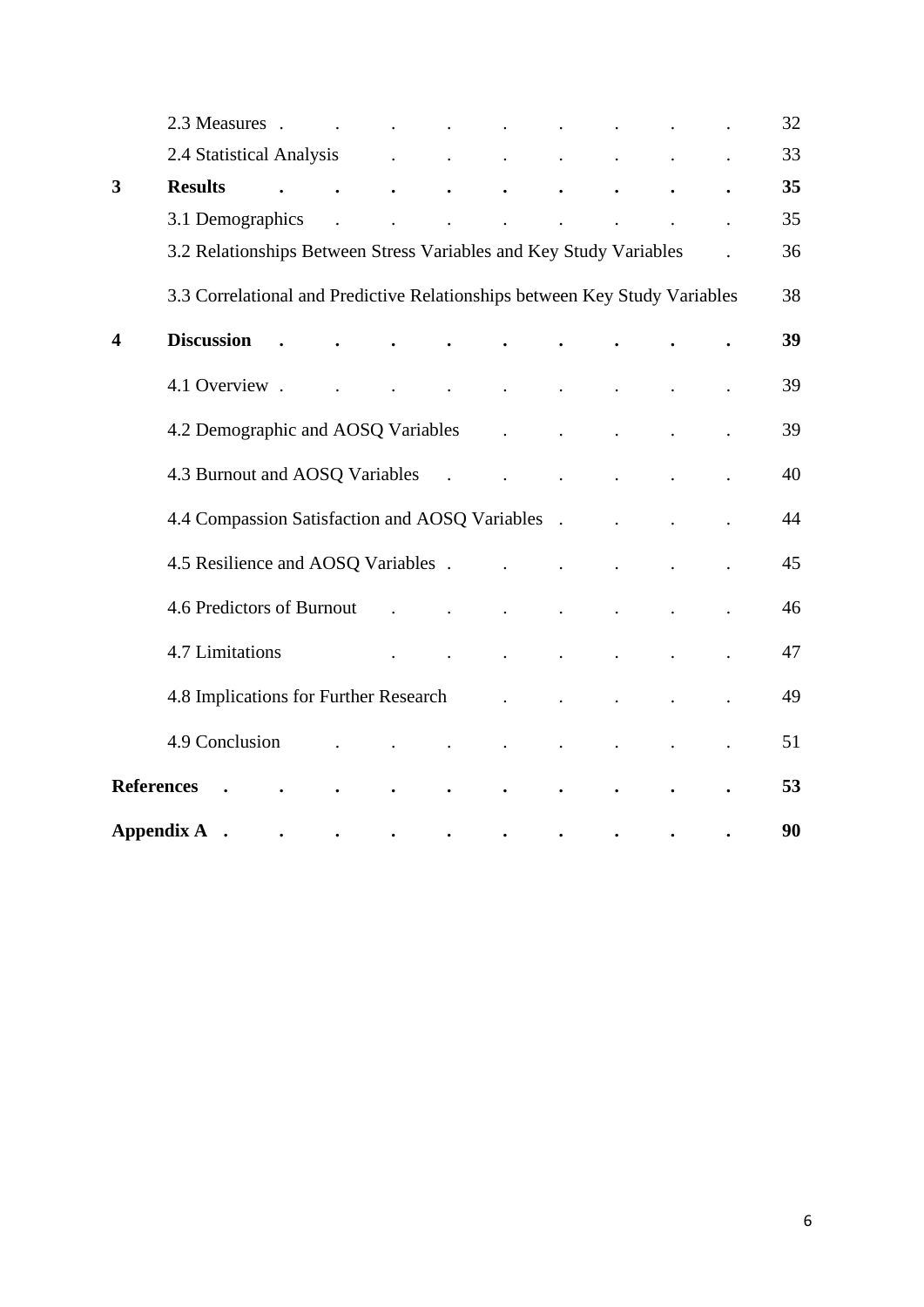| | | |
|---|---|---|
| | 2.3 Measures | 32 |
| | 2.4 Statistical Analysis | 33 |
| **3** | **Results** | **35** |
| | 3.1 Demographics | 35 |
| | 3.2 Relationships Between Stress Variables and Key Study Variables | 36 |
| | 3.3 Correlational and Predictive Relationships between Key Study Variables | 38 |
| **4** | **Discussion** | **39** |
| | 4.1 Overview | 39 |
| | 4.2 Demographic and AOSQ Variables | 39 |
| | 4.3 Burnout and AOSQ Variables | 40 |
| | 4.4 Compassion Satisfaction and AOSQ Variables | 44 |
| | 4.5 Resilience and AOSQ Variables | 45 |
| | 4.6 Predictors of Burnout | 46 |
| | 4.7 Limitations | 47 |
| | 4.8 Implications for Further Research | 49 |
| | 4.9 Conclusion | 51 |
| **References** | | **53** |
| **Appendix A** | | **90** |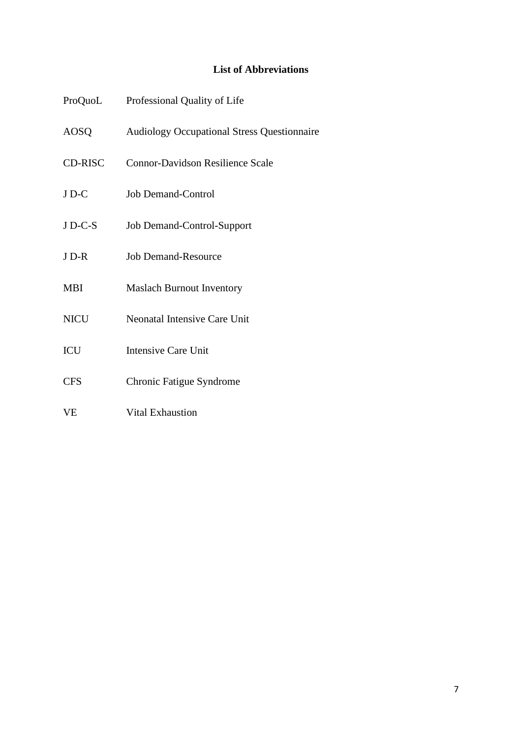# List of Abbreviations

| Abbreviation | Full Form |
|---|---|
| ProQuoL | Professional Quality of Life |
| AOSQ | Audiology Occupational Stress Questionnaire |
| CD-RISC | Connor-Davidson Resilience Scale |
| J D-C | Job Demand-Control |
| J D-C-S | Job Demand-Control-Support |
| J D-R | Job Demand-Resource |
| MBI | Maslach Burnout Inventory |
| NICU | Neonatal Intensive Care Unit |
| ICU | Intensive Care Unit |
| CFS | Chronic Fatigue Syndrome |
| VE | Vital Exhaustion |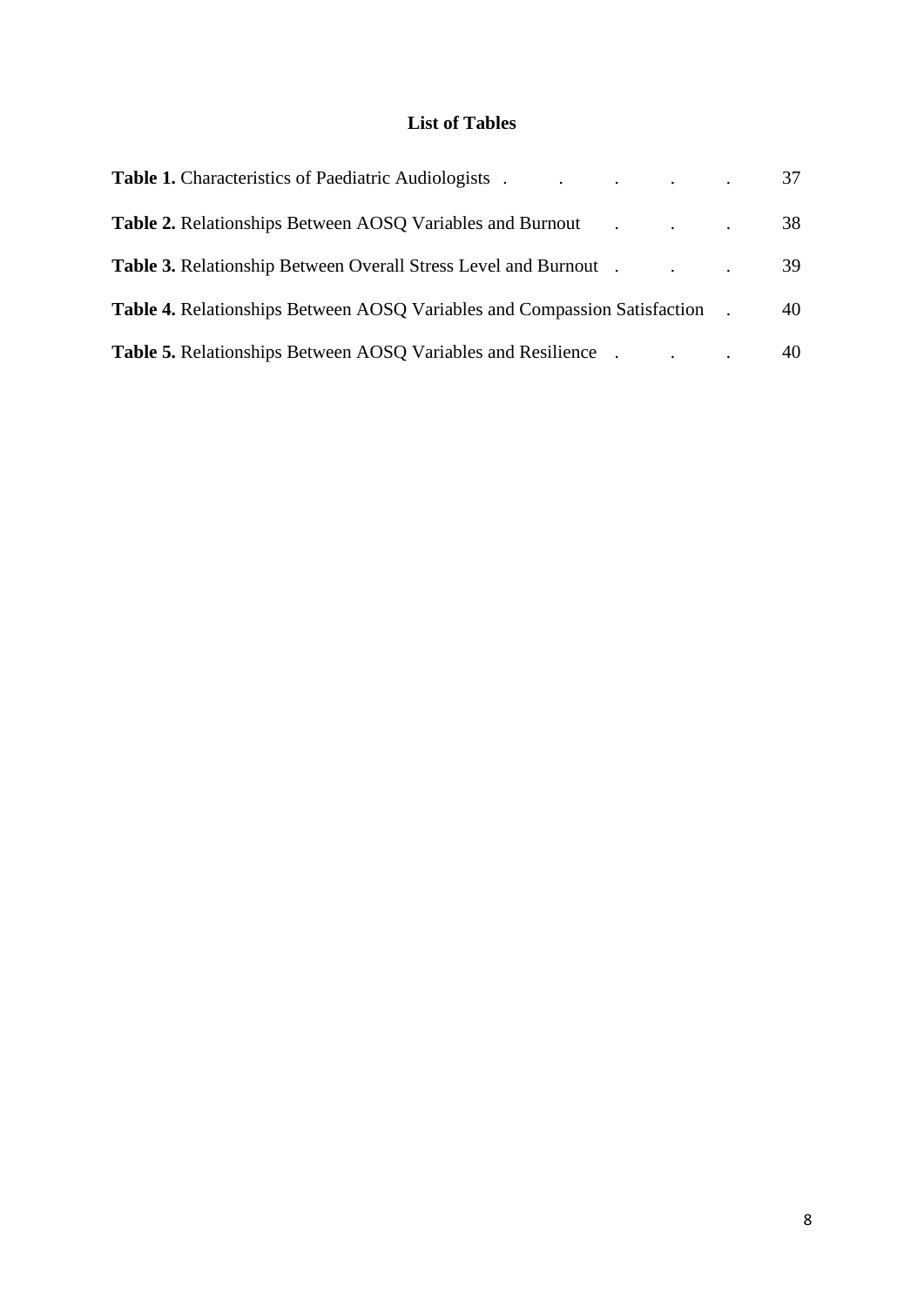# List of Tables

**Table 1.** Characteristics of Paediatric Audiologists . . . . . 37

**Table 2.** Relationships Between AOSQ Variables and Burnout . . . 38

**Table 3.** Relationship Between Overall Stress Level and Burnout . . . 39

**Table 4.** Relationships Between AOSQ Variables and Compassion Satisfaction . 40

**Table 5.** Relationships Between AOSQ Variables and Resilience . . . 40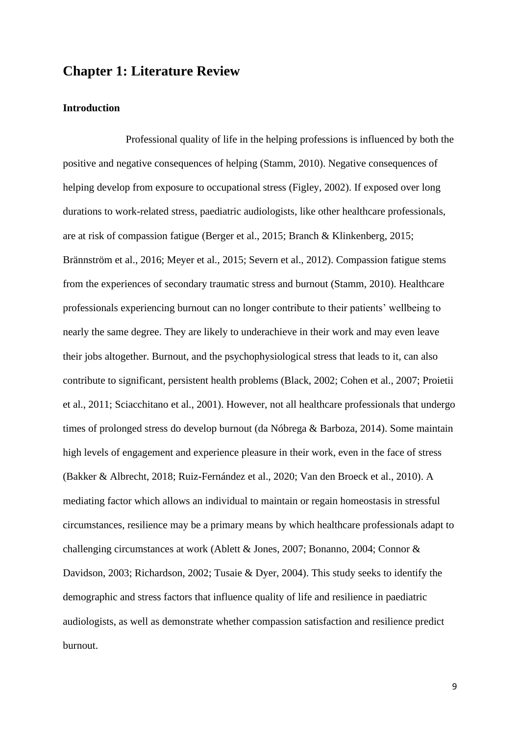# Chapter 1: Literature Review

### Introduction

Professional quality of life in the helping professions is influenced by both the positive and negative consequences of helping (Stamm, 2010). Negative consequences of helping develop from exposure to occupational stress (Figley, 2002). If exposed over long durations to work-related stress, paediatric audiologists, like other healthcare professionals, are at risk of compassion fatigue (Berger et al., 2015; Branch & Klinkenberg, 2015; Brännström et al., 2016; Meyer et al., 2015; Severn et al., 2012). Compassion fatigue stems from the experiences of secondary traumatic stress and burnout (Stamm, 2010). Healthcare professionals experiencing burnout can no longer contribute to their patients' wellbeing to nearly the same degree. They are likely to underachieve in their work and may even leave their jobs altogether. Burnout, and the psychophysiological stress that leads to it, can also contribute to significant, persistent health problems (Black, 2002; Cohen et al., 2007; Proietii et al., 2011; Sciacchitano et al., 2001). However, not all healthcare professionals that undergo times of prolonged stress do develop burnout (da Nóbrega & Barboza, 2014). Some maintain high levels of engagement and experience pleasure in their work, even in the face of stress (Bakker & Albrecht, 2018; Ruiz-Fernández et al., 2020; Van den Broeck et al., 2010). A mediating factor which allows an individual to maintain or regain homeostasis in stressful circumstances, resilience may be a primary means by which healthcare professionals adapt to challenging circumstances at work (Ablett & Jones, 2007; Bonanno, 2004; Connor & Davidson, 2003; Richardson, 2002; Tusaie & Dyer, 2004). This study seeks to identify the demographic and stress factors that influence quality of life and resilience in paediatric audiologists, as well as demonstrate whether compassion satisfaction and resilience predict burnout.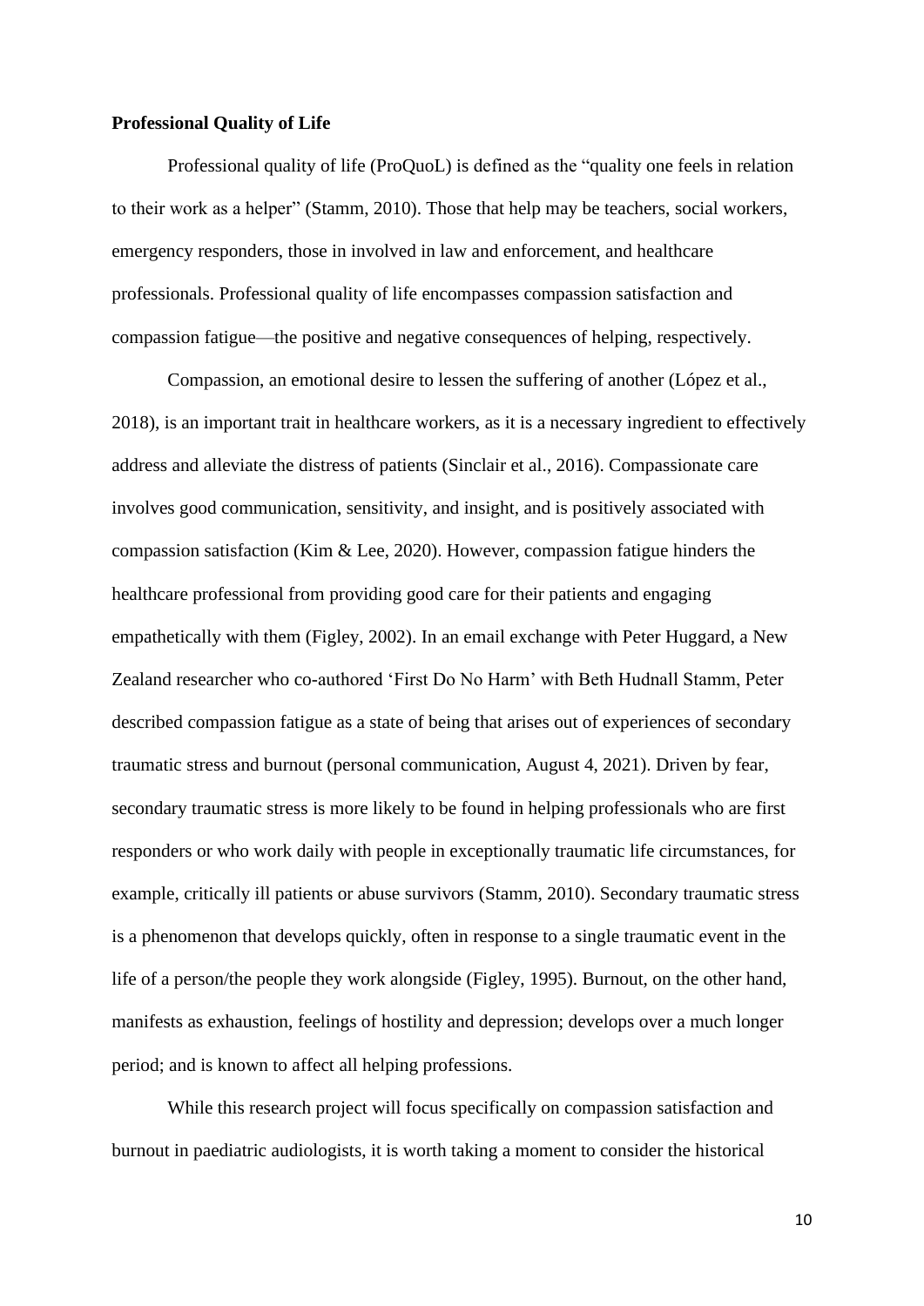**Professional Quality of Life**

Professional quality of life (ProQuoL) is defined as the “quality one feels in relation to their work as a helper” (Stamm, 2010). Those that help may be teachers, social workers, emergency responders, those in involved in law and enforcement, and healthcare professionals. Professional quality of life encompasses compassion satisfaction and compassion fatigue—the positive and negative consequences of helping, respectively.

Compassion, an emotional desire to lessen the suffering of another (López et al., 2018), is an important trait in healthcare workers, as it is a necessary ingredient to effectively address and alleviate the distress of patients (Sinclair et al., 2016). Compassionate care involves good communication, sensitivity, and insight, and is positively associated with compassion satisfaction (Kim & Lee, 2020). However, compassion fatigue hinders the healthcare professional from providing good care for their patients and engaging empathetically with them (Figley, 2002). In an email exchange with Peter Huggard, a New Zealand researcher who co-authored ‘First Do No Harm’ with Beth Hudnall Stamm, Peter described compassion fatigue as a state of being that arises out of experiences of secondary traumatic stress and burnout (personal communication, August 4, 2021). Driven by fear, secondary traumatic stress is more likely to be found in helping professionals who are first responders or who work daily with people in exceptionally traumatic life circumstances, for example, critically ill patients or abuse survivors (Stamm, 2010). Secondary traumatic stress is a phenomenon that develops quickly, often in response to a single traumatic event in the life of a person/the people they work alongside (Figley, 1995). Burnout, on the other hand, manifests as exhaustion, feelings of hostility and depression; develops over a much longer period; and is known to affect all helping professions.

While this research project will focus specifically on compassion satisfaction and burnout in paediatric audiologists, it is worth taking a moment to consider the historical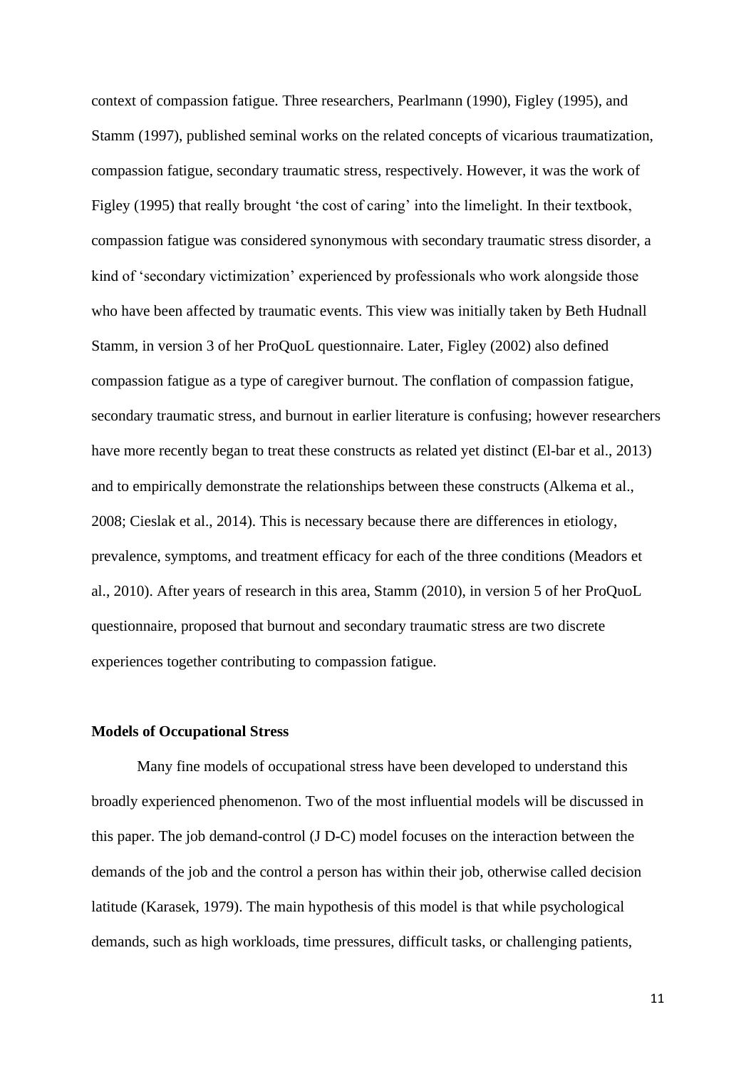context of compassion fatigue. Three researchers, Pearlmann (1990), Figley (1995), and Stamm (1997), published seminal works on the related concepts of vicarious traumatization, compassion fatigue, secondary traumatic stress, respectively. However, it was the work of Figley (1995) that really brought 'the cost of caring' into the limelight. In their textbook, compassion fatigue was considered synonymous with secondary traumatic stress disorder, a kind of 'secondary victimization' experienced by professionals who work alongside those who have been affected by traumatic events. This view was initially taken by Beth Hudnall Stamm, in version 3 of her ProQuoL questionnaire. Later, Figley (2002) also defined compassion fatigue as a type of caregiver burnout. The conflation of compassion fatigue, secondary traumatic stress, and burnout in earlier literature is confusing; however researchers have more recently began to treat these constructs as related yet distinct (El-bar et al., 2013) and to empirically demonstrate the relationships between these constructs (Alkema et al., 2008; Cieslak et al., 2014). This is necessary because there are differences in etiology, prevalence, symptoms, and treatment efficacy for each of the three conditions (Meadors et al., 2010). After years of research in this area, Stamm (2010), in version 5 of her ProQuoL questionnaire, proposed that burnout and secondary traumatic stress are two discrete experiences together contributing to compassion fatigue.

**Models of Occupational Stress**

Many fine models of occupational stress have been developed to understand this broadly experienced phenomenon. Two of the most influential models will be discussed in this paper. The job demand-control (J D-C) model focuses on the interaction between the demands of the job and the control a person has within their job, otherwise called decision latitude (Karasek, 1979). The main hypothesis of this model is that while psychological demands, such as high workloads, time pressures, difficult tasks, or challenging patients,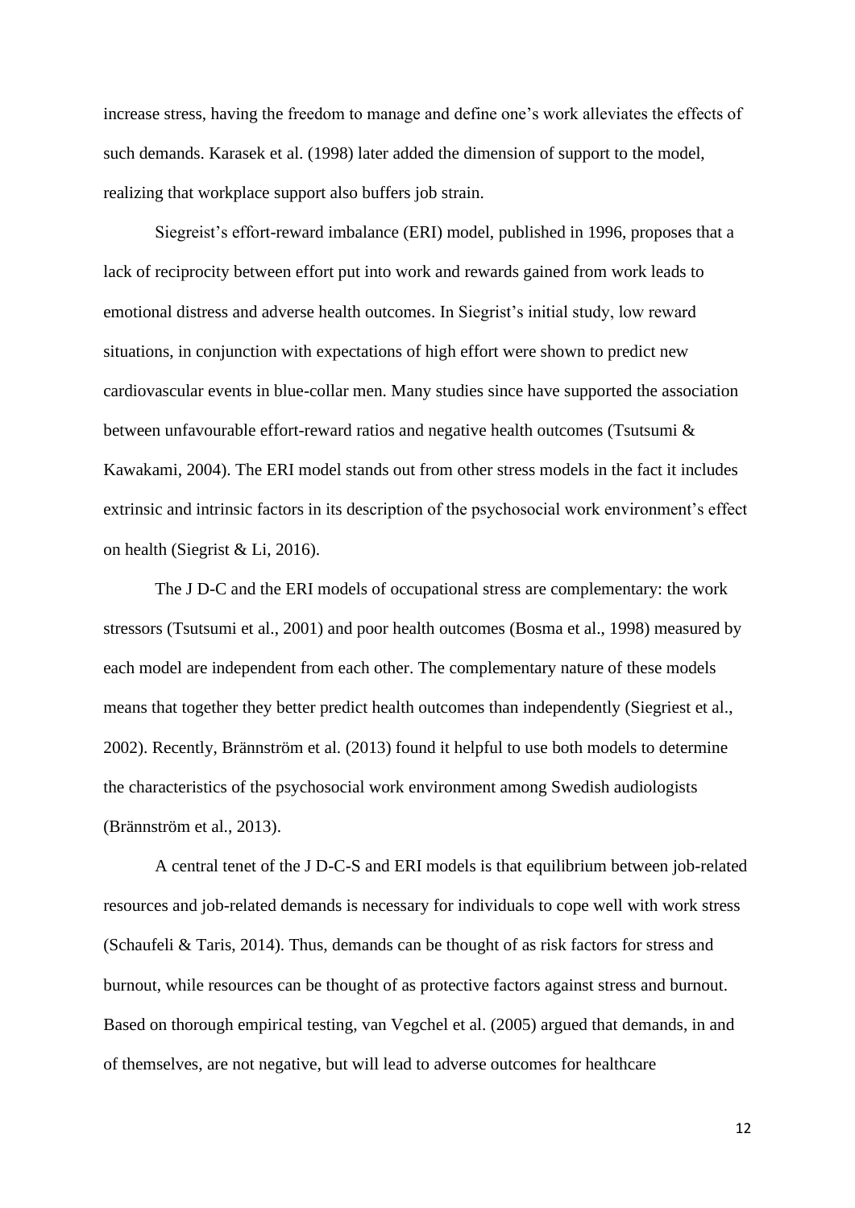increase stress, having the freedom to manage and define one's work alleviates the effects of such demands. Karasek et al. (1998) later added the dimension of support to the model, realizing that workplace support also buffers job strain.

Siegreist's effort-reward imbalance (ERI) model, published in 1996, proposes that a lack of reciprocity between effort put into work and rewards gained from work leads to emotional distress and adverse health outcomes. In Siegrist's initial study, low reward situations, in conjunction with expectations of high effort were shown to predict new cardiovascular events in blue-collar men. Many studies since have supported the association between unfavourable effort-reward ratios and negative health outcomes (Tsutsumi & Kawakami, 2004). The ERI model stands out from other stress models in the fact it includes extrinsic and intrinsic factors in its description of the psychosocial work environment's effect on health (Siegrist & Li, 2016).

The J D-C and the ERI models of occupational stress are complementary: the work stressors (Tsutsumi et al., 2001) and poor health outcomes (Bosma et al., 1998) measured by each model are independent from each other. The complementary nature of these models means that together they better predict health outcomes than independently (Siegriest et al., 2002). Recently, Brännström et al. (2013) found it helpful to use both models to determine the characteristics of the psychosocial work environment among Swedish audiologists (Brännström et al., 2013).

A central tenet of the J D-C-S and ERI models is that equilibrium between job-related resources and job-related demands is necessary for individuals to cope well with work stress (Schaufeli & Taris, 2014). Thus, demands can be thought of as risk factors for stress and burnout, while resources can be thought of as protective factors against stress and burnout. Based on thorough empirical testing, van Vegchel et al. (2005) argued that demands, in and of themselves, are not negative, but will lead to adverse outcomes for healthcare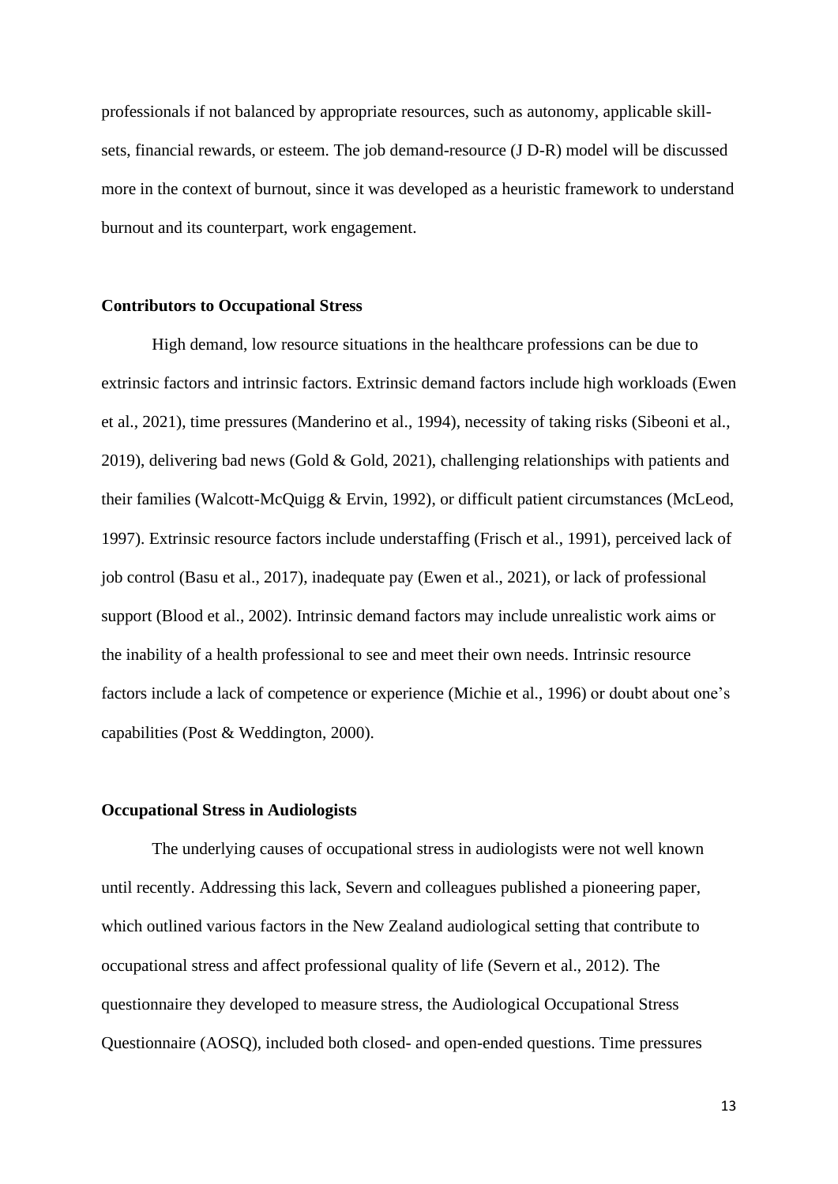professionals if not balanced by appropriate resources, such as autonomy, applicable skill-sets, financial rewards, or esteem. The job demand-resource (J D-R) model will be discussed more in the context of burnout, since it was developed as a heuristic framework to understand burnout and its counterpart, work engagement.

## Contributors to Occupational Stress

High demand, low resource situations in the healthcare professions can be due to extrinsic factors and intrinsic factors. Extrinsic demand factors include high workloads (Ewen et al., 2021), time pressures (Manderino et al., 1994), necessity of taking risks (Sibeoni et al., 2019), delivering bad news (Gold & Gold, 2021), challenging relationships with patients and their families (Walcott-McQuigg & Ervin, 1992), or difficult patient circumstances (McLeod, 1997). Extrinsic resource factors include understaffing (Frisch et al., 1991), perceived lack of job control (Basu et al., 2017), inadequate pay (Ewen et al., 2021), or lack of professional support (Blood et al., 2002). Intrinsic demand factors may include unrealistic work aims or the inability of a health professional to see and meet their own needs. Intrinsic resource factors include a lack of competence or experience (Michie et al., 1996) or doubt about one's capabilities (Post & Weddington, 2000).

## Occupational Stress in Audiologists

The underlying causes of occupational stress in audiologists were not well known until recently. Addressing this lack, Severn and colleagues published a pioneering paper, which outlined various factors in the New Zealand audiological setting that contribute to occupational stress and affect professional quality of life (Severn et al., 2012). The questionnaire they developed to measure stress, the Audiological Occupational Stress Questionnaire (AOSQ), included both closed- and open-ended questions. Time pressures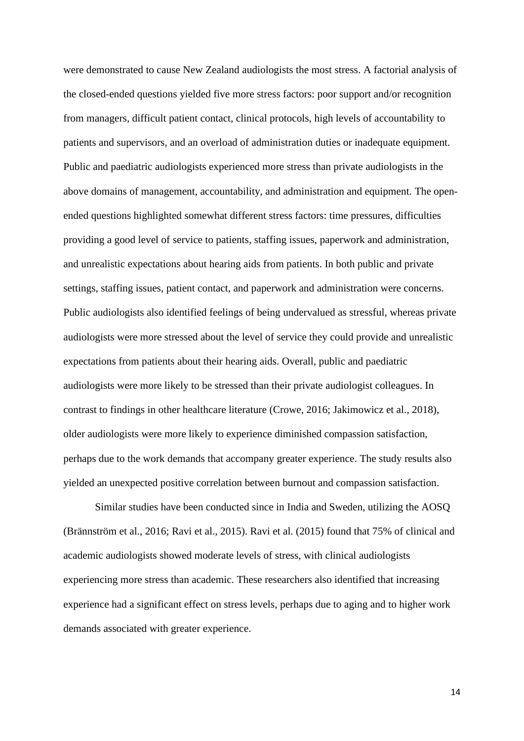were demonstrated to cause New Zealand audiologists the most stress. A factorial analysis of the closed-ended questions yielded five more stress factors: poor support and/or recognition from managers, difficult patient contact, clinical protocols, high levels of accountability to patients and supervisors, and an overload of administration duties or inadequate equipment. Public and paediatric audiologists experienced more stress than private audiologists in the above domains of management, accountability, and administration and equipment. The open-ended questions highlighted somewhat different stress factors: time pressures, difficulties providing a good level of service to patients, staffing issues, paperwork and administration, and unrealistic expectations about hearing aids from patients. In both public and private settings, staffing issues, patient contact, and paperwork and administration were concerns. Public audiologists also identified feelings of being undervalued as stressful, whereas private audiologists were more stressed about the level of service they could provide and unrealistic expectations from patients about their hearing aids. Overall, public and paediatric audiologists were more likely to be stressed than their private audiologist colleagues. In contrast to findings in other healthcare literature (Crowe, 2016; Jakimowicz et al., 2018), older audiologists were more likely to experience diminished compassion satisfaction, perhaps due to the work demands that accompany greater experience. The study results also yielded an unexpected positive correlation between burnout and compassion satisfaction.

Similar studies have been conducted since in India and Sweden, utilizing the AOSQ (Brännström et al., 2016; Ravi et al., 2015). Ravi et al. (2015) found that 75% of clinical and academic audiologists showed moderate levels of stress, with clinical audiologists experiencing more stress than academic. These researchers also identified that increasing experience had a significant effect on stress levels, perhaps due to aging and to higher work demands associated with greater experience.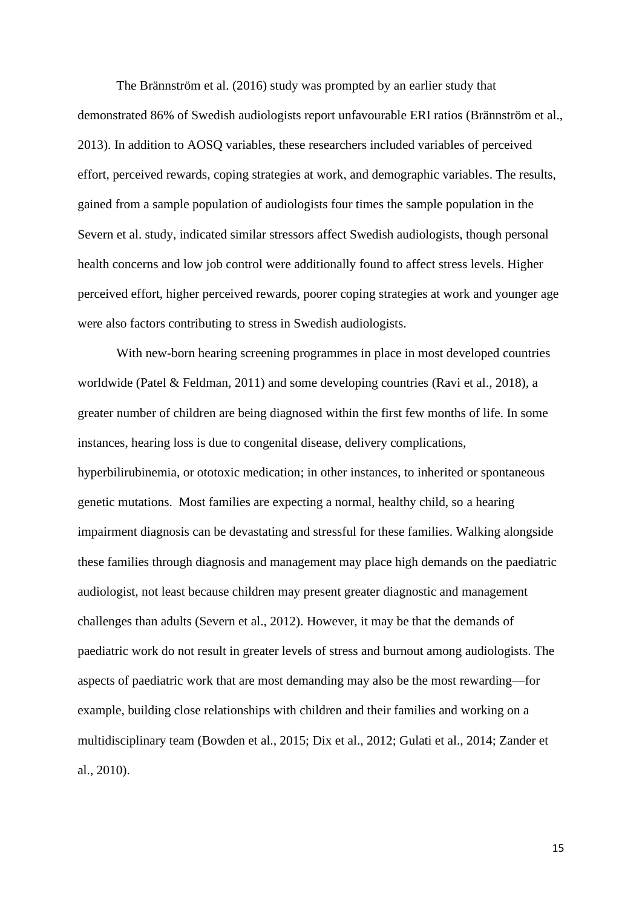The Brännström et al. (2016) study was prompted by an earlier study that demonstrated 86% of Swedish audiologists report unfavourable ERI ratios (Brännström et al., 2013). In addition to AOSQ variables, these researchers included variables of perceived effort, perceived rewards, coping strategies at work, and demographic variables. The results, gained from a sample population of audiologists four times the sample population in the Severn et al. study, indicated similar stressors affect Swedish audiologists, though personal health concerns and low job control were additionally found to affect stress levels. Higher perceived effort, higher perceived rewards, poorer coping strategies at work and younger age were also factors contributing to stress in Swedish audiologists.

With new-born hearing screening programmes in place in most developed countries worldwide (Patel & Feldman, 2011) and some developing countries (Ravi et al., 2018), a greater number of children are being diagnosed within the first few months of life. In some instances, hearing loss is due to congenital disease, delivery complications, hyperbilirubinemia, or ototoxic medication; in other instances, to inherited or spontaneous genetic mutations. Most families are expecting a normal, healthy child, so a hearing impairment diagnosis can be devastating and stressful for these families. Walking alongside these families through diagnosis and management may place high demands on the paediatric audiologist, not least because children may present greater diagnostic and management challenges than adults (Severn et al., 2012). However, it may be that the demands of paediatric work do not result in greater levels of stress and burnout among audiologists. The aspects of paediatric work that are most demanding may also be the most rewarding—for example, building close relationships with children and their families and working on a multidisciplinary team (Bowden et al., 2015; Dix et al., 2012; Gulati et al., 2014; Zander et al., 2010).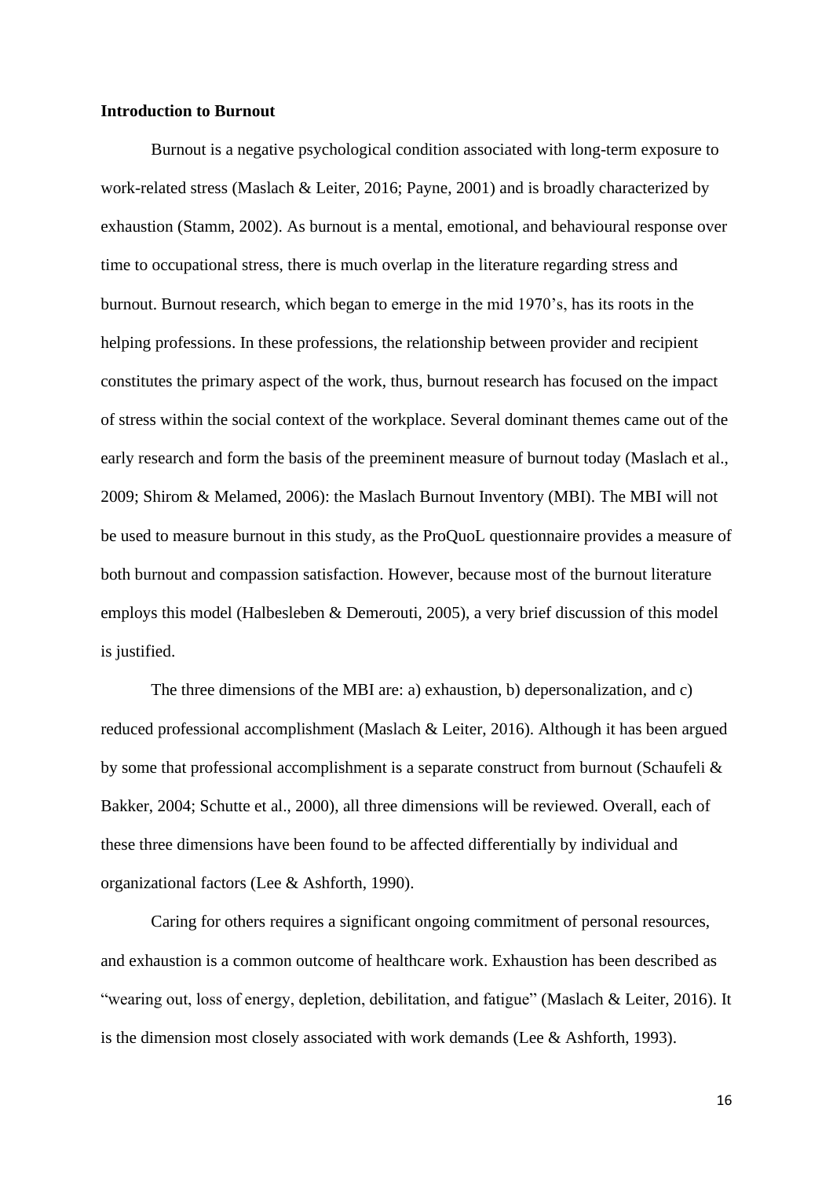**Introduction to Burnout**

Burnout is a negative psychological condition associated with long-term exposure to work-related stress (Maslach & Leiter, 2016; Payne, 2001) and is broadly characterized by exhaustion (Stamm, 2002). As burnout is a mental, emotional, and behavioural response over time to occupational stress, there is much overlap in the literature regarding stress and burnout. Burnout research, which began to emerge in the mid 1970's, has its roots in the helping professions. In these professions, the relationship between provider and recipient constitutes the primary aspect of the work, thus, burnout research has focused on the impact of stress within the social context of the workplace. Several dominant themes came out of the early research and form the basis of the preeminent measure of burnout today (Maslach et al., 2009; Shirom & Melamed, 2006): the Maslach Burnout Inventory (MBI). The MBI will not be used to measure burnout in this study, as the ProQuoL questionnaire provides a measure of both burnout and compassion satisfaction. However, because most of the burnout literature employs this model (Halbesleben & Demerouti, 2005), a very brief discussion of this model is justified.

The three dimensions of the MBI are: a) exhaustion, b) depersonalization, and c) reduced professional accomplishment (Maslach & Leiter, 2016). Although it has been argued by some that professional accomplishment is a separate construct from burnout (Schaufeli & Bakker, 2004; Schutte et al., 2000), all three dimensions will be reviewed. Overall, each of these three dimensions have been found to be affected differentially by individual and organizational factors (Lee & Ashforth, 1990).

Caring for others requires a significant ongoing commitment of personal resources, and exhaustion is a common outcome of healthcare work. Exhaustion has been described as "wearing out, loss of energy, depletion, debilitation, and fatigue" (Maslach & Leiter, 2016). It is the dimension most closely associated with work demands (Lee & Ashforth, 1993).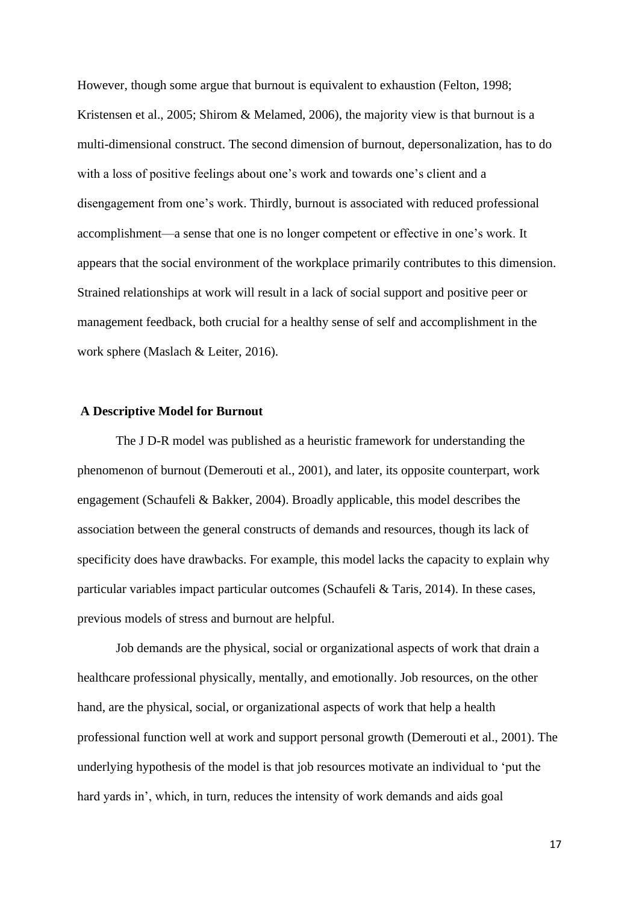However, though some argue that burnout is equivalent to exhaustion (Felton, 1998; Kristensen et al., 2005; Shirom & Melamed, 2006), the majority view is that burnout is a multi-dimensional construct. The second dimension of burnout, depersonalization, has to do with a loss of positive feelings about one's work and towards one's client and a disengagement from one's work. Thirdly, burnout is associated with reduced professional accomplishment—a sense that one is no longer competent or effective in one's work. It appears that the social environment of the workplace primarily contributes to this dimension. Strained relationships at work will result in a lack of social support and positive peer or management feedback, both crucial for a healthy sense of self and accomplishment in the work sphere (Maslach & Leiter, 2016).

**A Descriptive Model for Burnout**

The J D-R model was published as a heuristic framework for understanding the phenomenon of burnout (Demerouti et al., 2001), and later, its opposite counterpart, work engagement (Schaufeli & Bakker, 2004). Broadly applicable, this model describes the association between the general constructs of demands and resources, though its lack of specificity does have drawbacks. For example, this model lacks the capacity to explain why particular variables impact particular outcomes (Schaufeli & Taris, 2014). In these cases, previous models of stress and burnout are helpful.

Job demands are the physical, social or organizational aspects of work that drain a healthcare professional physically, mentally, and emotionally. Job resources, on the other hand, are the physical, social, or organizational aspects of work that help a health professional function well at work and support personal growth (Demerouti et al., 2001). The underlying hypothesis of the model is that job resources motivate an individual to 'put the hard yards in', which, in turn, reduces the intensity of work demands and aids goal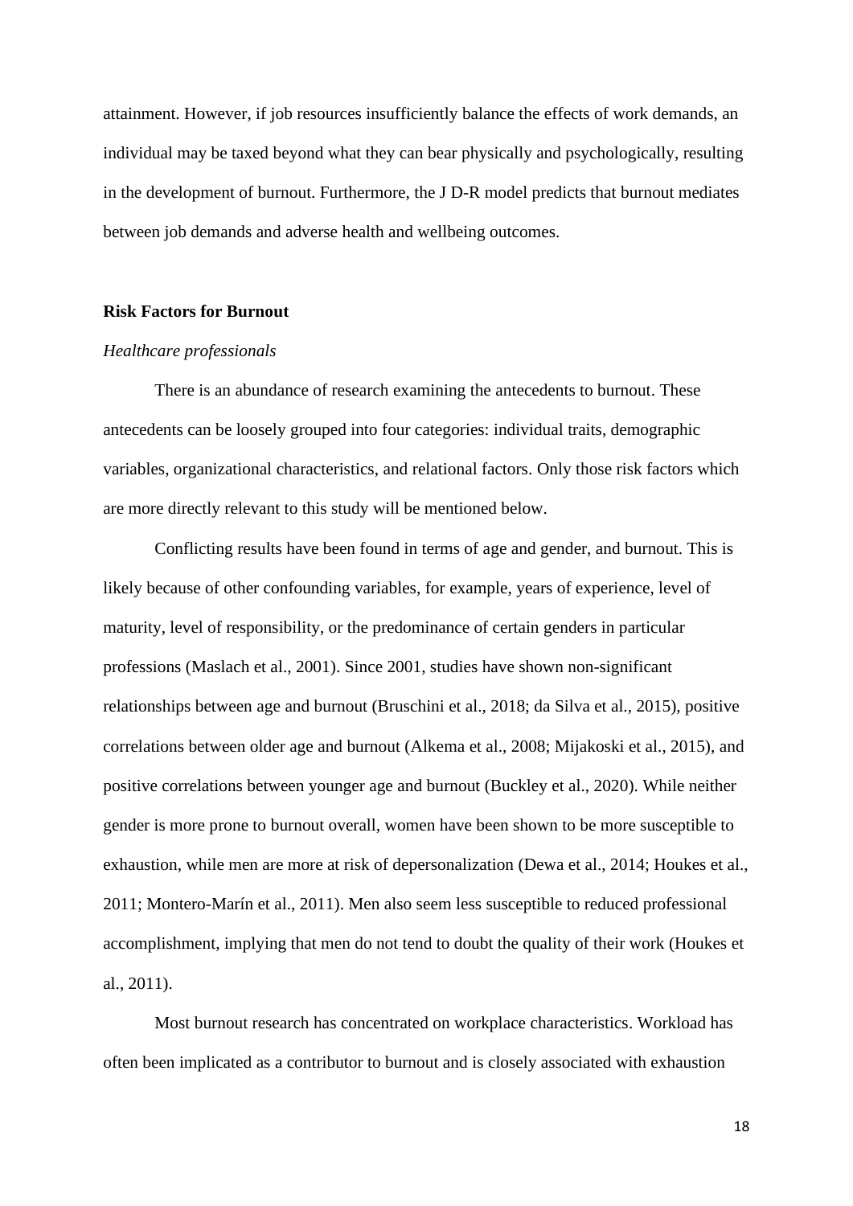attainment. However, if job resources insufficiently balance the effects of work demands, an individual may be taxed beyond what they can bear physically and psychologically, resulting in the development of burnout. Furthermore, the J D-R model predicts that burnout mediates between job demands and adverse health and wellbeing outcomes.

## Risk Factors for Burnout

### *Healthcare professionals*

There is an abundance of research examining the antecedents to burnout. These antecedents can be loosely grouped into four categories: individual traits, demographic variables, organizational characteristics, and relational factors. Only those risk factors which are more directly relevant to this study will be mentioned below.

Conflicting results have been found in terms of age and gender, and burnout. This is likely because of other confounding variables, for example, years of experience, level of maturity, level of responsibility, or the predominance of certain genders in particular professions (Maslach et al., 2001). Since 2001, studies have shown non-significant relationships between age and burnout (Bruschini et al., 2018; da Silva et al., 2015), positive correlations between older age and burnout (Alkema et al., 2008; Mijakoski et al., 2015), and positive correlations between younger age and burnout (Buckley et al., 2020). While neither gender is more prone to burnout overall, women have been shown to be more susceptible to exhaustion, while men are more at risk of depersonalization (Dewa et al., 2014; Houkes et al., 2011; Montero-Marín et al., 2011). Men also seem less susceptible to reduced professional accomplishment, implying that men do not tend to doubt the quality of their work (Houkes et al., 2011).

Most burnout research has concentrated on workplace characteristics. Workload has often been implicated as a contributor to burnout and is closely associated with exhaustion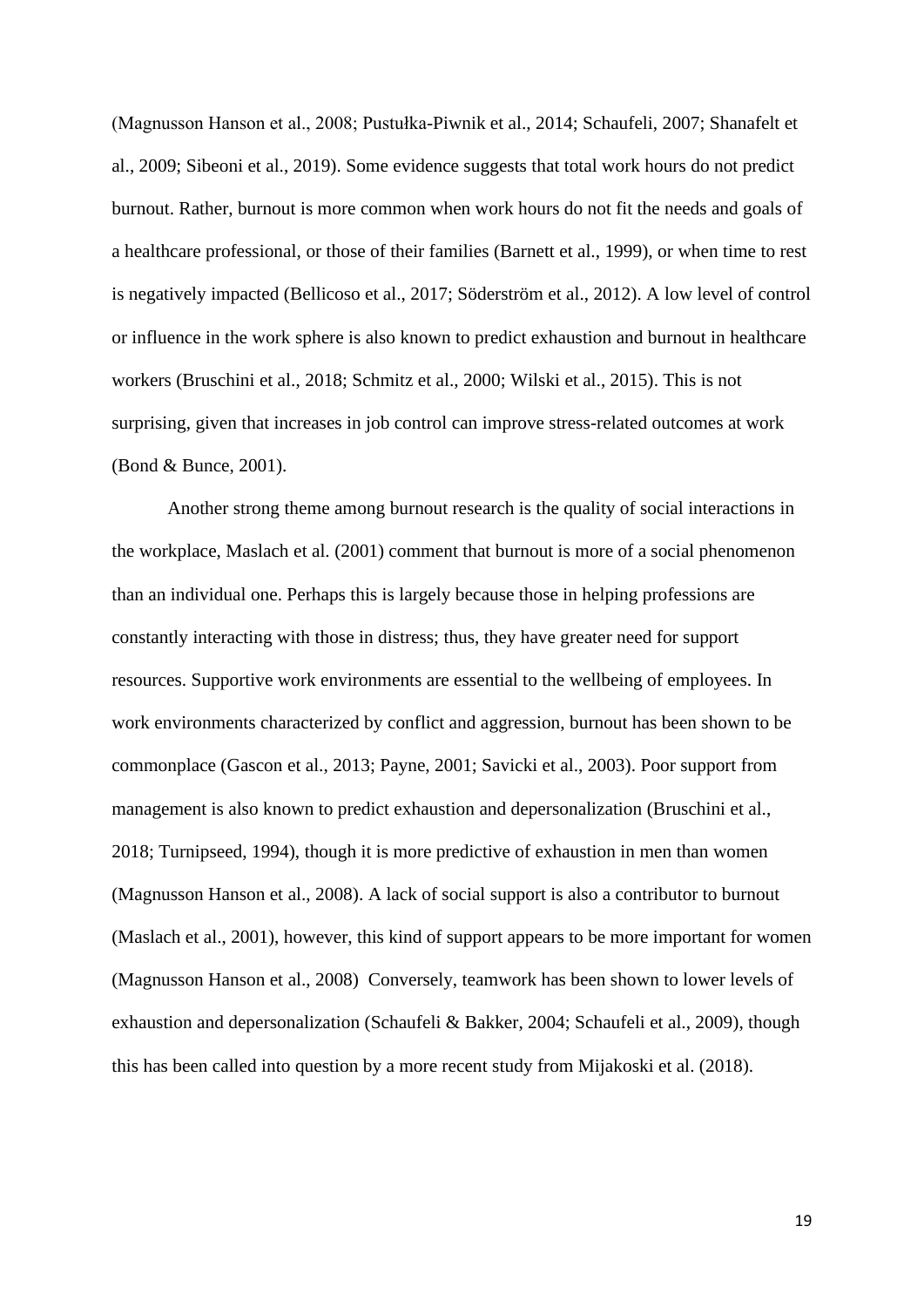(Magnusson Hanson et al., 2008; Pustułka-Piwnik et al., 2014; Schaufeli, 2007; Shanafelt et al., 2009; Sibeoni et al., 2019). Some evidence suggests that total work hours do not predict burnout. Rather, burnout is more common when work hours do not fit the needs and goals of a healthcare professional, or those of their families (Barnett et al., 1999), or when time to rest is negatively impacted (Bellicoso et al., 2017; Söderström et al., 2012). A low level of control or influence in the work sphere is also known to predict exhaustion and burnout in healthcare workers (Bruschini et al., 2018; Schmitz et al., 2000; Wilski et al., 2015). This is not surprising, given that increases in job control can improve stress-related outcomes at work (Bond & Bunce, 2001).

Another strong theme among burnout research is the quality of social interactions in the workplace, Maslach et al. (2001) comment that burnout is more of a social phenomenon than an individual one. Perhaps this is largely because those in helping professions are constantly interacting with those in distress; thus, they have greater need for support resources. Supportive work environments are essential to the wellbeing of employees. In work environments characterized by conflict and aggression, burnout has been shown to be commonplace (Gascon et al., 2013; Payne, 2001; Savicki et al., 2003). Poor support from management is also known to predict exhaustion and depersonalization (Bruschini et al., 2018; Turnipseed, 1994), though it is more predictive of exhaustion in men than women (Magnusson Hanson et al., 2008). A lack of social support is also a contributor to burnout (Maslach et al., 2001), however, this kind of support appears to be more important for women (Magnusson Hanson et al., 2008) Conversely, teamwork has been shown to lower levels of exhaustion and depersonalization (Schaufeli & Bakker, 2004; Schaufeli et al., 2009), though this has been called into question by a more recent study from Mijakoski et al. (2018).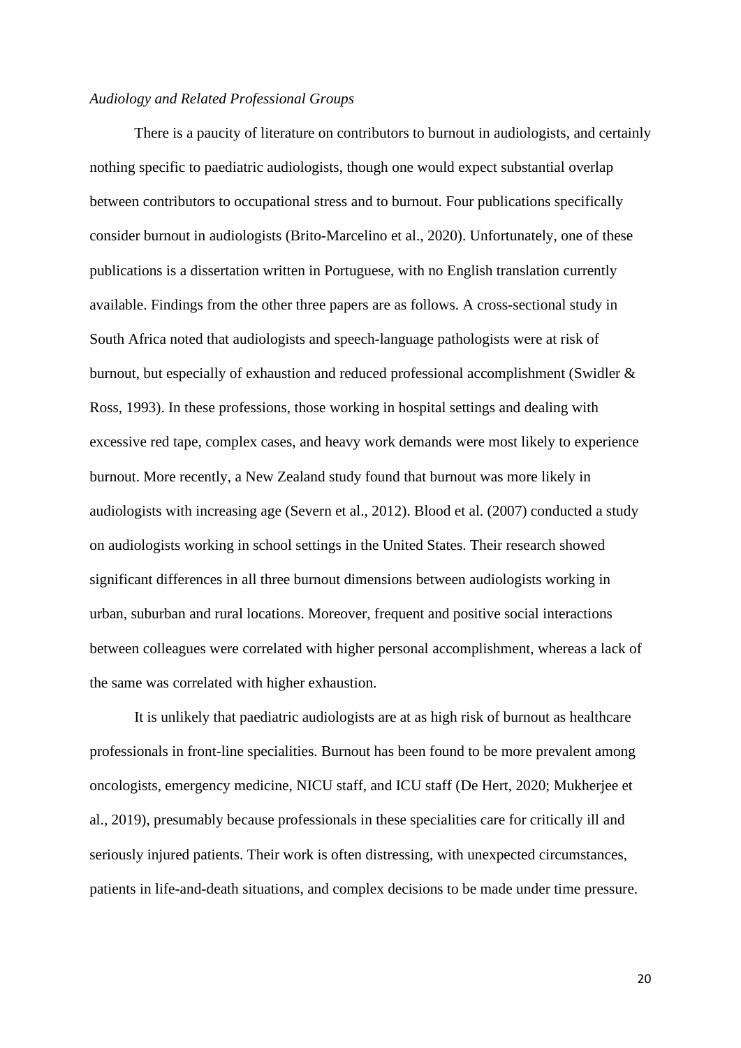*Audiology and Related Professional Groups*

There is a paucity of literature on contributors to burnout in audiologists, and certainly nothing specific to paediatric audiologists, though one would expect substantial overlap between contributors to occupational stress and to burnout. Four publications specifically consider burnout in audiologists (Brito-Marcelino et al., 2020). Unfortunately, one of these publications is a dissertation written in Portuguese, with no English translation currently available. Findings from the other three papers are as follows. A cross-sectional study in South Africa noted that audiologists and speech-language pathologists were at risk of burnout, but especially of exhaustion and reduced professional accomplishment (Swidler & Ross, 1993). In these professions, those working in hospital settings and dealing with excessive red tape, complex cases, and heavy work demands were most likely to experience burnout. More recently, a New Zealand study found that burnout was more likely in audiologists with increasing age (Severn et al., 2012). Blood et al. (2007) conducted a study on audiologists working in school settings in the United States. Their research showed significant differences in all three burnout dimensions between audiologists working in urban, suburban and rural locations. Moreover, frequent and positive social interactions between colleagues were correlated with higher personal accomplishment, whereas a lack of the same was correlated with higher exhaustion.

It is unlikely that paediatric audiologists are at as high risk of burnout as healthcare professionals in front-line specialities. Burnout has been found to be more prevalent among oncologists, emergency medicine, NICU staff, and ICU staff (De Hert, 2020; Mukherjee et al., 2019), presumably because professionals in these specialities care for critically ill and seriously injured patients. Their work is often distressing, with unexpected circumstances, patients in life-and-death situations, and complex decisions to be made under time pressure.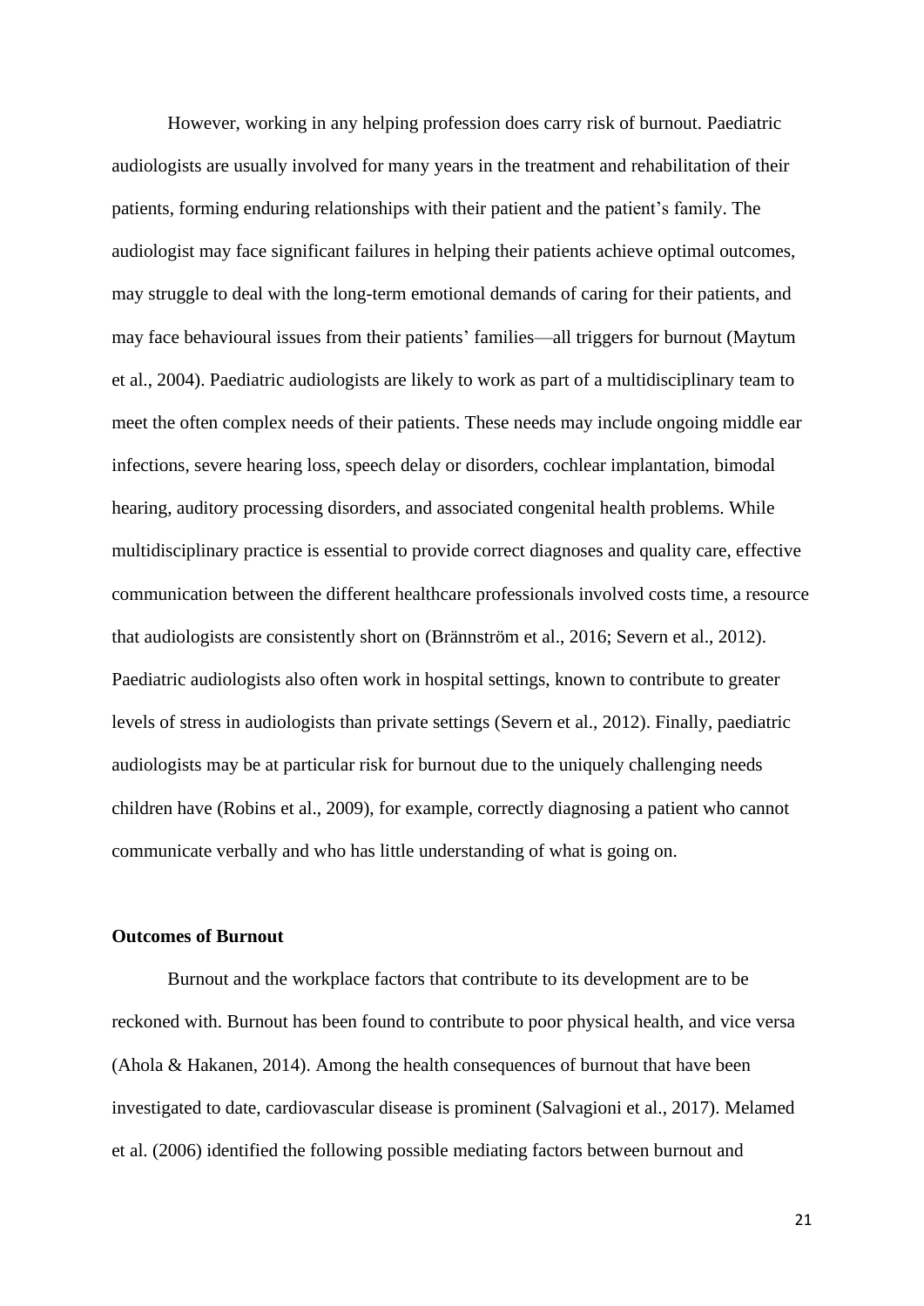However, working in any helping profession does carry risk of burnout. Paediatric audiologists are usually involved for many years in the treatment and rehabilitation of their patients, forming enduring relationships with their patient and the patient's family. The audiologist may face significant failures in helping their patients achieve optimal outcomes, may struggle to deal with the long-term emotional demands of caring for their patients, and may face behavioural issues from their patients' families—all triggers for burnout (Maytum et al., 2004). Paediatric audiologists are likely to work as part of a multidisciplinary team to meet the often complex needs of their patients. These needs may include ongoing middle ear infections, severe hearing loss, speech delay or disorders, cochlear implantation, bimodal hearing, auditory processing disorders, and associated congenital health problems. While multidisciplinary practice is essential to provide correct diagnoses and quality care, effective communication between the different healthcare professionals involved costs time, a resource that audiologists are consistently short on (Brännström et al., 2016; Severn et al., 2012). Paediatric audiologists also often work in hospital settings, known to contribute to greater levels of stress in audiologists than private settings (Severn et al., 2012). Finally, paediatric audiologists may be at particular risk for burnout due to the uniquely challenging needs children have (Robins et al., 2009), for example, correctly diagnosing a patient who cannot communicate verbally and who has little understanding of what is going on.

**Outcomes of Burnout**

Burnout and the workplace factors that contribute to its development are to be reckoned with. Burnout has been found to contribute to poor physical health, and vice versa (Ahola & Hakanen, 2014). Among the health consequences of burnout that have been investigated to date, cardiovascular disease is prominent (Salvagioni et al., 2017). Melamed et al. (2006) identified the following possible mediating factors between burnout and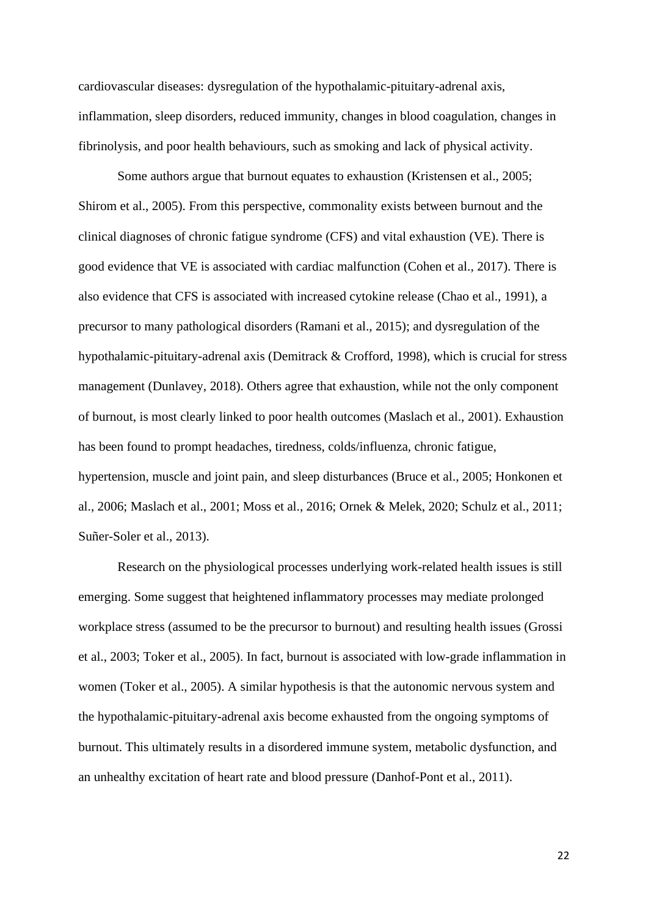cardiovascular diseases: dysregulation of the hypothalamic-pituitary-adrenal axis, inflammation, sleep disorders, reduced immunity, changes in blood coagulation, changes in fibrinolysis, and poor health behaviours, such as smoking and lack of physical activity.

Some authors argue that burnout equates to exhaustion (Kristensen et al., 2005; Shirom et al., 2005). From this perspective, commonality exists between burnout and the clinical diagnoses of chronic fatigue syndrome (CFS) and vital exhaustion (VE). There is good evidence that VE is associated with cardiac malfunction (Cohen et al., 2017). There is also evidence that CFS is associated with increased cytokine release (Chao et al., 1991), a precursor to many pathological disorders (Ramani et al., 2015); and dysregulation of the hypothalamic-pituitary-adrenal axis (Demitrack & Crofford, 1998), which is crucial for stress management (Dunlavey, 2018). Others agree that exhaustion, while not the only component of burnout, is most clearly linked to poor health outcomes (Maslach et al., 2001). Exhaustion has been found to prompt headaches, tiredness, colds/influenza, chronic fatigue, hypertension, muscle and joint pain, and sleep disturbances (Bruce et al., 2005; Honkonen et al., 2006; Maslach et al., 2001; Moss et al., 2016; Ornek & Melek, 2020; Schulz et al., 2011; Suñer-Soler et al., 2013).

Research on the physiological processes underlying work-related health issues is still emerging. Some suggest that heightened inflammatory processes may mediate prolonged workplace stress (assumed to be the precursor to burnout) and resulting health issues (Grossi et al., 2003; Toker et al., 2005). In fact, burnout is associated with low-grade inflammation in women (Toker et al., 2005). A similar hypothesis is that the autonomic nervous system and the hypothalamic-pituitary-adrenal axis become exhausted from the ongoing symptoms of burnout. This ultimately results in a disordered immune system, metabolic dysfunction, and an unhealthy excitation of heart rate and blood pressure (Danhof-Pont et al., 2011).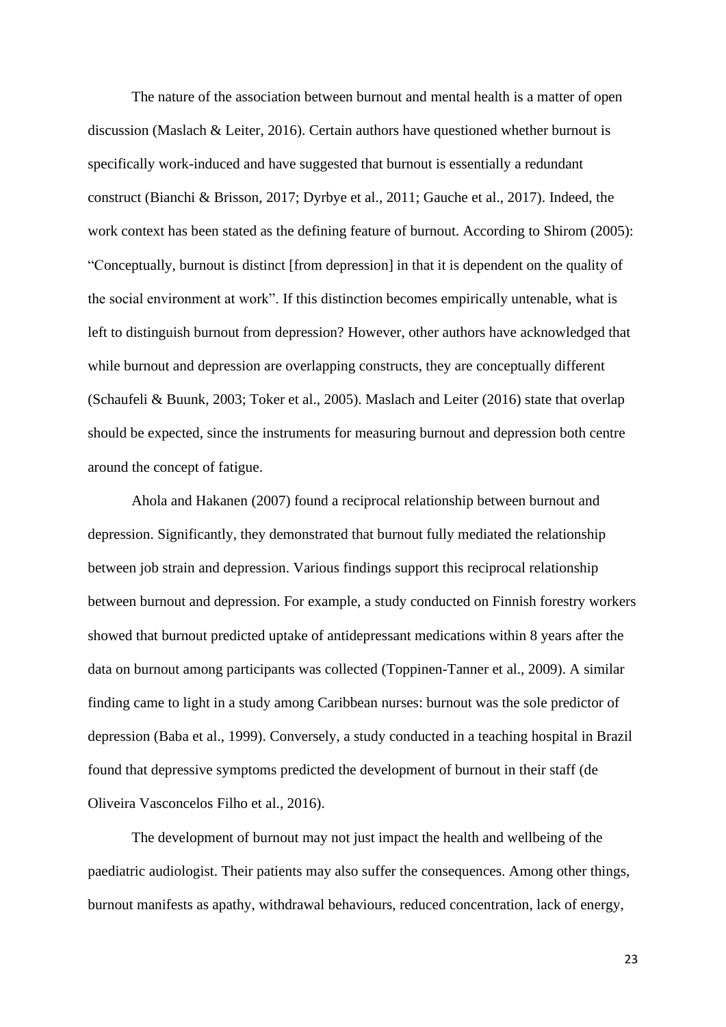The nature of the association between burnout and mental health is a matter of open discussion (Maslach & Leiter, 2016). Certain authors have questioned whether burnout is specifically work-induced and have suggested that burnout is essentially a redundant construct (Bianchi & Brisson, 2017; Dyrbye et al., 2011; Gauche et al., 2017). Indeed, the work context has been stated as the defining feature of burnout. According to Shirom (2005): "Conceptually, burnout is distinct [from depression] in that it is dependent on the quality of the social environment at work". If this distinction becomes empirically untenable, what is left to distinguish burnout from depression? However, other authors have acknowledged that while burnout and depression are overlapping constructs, they are conceptually different (Schaufeli & Buunk, 2003; Toker et al., 2005). Maslach and Leiter (2016) state that overlap should be expected, since the instruments for measuring burnout and depression both centre around the concept of fatigue.

Ahola and Hakanen (2007) found a reciprocal relationship between burnout and depression. Significantly, they demonstrated that burnout fully mediated the relationship between job strain and depression. Various findings support this reciprocal relationship between burnout and depression. For example, a study conducted on Finnish forestry workers showed that burnout predicted uptake of antidepressant medications within 8 years after the data on burnout among participants was collected (Toppinen-Tanner et al., 2009). A similar finding came to light in a study among Caribbean nurses: burnout was the sole predictor of depression (Baba et al., 1999). Conversely, a study conducted in a teaching hospital in Brazil found that depressive symptoms predicted the development of burnout in their staff (de Oliveira Vasconcelos Filho et al., 2016).

The development of burnout may not just impact the health and wellbeing of the paediatric audiologist. Their patients may also suffer the consequences. Among other things, burnout manifests as apathy, withdrawal behaviours, reduced concentration, lack of energy,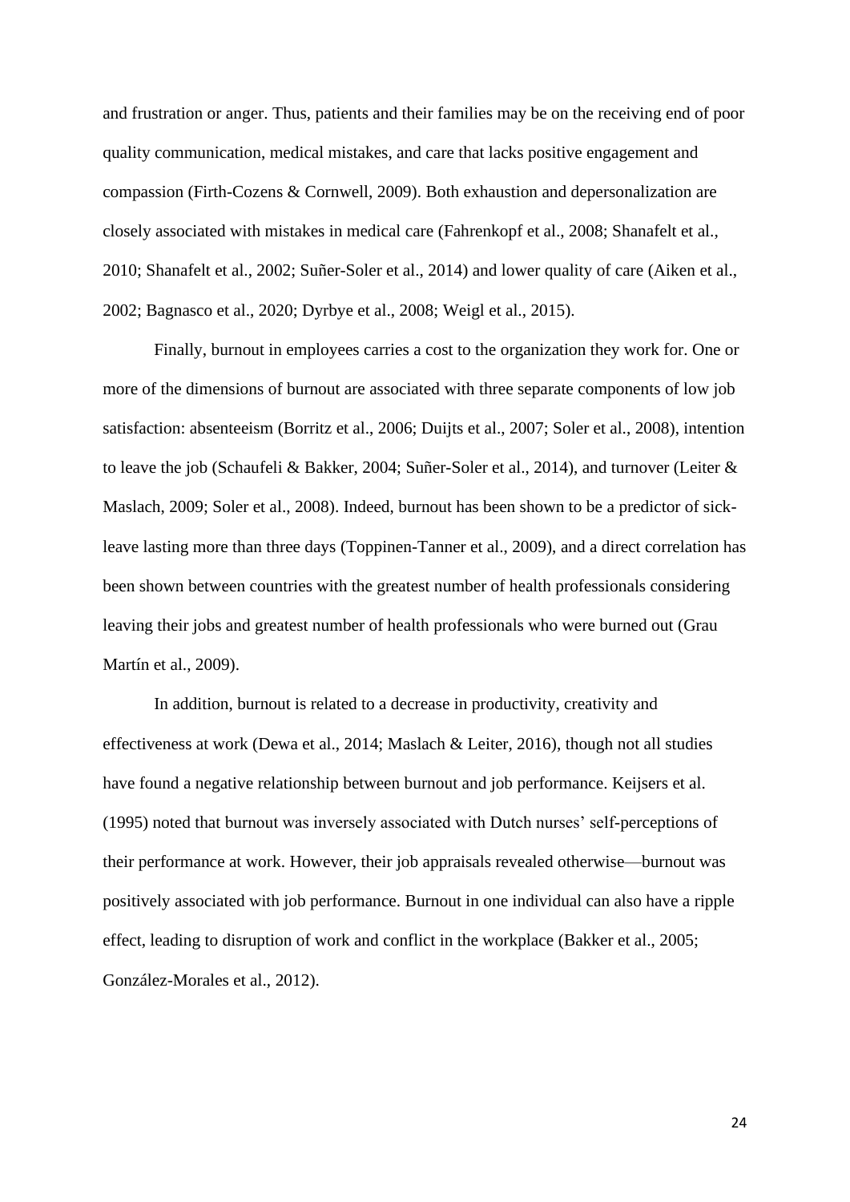and frustration or anger. Thus, patients and their families may be on the receiving end of poor quality communication, medical mistakes, and care that lacks positive engagement and compassion (Firth-Cozens & Cornwell, 2009). Both exhaustion and depersonalization are closely associated with mistakes in medical care (Fahrenkopf et al., 2008; Shanafelt et al., 2010; Shanafelt et al., 2002; Suñer-Soler et al., 2014) and lower quality of care (Aiken et al., 2002; Bagnasco et al., 2020; Dyrbye et al., 2008; Weigl et al., 2015).

Finally, burnout in employees carries a cost to the organization they work for. One or more of the dimensions of burnout are associated with three separate components of low job satisfaction: absenteeism (Borritz et al., 2006; Duijts et al., 2007; Soler et al., 2008), intention to leave the job (Schaufeli & Bakker, 2004; Suñer-Soler et al., 2014), and turnover (Leiter & Maslach, 2009; Soler et al., 2008). Indeed, burnout has been shown to be a predictor of sick-leave lasting more than three days (Toppinen-Tanner et al., 2009), and a direct correlation has been shown between countries with the greatest number of health professionals considering leaving their jobs and greatest number of health professionals who were burned out (Grau Martín et al., 2009).

In addition, burnout is related to a decrease in productivity, creativity and effectiveness at work (Dewa et al., 2014; Maslach & Leiter, 2016), though not all studies have found a negative relationship between burnout and job performance. Keijsers et al. (1995) noted that burnout was inversely associated with Dutch nurses' self-perceptions of their performance at work. However, their job appraisals revealed otherwise—burnout was positively associated with job performance. Burnout in one individual can also have a ripple effect, leading to disruption of work and conflict in the workplace (Bakker et al., 2005; González-Morales et al., 2012).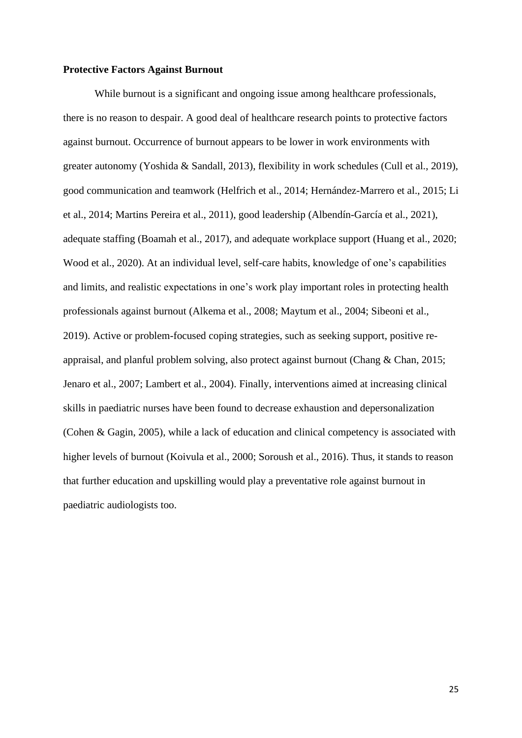**Protective Factors Against Burnout**

While burnout is a significant and ongoing issue among healthcare professionals, there is no reason to despair. A good deal of healthcare research points to protective factors against burnout. Occurrence of burnout appears to be lower in work environments with greater autonomy (Yoshida & Sandall, 2013), flexibility in work schedules (Cull et al., 2019), good communication and teamwork (Helfrich et al., 2014; Hernández-Marrero et al., 2015; Li et al., 2014; Martins Pereira et al., 2011), good leadership (Albendín-García et al., 2021), adequate staffing (Boamah et al., 2017), and adequate workplace support (Huang et al., 2020; Wood et al., 2020). At an individual level, self-care habits, knowledge of one's capabilities and limits, and realistic expectations in one's work play important roles in protecting health professionals against burnout (Alkema et al., 2008; Maytum et al., 2004; Sibeoni et al., 2019). Active or problem-focused coping strategies, such as seeking support, positive re-appraisal, and planful problem solving, also protect against burnout (Chang & Chan, 2015; Jenaro et al., 2007; Lambert et al., 2004). Finally, interventions aimed at increasing clinical skills in paediatric nurses have been found to decrease exhaustion and depersonalization (Cohen & Gagin, 2005), while a lack of education and clinical competency is associated with higher levels of burnout (Koivula et al., 2000; Soroush et al., 2016). Thus, it stands to reason that further education and upskilling would play a preventative role against burnout in paediatric audiologists too.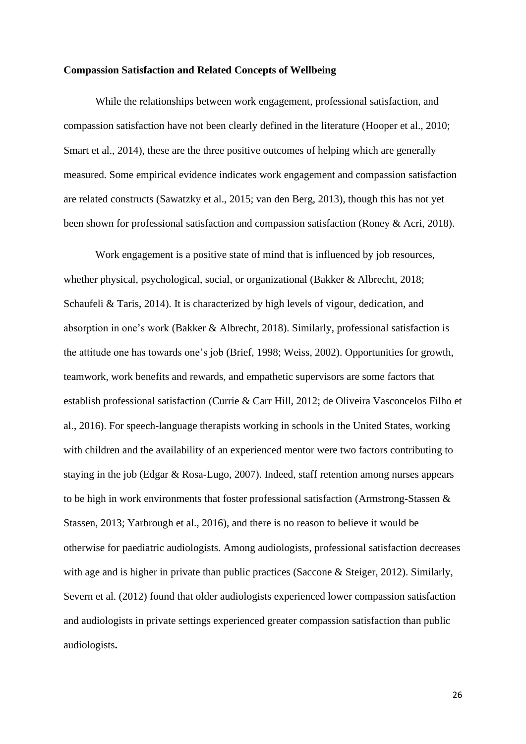**Compassion Satisfaction and Related Concepts of Wellbeing**

While the relationships between work engagement, professional satisfaction, and compassion satisfaction have not been clearly defined in the literature (Hooper et al., 2010; Smart et al., 2014), these are the three positive outcomes of helping which are generally measured. Some empirical evidence indicates work engagement and compassion satisfaction are related constructs (Sawatzky et al., 2015; van den Berg, 2013), though this has not yet been shown for professional satisfaction and compassion satisfaction (Roney & Acri, 2018).

Work engagement is a positive state of mind that is influenced by job resources, whether physical, psychological, social, or organizational (Bakker & Albrecht, 2018; Schaufeli & Taris, 2014). It is characterized by high levels of vigour, dedication, and absorption in one's work (Bakker & Albrecht, 2018). Similarly, professional satisfaction is the attitude one has towards one's job (Brief, 1998; Weiss, 2002). Opportunities for growth, teamwork, work benefits and rewards, and empathetic supervisors are some factors that establish professional satisfaction (Currie & Carr Hill, 2012; de Oliveira Vasconcelos Filho et al., 2016). For speech-language therapists working in schools in the United States, working with children and the availability of an experienced mentor were two factors contributing to staying in the job (Edgar & Rosa-Lugo, 2007). Indeed, staff retention among nurses appears to be high in work environments that foster professional satisfaction (Armstrong-Stassen & Stassen, 2013; Yarbrough et al., 2016), and there is no reason to believe it would be otherwise for paediatric audiologists. Among audiologists, professional satisfaction decreases with age and is higher in private than public practices (Saccone & Steiger, 2012). Similarly, Severn et al. (2012) found that older audiologists experienced lower compassion satisfaction and audiologists in private settings experienced greater compassion satisfaction than public audiologists.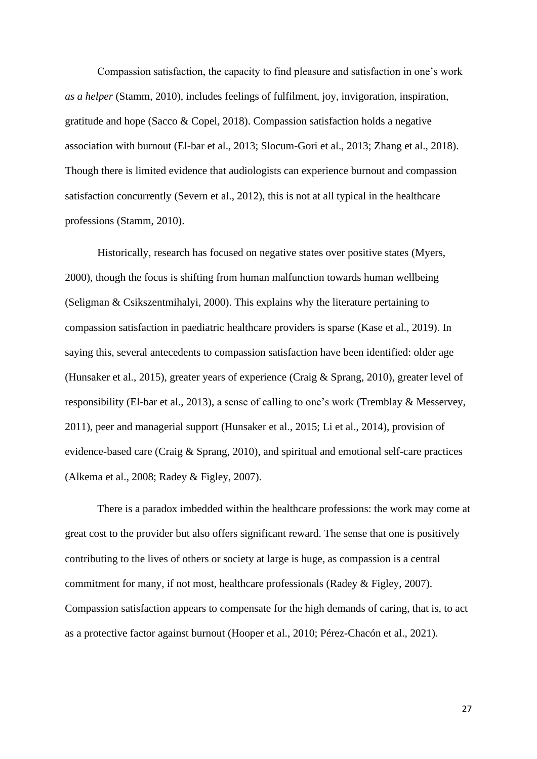Compassion satisfaction, the capacity to find pleasure and satisfaction in one's work *as a helper* (Stamm, 2010), includes feelings of fulfilment, joy, invigoration, inspiration, gratitude and hope (Sacco & Copel, 2018). Compassion satisfaction holds a negative association with burnout (El-bar et al., 2013; Slocum-Gori et al., 2013; Zhang et al., 2018). Though there is limited evidence that audiologists can experience burnout and compassion satisfaction concurrently (Severn et al., 2012), this is not at all typical in the healthcare professions (Stamm, 2010).

Historically, research has focused on negative states over positive states (Myers, 2000), though the focus is shifting from human malfunction towards human wellbeing (Seligman & Csikszentmihalyi, 2000). This explains why the literature pertaining to compassion satisfaction in paediatric healthcare providers is sparse (Kase et al., 2019). In saying this, several antecedents to compassion satisfaction have been identified: older age (Hunsaker et al., 2015), greater years of experience (Craig & Sprang, 2010), greater level of responsibility (El-bar et al., 2013), a sense of calling to one's work (Tremblay & Messervey, 2011), peer and managerial support (Hunsaker et al., 2015; Li et al., 2014), provision of evidence-based care (Craig & Sprang, 2010), and spiritual and emotional self-care practices (Alkema et al., 2008; Radey & Figley, 2007).

There is a paradox imbedded within the healthcare professions: the work may come at great cost to the provider but also offers significant reward. The sense that one is positively contributing to the lives of others or society at large is huge, as compassion is a central commitment for many, if not most, healthcare professionals (Radey & Figley, 2007). Compassion satisfaction appears to compensate for the high demands of caring, that is, to act as a protective factor against burnout (Hooper et al., 2010; Pérez-Chacón et al., 2021).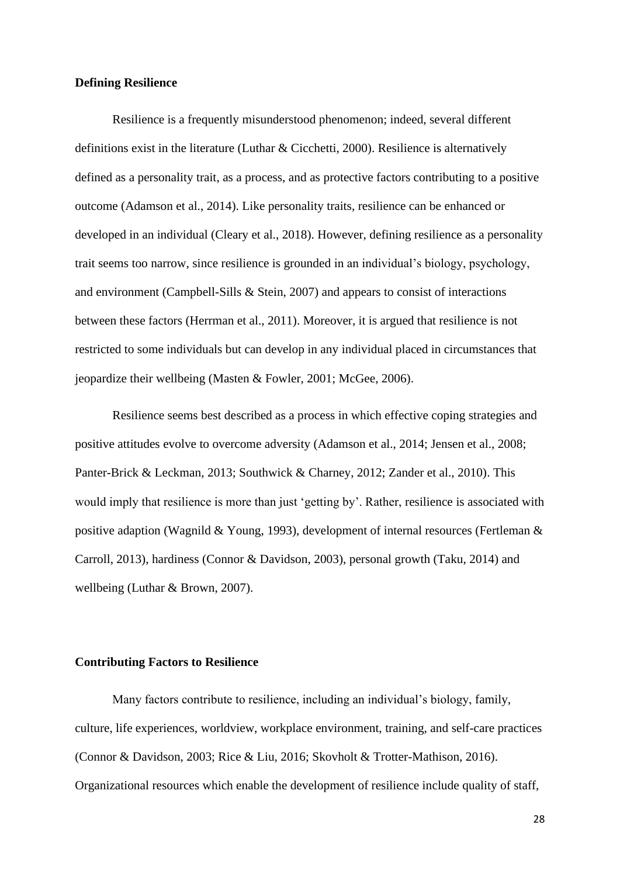**Defining Resilience**

Resilience is a frequently misunderstood phenomenon; indeed, several different definitions exist in the literature (Luthar & Cicchetti, 2000). Resilience is alternatively defined as a personality trait, as a process, and as protective factors contributing to a positive outcome (Adamson et al., 2014). Like personality traits, resilience can be enhanced or developed in an individual (Cleary et al., 2018). However, defining resilience as a personality trait seems too narrow, since resilience is grounded in an individual's biology, psychology, and environment (Campbell-Sills & Stein, 2007) and appears to consist of interactions between these factors (Herrman et al., 2011). Moreover, it is argued that resilience is not restricted to some individuals but can develop in any individual placed in circumstances that jeopardize their wellbeing (Masten & Fowler, 2001; McGee, 2006).

Resilience seems best described as a process in which effective coping strategies and positive attitudes evolve to overcome adversity (Adamson et al., 2014; Jensen et al., 2008; Panter-Brick & Leckman, 2013; Southwick & Charney, 2012; Zander et al., 2010). This would imply that resilience is more than just 'getting by'. Rather, resilience is associated with positive adaption (Wagnild & Young, 1993), development of internal resources (Fertleman & Carroll, 2013), hardiness (Connor & Davidson, 2003), personal growth (Taku, 2014) and wellbeing (Luthar & Brown, 2007).

**Contributing Factors to Resilience**

Many factors contribute to resilience, including an individual's biology, family, culture, life experiences, worldview, workplace environment, training, and self-care practices (Connor & Davidson, 2003; Rice & Liu, 2016; Skovholt & Trotter-Mathison, 2016). Organizational resources which enable the development of resilience include quality of staff,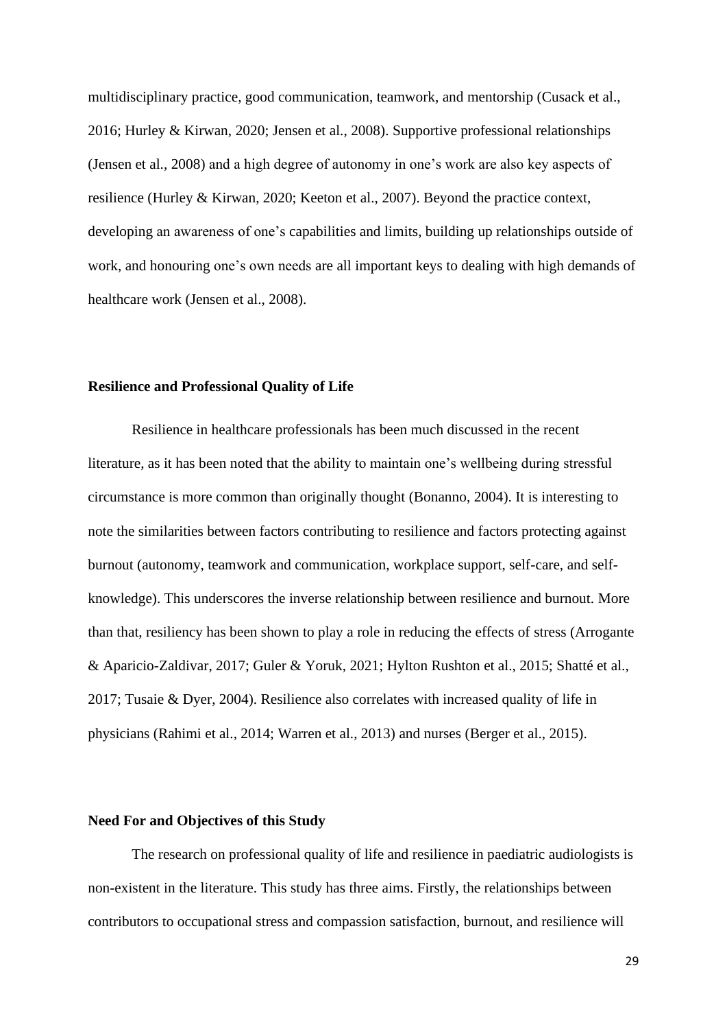multidisciplinary practice, good communication, teamwork, and mentorship (Cusack et al., 2016; Hurley & Kirwan, 2020; Jensen et al., 2008). Supportive professional relationships (Jensen et al., 2008) and a high degree of autonomy in one's work are also key aspects of resilience (Hurley & Kirwan, 2020; Keeton et al., 2007). Beyond the practice context, developing an awareness of one's capabilities and limits, building up relationships outside of work, and honouring one's own needs are all important keys to dealing with high demands of healthcare work (Jensen et al., 2008).

## Resilience and Professional Quality of Life

Resilience in healthcare professionals has been much discussed in the recent literature, as it has been noted that the ability to maintain one's wellbeing during stressful circumstance is more common than originally thought (Bonanno, 2004). It is interesting to note the similarities between factors contributing to resilience and factors protecting against burnout (autonomy, teamwork and communication, workplace support, self-care, and self-knowledge). This underscores the inverse relationship between resilience and burnout. More than that, resiliency has been shown to play a role in reducing the effects of stress (Arrogante & Aparicio-Zaldivar, 2017; Guler & Yoruk, 2021; Hylton Rushton et al., 2015; Shatté et al., 2017; Tusaie & Dyer, 2004). Resilience also correlates with increased quality of life in physicians (Rahimi et al., 2014; Warren et al., 2013) and nurses (Berger et al., 2015).

## Need For and Objectives of this Study

The research on professional quality of life and resilience in paediatric audiologists is non-existent in the literature. This study has three aims. Firstly, the relationships between contributors to occupational stress and compassion satisfaction, burnout, and resilience will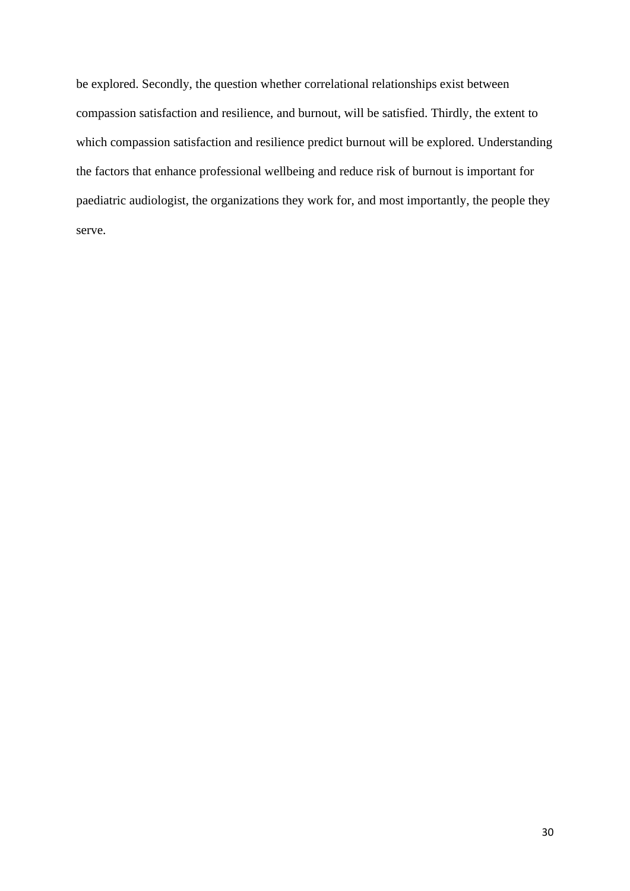be explored. Secondly, the question whether correlational relationships exist between compassion satisfaction and resilience, and burnout, will be satisfied. Thirdly, the extent to which compassion satisfaction and resilience predict burnout will be explored. Understanding the factors that enhance professional wellbeing and reduce risk of burnout is important for paediatric audiologist, the organizations they work for, and most importantly, the people they serve.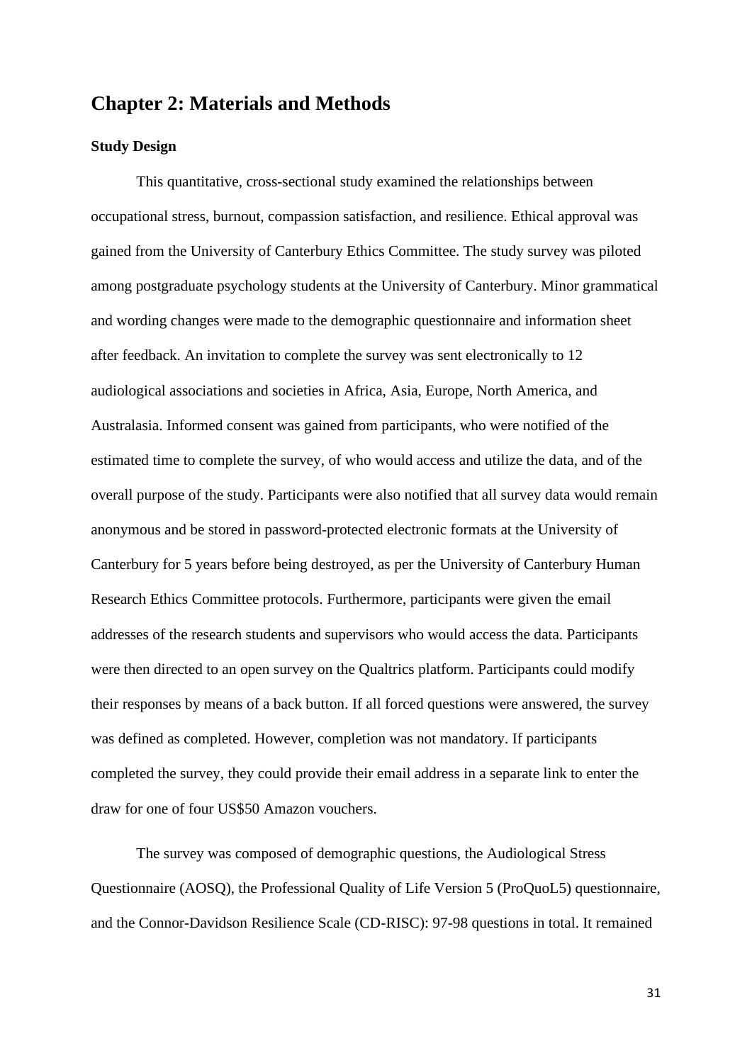# Chapter 2: Materials and Methods

### Study Design

This quantitative, cross-sectional study examined the relationships between occupational stress, burnout, compassion satisfaction, and resilience. Ethical approval was gained from the University of Canterbury Ethics Committee. The study survey was piloted among postgraduate psychology students at the University of Canterbury. Minor grammatical and wording changes were made to the demographic questionnaire and information sheet after feedback. An invitation to complete the survey was sent electronically to 12 audiological associations and societies in Africa, Asia, Europe, North America, and Australasia. Informed consent was gained from participants, who were notified of the estimated time to complete the survey, of who would access and utilize the data, and of the overall purpose of the study. Participants were also notified that all survey data would remain anonymous and be stored in password-protected electronic formats at the University of Canterbury for 5 years before being destroyed, as per the University of Canterbury Human Research Ethics Committee protocols. Furthermore, participants were given the email addresses of the research students and supervisors who would access the data. Participants were then directed to an open survey on the Qualtrics platform. Participants could modify their responses by means of a back button. If all forced questions were answered, the survey was defined as completed. However, completion was not mandatory. If participants completed the survey, they could provide their email address in a separate link to enter the draw for one of four US$50 Amazon vouchers.

The survey was composed of demographic questions, the Audiological Stress Questionnaire (AOSQ), the Professional Quality of Life Version 5 (ProQuoL5) questionnaire, and the Connor-Davidson Resilience Scale (CD-RISC): 97-98 questions in total. It remained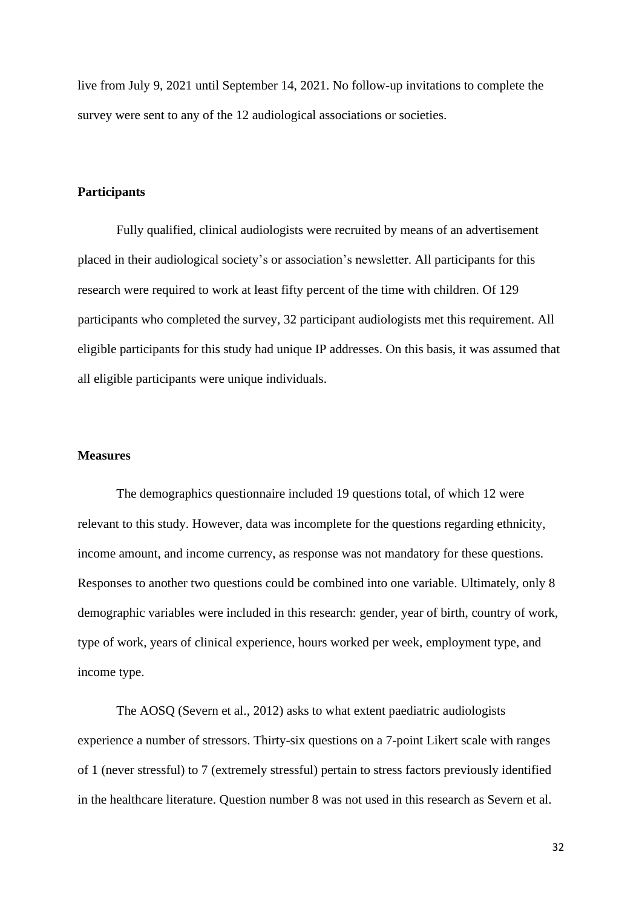live from July 9, 2021 until September 14, 2021. No follow-up invitations to complete the survey were sent to any of the 12 audiological associations or societies.

**Participants**

Fully qualified, clinical audiologists were recruited by means of an advertisement placed in their audiological society's or association's newsletter. All participants for this research were required to work at least fifty percent of the time with children. Of 129 participants who completed the survey, 32 participant audiologists met this requirement. All eligible participants for this study had unique IP addresses. On this basis, it was assumed that all eligible participants were unique individuals.

**Measures**

The demographics questionnaire included 19 questions total, of which 12 were relevant to this study. However, data was incomplete for the questions regarding ethnicity, income amount, and income currency, as response was not mandatory for these questions. Responses to another two questions could be combined into one variable. Ultimately, only 8 demographic variables were included in this research: gender, year of birth, country of work, type of work, years of clinical experience, hours worked per week, employment type, and income type.

The AOSQ (Severn et al., 2012) asks to what extent paediatric audiologists experience a number of stressors. Thirty-six questions on a 7-point Likert scale with ranges of 1 (never stressful) to 7 (extremely stressful) pertain to stress factors previously identified in the healthcare literature. Question number 8 was not used in this research as Severn et al.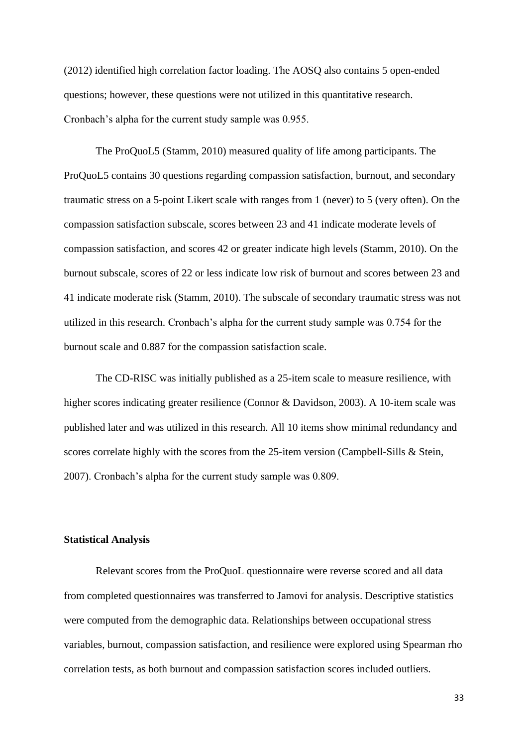(2012) identified high correlation factor loading. The AOSQ also contains 5 open-ended questions; however, these questions were not utilized in this quantitative research. Cronbach's alpha for the current study sample was 0.955.

The ProQuoL5 (Stamm, 2010) measured quality of life among participants. The ProQuoL5 contains 30 questions regarding compassion satisfaction, burnout, and secondary traumatic stress on a 5-point Likert scale with ranges from 1 (never) to 5 (very often). On the compassion satisfaction subscale, scores between 23 and 41 indicate moderate levels of compassion satisfaction, and scores 42 or greater indicate high levels (Stamm, 2010). On the burnout subscale, scores of 22 or less indicate low risk of burnout and scores between 23 and 41 indicate moderate risk (Stamm, 2010). The subscale of secondary traumatic stress was not utilized in this research. Cronbach's alpha for the current study sample was 0.754 for the burnout scale and 0.887 for the compassion satisfaction scale.

The CD-RISC was initially published as a 25-item scale to measure resilience, with higher scores indicating greater resilience (Connor & Davidson, 2003). A 10-item scale was published later and was utilized in this research. All 10 items show minimal redundancy and scores correlate highly with the scores from the 25-item version (Campbell-Sills & Stein, 2007). Cronbach's alpha for the current study sample was 0.809.

**Statistical Analysis**

Relevant scores from the ProQuoL questionnaire were reverse scored and all data from completed questionnaires was transferred to Jamovi for analysis. Descriptive statistics were computed from the demographic data. Relationships between occupational stress variables, burnout, compassion satisfaction, and resilience were explored using Spearman rho correlation tests, as both burnout and compassion satisfaction scores included outliers.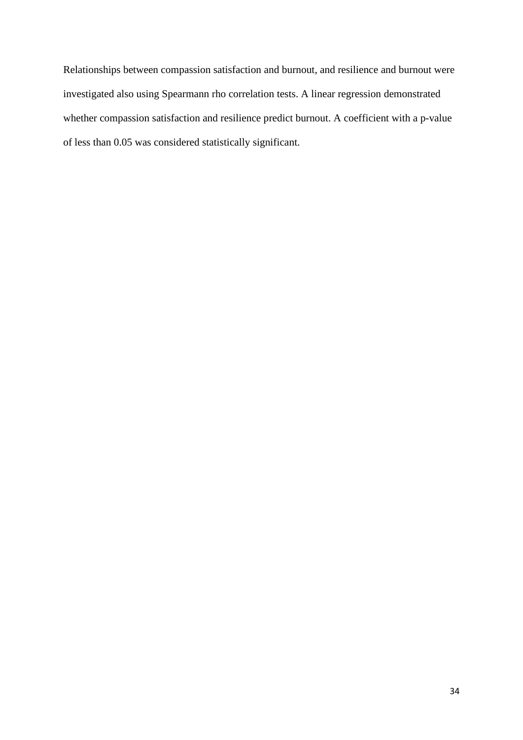Relationships between compassion satisfaction and burnout, and resilience and burnout were investigated also using Spearmann rho correlation tests. A linear regression demonstrated whether compassion satisfaction and resilience predict burnout. A coefficient with a p-value of less than 0.05 was considered statistically significant.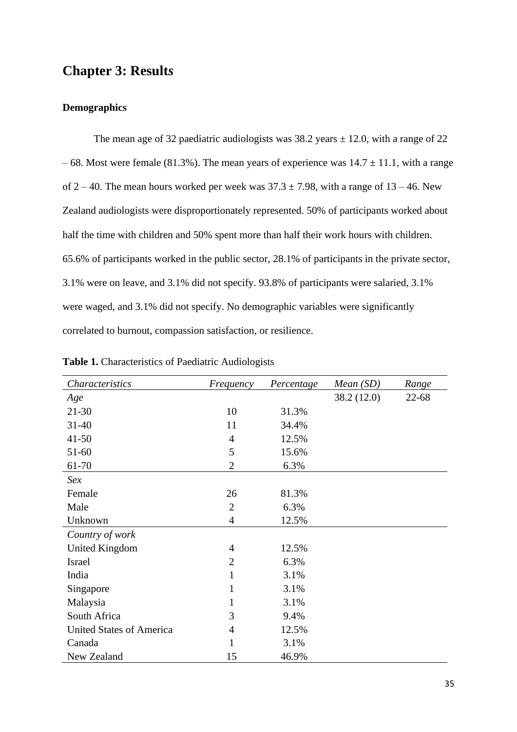# Chapter 3: Result*s*

**Demographics**

The mean age of 32 paediatric audiologists was 38.2 years ± 12.0, with a range of 22 – 68. Most were female (81.3%). The mean years of experience was 14.7 ± 11.1, with a range of 2 – 40. The mean hours worked per week was 37.3 ± 7.98, with a range of 13 – 46. New Zealand audiologists were disproportionately represented. 50% of participants worked about half the time with children and 50% spent more than half their work hours with children. 65.6% of participants worked in the public sector, 28.1% of participants in the private sector, 3.1% were on leave, and 3.1% did not specify. 93.8% of participants were salaried, 3.1% were waged, and 3.1% did not specify. No demographic variables were significantly correlated to burnout, compassion satisfaction, or resilience.

**Table 1.** Characteristics of Paediatric Audiologists

| *Characteristics* | *Frequency* | *Percentage* | *Mean (SD)* | *Range* |
|---|---|---|---|---|
| *Age* | | | 38.2 (12.0) | 22-68 |
| 21-30 | 10 | 31.3% | | |
| 31-40 | 11 | 34.4% | | |
| 41-50 | 4 | 12.5% | | |
| 51-60 | 5 | 15.6% | | |
| 61-70 | 2 | 6.3% | | |
| *Sex* | | | | |
| Female | 26 | 81.3% | | |
| Male | 2 | 6.3% | | |
| Unknown | 4 | 12.5% | | |
| *Country of work* | | | | |
| United Kingdom | 4 | 12.5% | | |
| Israel | 2 | 6.3% | | |
| India | 1 | 3.1% | | |
| Singapore | 1 | 3.1% | | |
| Malaysia | 1 | 3.1% | | |
| South Africa | 3 | 9.4% | | |
| United States of America | 4 | 12.5% | | |
| Canada | 1 | 3.1% | | |
| New Zealand | 15 | 46.9% | | |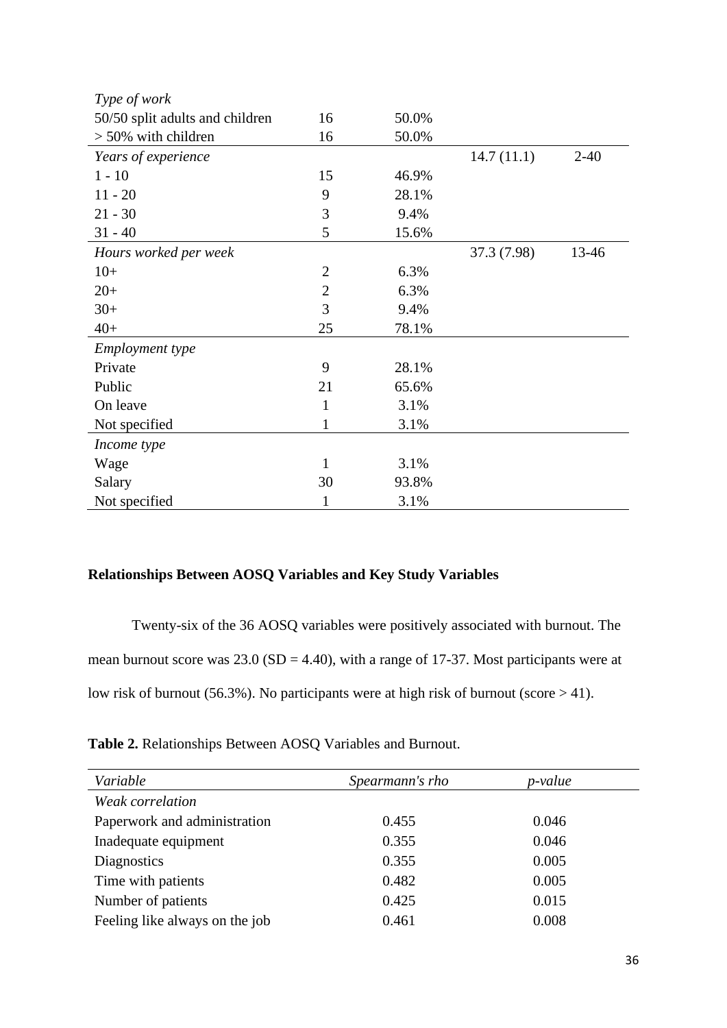| | | | | |
|---|---|---|---|---|
| *Type of work* | | | | |
| 50/50 split adults and children | 16 | 50.0% | | |
| > 50% with children | 16 | 50.0% | | |
| *Years of experience* | | | 14.7 (11.1) | 2-40 |
| 1 - 10 | 15 | 46.9% | | |
| 11 - 20 | 9 | 28.1% | | |
| 21 - 30 | 3 | 9.4% | | |
| 31 - 40 | 5 | 15.6% | | |
| *Hours worked per week* | | | 37.3 (7.98) | 13-46 |
| 10+ | 2 | 6.3% | | |
| 20+ | 2 | 6.3% | | |
| 30+ | 3 | 9.4% | | |
| 40+ | 25 | 78.1% | | |
| *Employment type* | | | | |
| Private | 9 | 28.1% | | |
| Public | 21 | 65.6% | | |
| On leave | 1 | 3.1% | | |
| Not specified | 1 | 3.1% | | |
| *Income type* | | | | |
| Wage | 1 | 3.1% | | |
| Salary | 30 | 93.8% | | |
| Not specified | 1 | 3.1% | | |

**Relationships Between AOSQ Variables and Key Study Variables**

Twenty-six of the 36 AOSQ variables were positively associated with burnout. The mean burnout score was 23.0 (SD = 4.40), with a range of 17-37. Most participants were at low risk of burnout (56.3%). No participants were at high risk of burnout (score > 41).

**Table 2.** Relationships Between AOSQ Variables and Burnout.

| *Variable* | *Spearmann's rho* | *p-value* |
|---|---|---|
| *Weak correlation* | | |
| Paperwork and administration | 0.455 | 0.046 |
| Inadequate equipment | 0.355 | 0.046 |
| Diagnostics | 0.355 | 0.005 |
| Time with patients | 0.482 | 0.005 |
| Number of patients | 0.425 | 0.015 |
| Feeling like always on the job | 0.461 | 0.008 |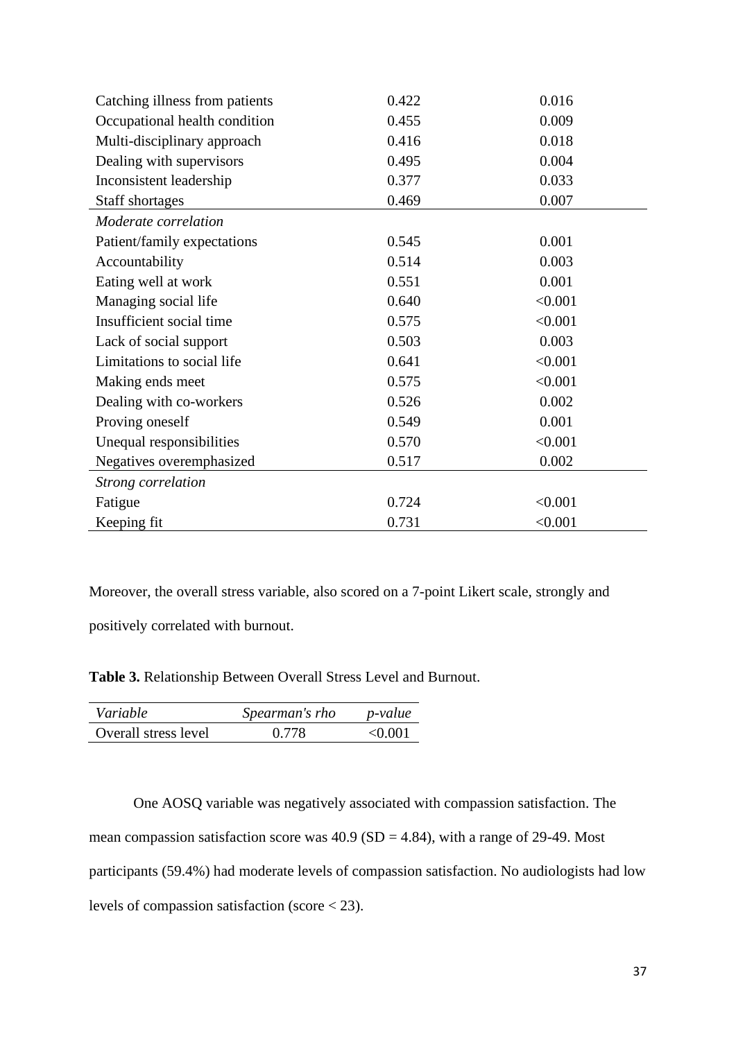| | | |
|---|---|---|
| Catching illness from patients | 0.422 | 0.016 |
| Occupational health condition | 0.455 | 0.009 |
| Multi-disciplinary approach | 0.416 | 0.018 |
| Dealing with supervisors | 0.495 | 0.004 |
| Inconsistent leadership | 0.377 | 0.033 |
| Staff shortages | 0.469 | 0.007 |
| *Moderate correlation* | | |
| Patient/family expectations | 0.545 | 0.001 |
| Accountability | 0.514 | 0.003 |
| Eating well at work | 0.551 | 0.001 |
| Managing social life | 0.640 | <0.001 |
| Insufficient social time | 0.575 | <0.001 |
| Lack of social support | 0.503 | 0.003 |
| Limitations to social life | 0.641 | <0.001 |
| Making ends meet | 0.575 | <0.001 |
| Dealing with co-workers | 0.526 | 0.002 |
| Proving oneself | 0.549 | 0.001 |
| Unequal responsibilities | 0.570 | <0.001 |
| Negatives overemphasized | 0.517 | 0.002 |
| *Strong correlation* | | |
| Fatigue | 0.724 | <0.001 |
| Keeping fit | 0.731 | <0.001 |

Moreover, the overall stress variable, also scored on a 7-point Likert scale, strongly and positively correlated with burnout.

**Table 3.** Relationship Between Overall Stress Level and Burnout.

| *Variable* | *Spearman's rho* | *p-value* |
|---|---|---|
| Overall stress level | 0.778 | <0.001 |

One AOSQ variable was negatively associated with compassion satisfaction. The mean compassion satisfaction score was 40.9 (SD = 4.84), with a range of 29-49. Most participants (59.4%) had moderate levels of compassion satisfaction. No audiologists had low levels of compassion satisfaction (score < 23).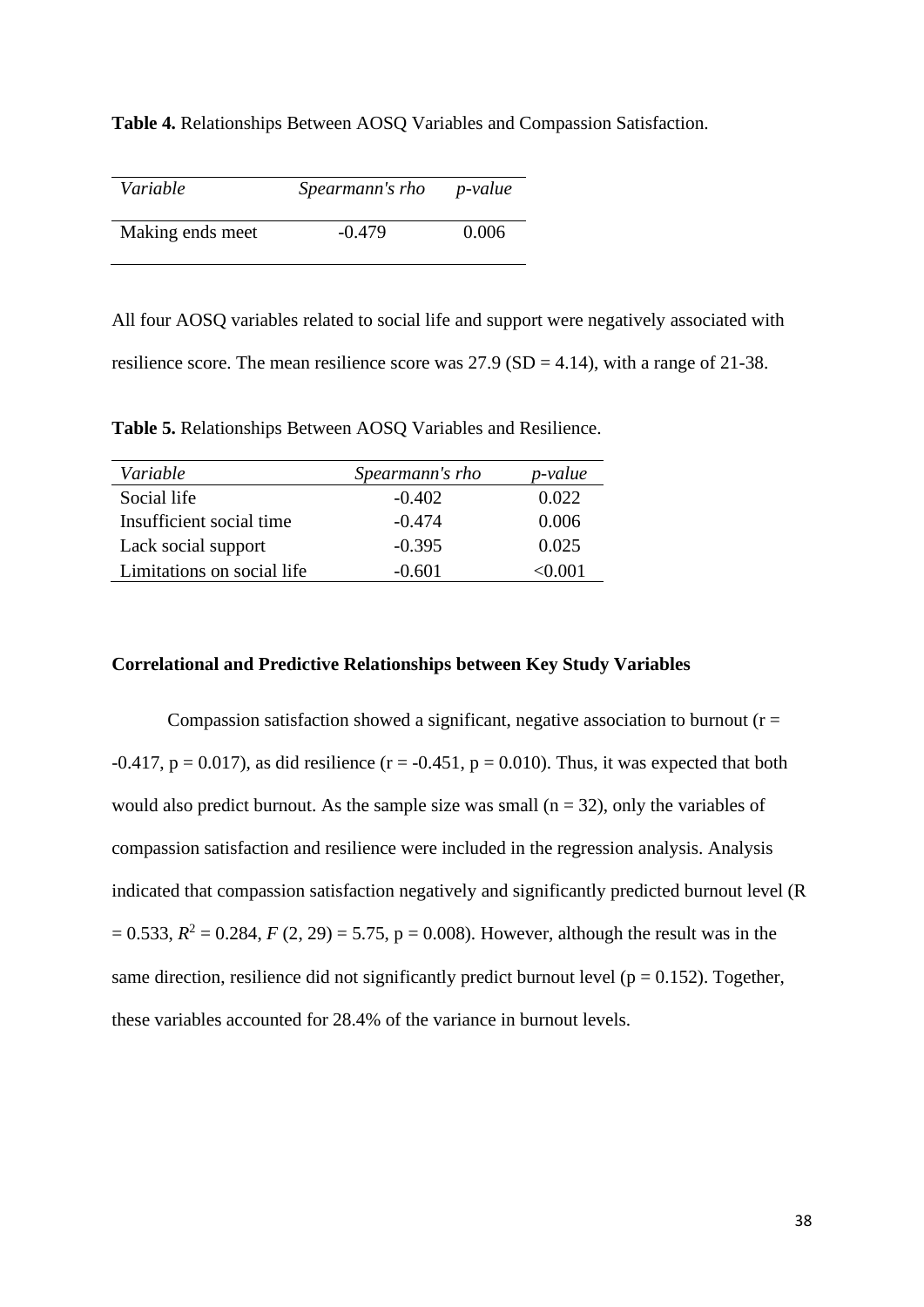**Table 4.** Relationships Between AOSQ Variables and Compassion Satisfaction.

| *Variable* | *Spearmann's rho* | *p-value* |
|---|---|---|
| Making ends meet | -0.479 | 0.006 |

All four AOSQ variables related to social life and support were negatively associated with resilience score. The mean resilience score was 27.9 (SD = 4.14), with a range of 21-38.

**Table 5.** Relationships Between AOSQ Variables and Resilience.

| *Variable* | *Spearmann's rho* | *p-value* |
|---|---|---|
| Social life | -0.402 | 0.022 |
| Insufficient social time | -0.474 | 0.006 |
| Lack social support | -0.395 | 0.025 |
| Limitations on social life | -0.601 | <0.001 |

### Correlational and Predictive Relationships between Key Study Variables

Compassion satisfaction showed a significant, negative association to burnout ($r = -0.417$, $p = 0.017$), as did resilience ($r = -0.451$, $p = 0.010$). Thus, it was expected that both would also predict burnout. As the sample size was small ($n = 32$), only the variables of compassion satisfaction and resilience were included in the regression analysis. Analysis indicated that compassion satisfaction negatively and significantly predicted burnout level ($R = 0.533$, $R^2 = 0.284$, $F\ (2, 29) = 5.75$, $p = 0.008$). However, although the result was in the same direction, resilience did not significantly predict burnout level ($p = 0.152$). Together, these variables accounted for 28.4% of the variance in burnout levels.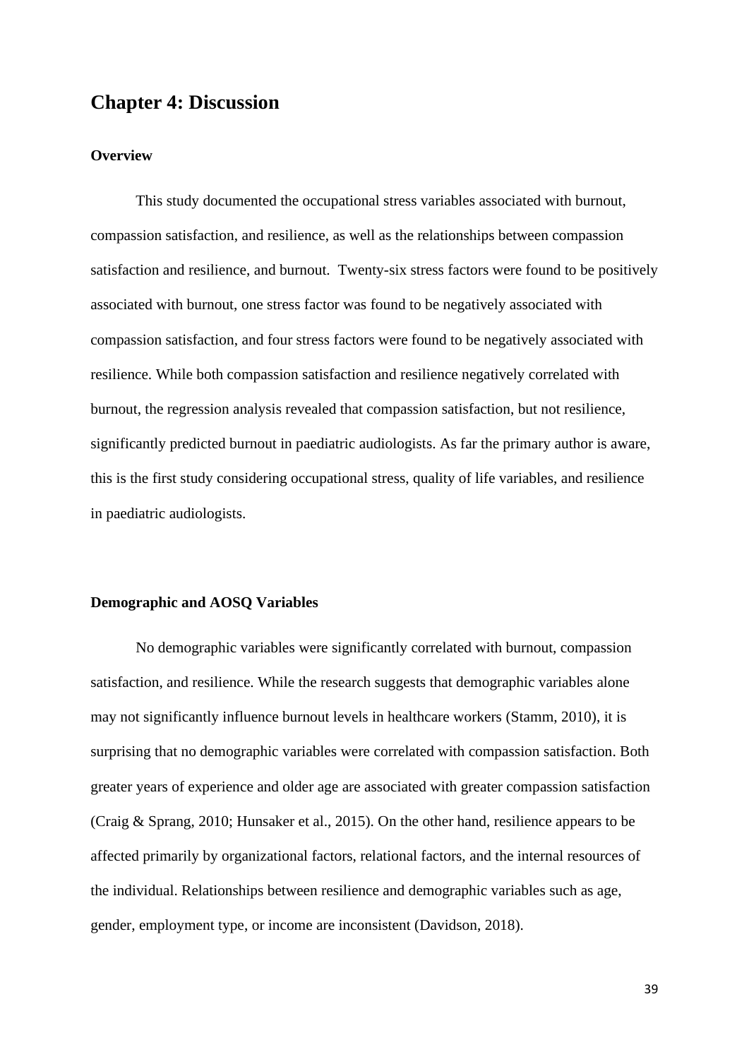# Chapter 4: Discussion

### Overview

This study documented the occupational stress variables associated with burnout, compassion satisfaction, and resilience, as well as the relationships between compassion satisfaction and resilience, and burnout. Twenty-six stress factors were found to be positively associated with burnout, one stress factor was found to be negatively associated with compassion satisfaction, and four stress factors were found to be negatively associated with resilience. While both compassion satisfaction and resilience negatively correlated with burnout, the regression analysis revealed that compassion satisfaction, but not resilience, significantly predicted burnout in paediatric audiologists. As far the primary author is aware, this is the first study considering occupational stress, quality of life variables, and resilience in paediatric audiologists.

### Demographic and AOSQ Variables

No demographic variables were significantly correlated with burnout, compassion satisfaction, and resilience. While the research suggests that demographic variables alone may not significantly influence burnout levels in healthcare workers (Stamm, 2010), it is surprising that no demographic variables were correlated with compassion satisfaction. Both greater years of experience and older age are associated with greater compassion satisfaction (Craig & Sprang, 2010; Hunsaker et al., 2015). On the other hand, resilience appears to be affected primarily by organizational factors, relational factors, and the internal resources of the individual. Relationships between resilience and demographic variables such as age, gender, employment type, or income are inconsistent (Davidson, 2018).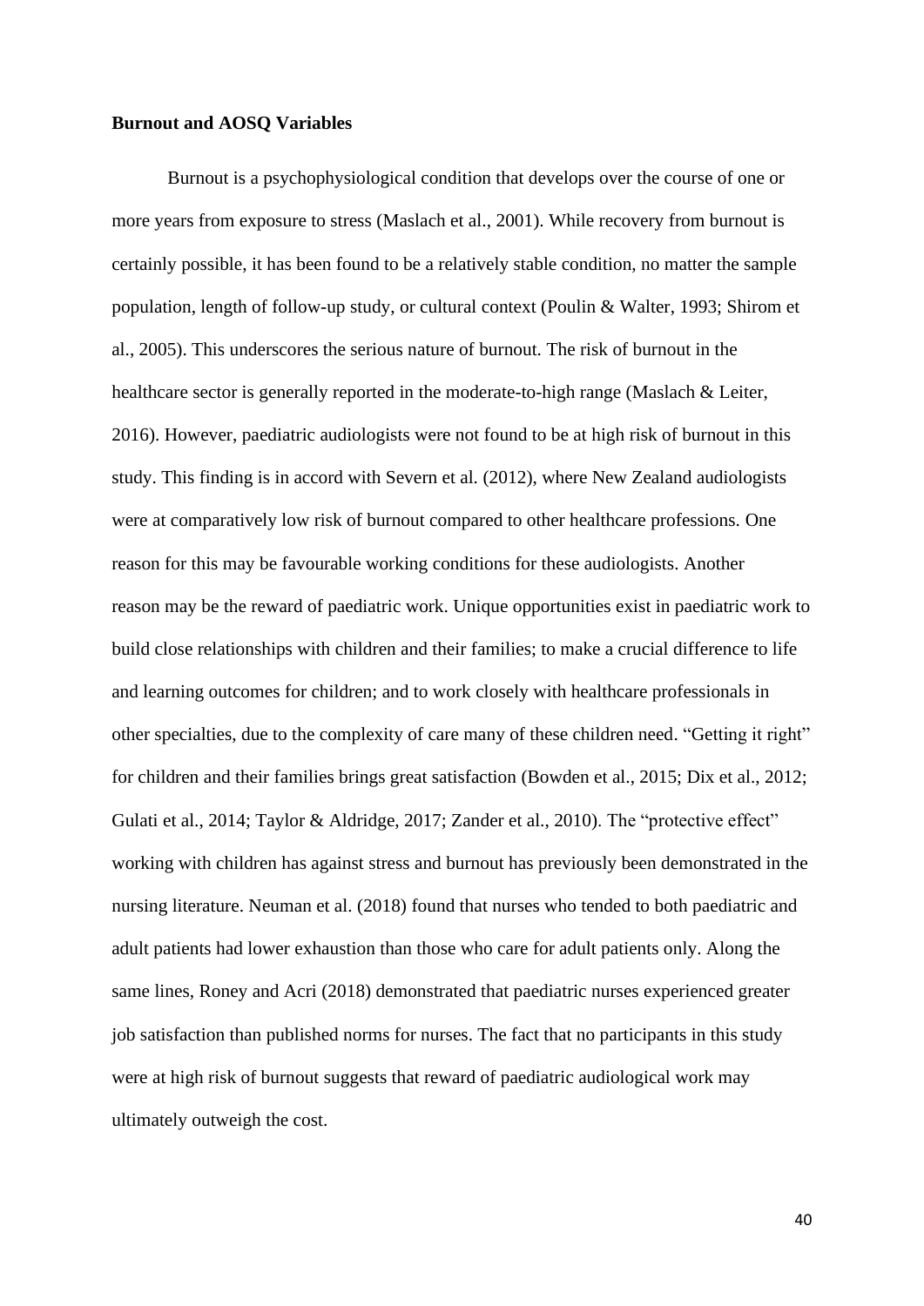**Burnout and AOSQ Variables**

Burnout is a psychophysiological condition that develops over the course of one or more years from exposure to stress (Maslach et al., 2001). While recovery from burnout is certainly possible, it has been found to be a relatively stable condition, no matter the sample population, length of follow-up study, or cultural context (Poulin & Walter, 1993; Shirom et al., 2005). This underscores the serious nature of burnout. The risk of burnout in the healthcare sector is generally reported in the moderate-to-high range (Maslach & Leiter, 2016). However, paediatric audiologists were not found to be at high risk of burnout in this study. This finding is in accord with Severn et al. (2012), where New Zealand audiologists were at comparatively low risk of burnout compared to other healthcare professions. One reason for this may be favourable working conditions for these audiologists. Another reason may be the reward of paediatric work. Unique opportunities exist in paediatric work to build close relationships with children and their families; to make a crucial difference to life and learning outcomes for children; and to work closely with healthcare professionals in other specialties, due to the complexity of care many of these children need. "Getting it right" for children and their families brings great satisfaction (Bowden et al., 2015; Dix et al., 2012; Gulati et al., 2014; Taylor & Aldridge, 2017; Zander et al., 2010). The "protective effect" working with children has against stress and burnout has previously been demonstrated in the nursing literature. Neuman et al. (2018) found that nurses who tended to both paediatric and adult patients had lower exhaustion than those who care for adult patients only. Along the same lines, Roney and Acri (2018) demonstrated that paediatric nurses experienced greater job satisfaction than published norms for nurses. The fact that no participants in this study were at high risk of burnout suggests that reward of paediatric audiological work may ultimately outweigh the cost.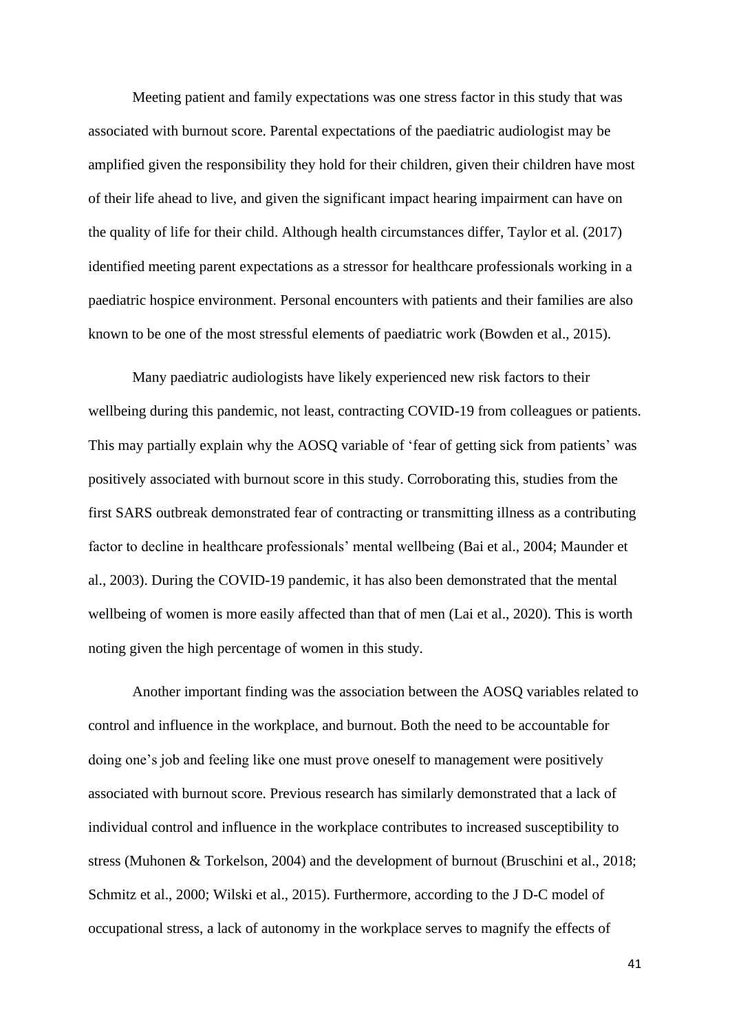Meeting patient and family expectations was one stress factor in this study that was associated with burnout score. Parental expectations of the paediatric audiologist may be amplified given the responsibility they hold for their children, given their children have most of their life ahead to live, and given the significant impact hearing impairment can have on the quality of life for their child. Although health circumstances differ, Taylor et al. (2017) identified meeting parent expectations as a stressor for healthcare professionals working in a paediatric hospice environment. Personal encounters with patients and their families are also known to be one of the most stressful elements of paediatric work (Bowden et al., 2015).

Many paediatric audiologists have likely experienced new risk factors to their wellbeing during this pandemic, not least, contracting COVID-19 from colleagues or patients. This may partially explain why the AOSQ variable of 'fear of getting sick from patients' was positively associated with burnout score in this study. Corroborating this, studies from the first SARS outbreak demonstrated fear of contracting or transmitting illness as a contributing factor to decline in healthcare professionals' mental wellbeing (Bai et al., 2004; Maunder et al., 2003). During the COVID-19 pandemic, it has also been demonstrated that the mental wellbeing of women is more easily affected than that of men (Lai et al., 2020). This is worth noting given the high percentage of women in this study.

Another important finding was the association between the AOSQ variables related to control and influence in the workplace, and burnout. Both the need to be accountable for doing one's job and feeling like one must prove oneself to management were positively associated with burnout score. Previous research has similarly demonstrated that a lack of individual control and influence in the workplace contributes to increased susceptibility to stress (Muhonen & Torkelson, 2004) and the development of burnout (Bruschini et al., 2018; Schmitz et al., 2000; Wilski et al., 2015). Furthermore, according to the J D-C model of occupational stress, a lack of autonomy in the workplace serves to magnify the effects of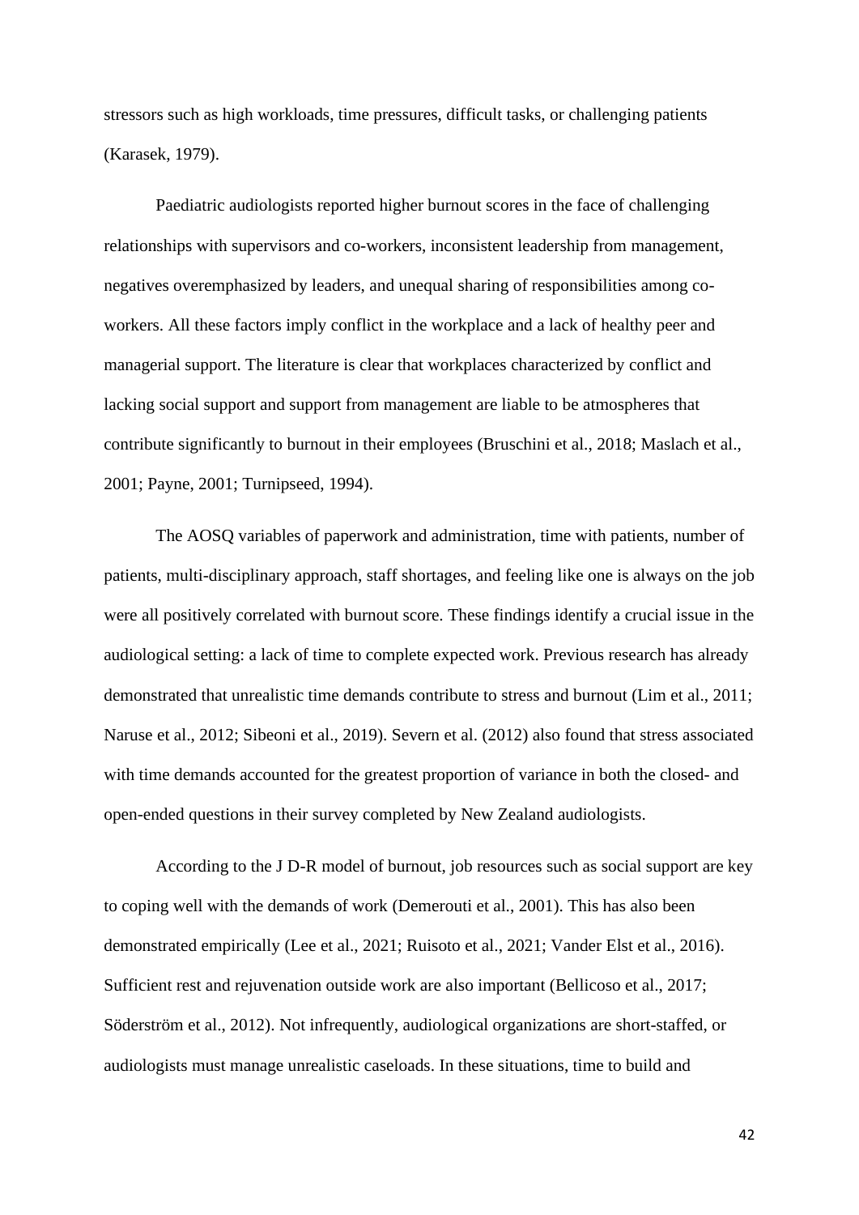stressors such as high workloads, time pressures, difficult tasks, or challenging patients (Karasek, 1979).

Paediatric audiologists reported higher burnout scores in the face of challenging relationships with supervisors and co-workers, inconsistent leadership from management, negatives overemphasized by leaders, and unequal sharing of responsibilities among co-workers. All these factors imply conflict in the workplace and a lack of healthy peer and managerial support. The literature is clear that workplaces characterized by conflict and lacking social support and support from management are liable to be atmospheres that contribute significantly to burnout in their employees (Bruschini et al., 2018; Maslach et al., 2001; Payne, 2001; Turnipseed, 1994).

The AOSQ variables of paperwork and administration, time with patients, number of patients, multi-disciplinary approach, staff shortages, and feeling like one is always on the job were all positively correlated with burnout score. These findings identify a crucial issue in the audiological setting: a lack of time to complete expected work. Previous research has already demonstrated that unrealistic time demands contribute to stress and burnout (Lim et al., 2011; Naruse et al., 2012; Sibeoni et al., 2019). Severn et al. (2012) also found that stress associated with time demands accounted for the greatest proportion of variance in both the closed- and open-ended questions in their survey completed by New Zealand audiologists.

According to the J D-R model of burnout, job resources such as social support are key to coping well with the demands of work (Demerouti et al., 2001). This has also been demonstrated empirically (Lee et al., 2021; Ruisoto et al., 2021; Vander Elst et al., 2016). Sufficient rest and rejuvenation outside work are also important (Bellicoso et al., 2017; Söderström et al., 2012). Not infrequently, audiological organizations are short-staffed, or audiologists must manage unrealistic caseloads. In these situations, time to build and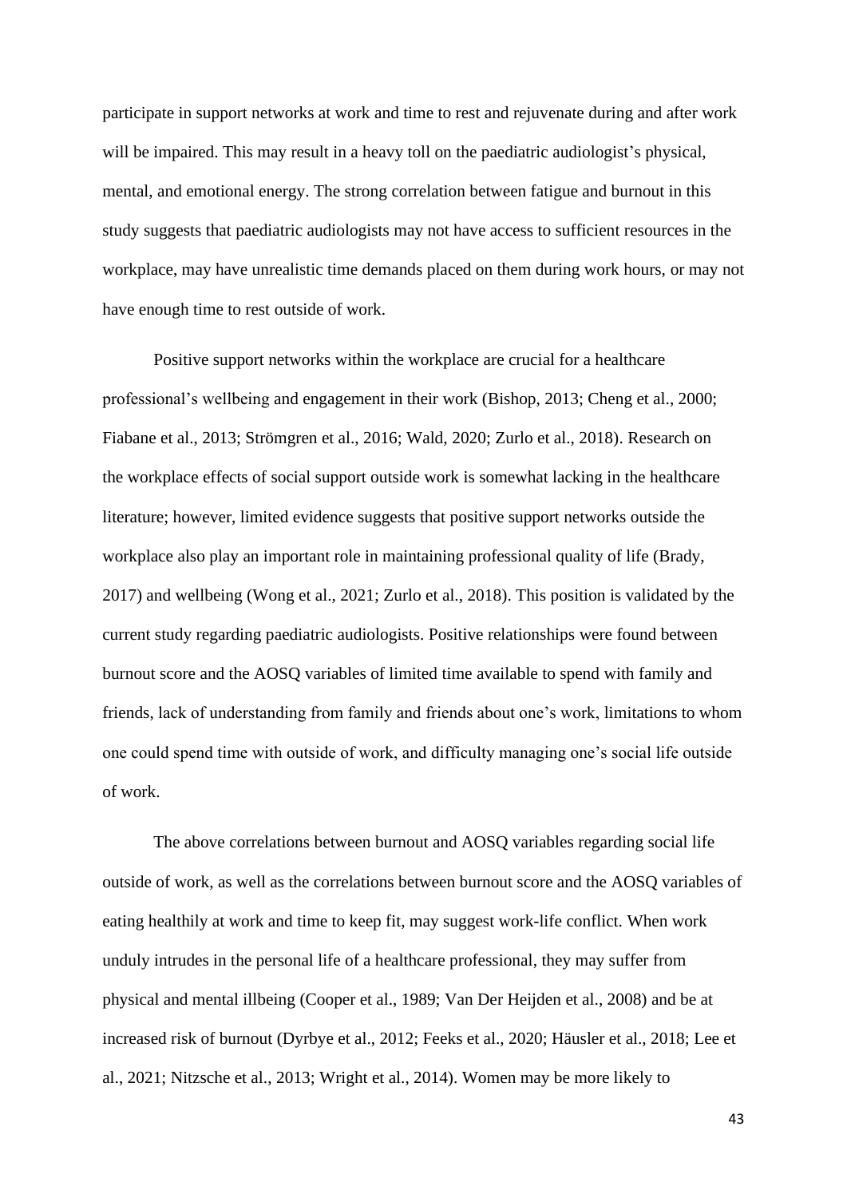participate in support networks at work and time to rest and rejuvenate during and after work will be impaired. This may result in a heavy toll on the paediatric audiologist's physical, mental, and emotional energy. The strong correlation between fatigue and burnout in this study suggests that paediatric audiologists may not have access to sufficient resources in the workplace, may have unrealistic time demands placed on them during work hours, or may not have enough time to rest outside of work.

Positive support networks within the workplace are crucial for a healthcare professional's wellbeing and engagement in their work (Bishop, 2013; Cheng et al., 2000; Fiabane et al., 2013; Strömgren et al., 2016; Wald, 2020; Zurlo et al., 2018). Research on the workplace effects of social support outside work is somewhat lacking in the healthcare literature; however, limited evidence suggests that positive support networks outside the workplace also play an important role in maintaining professional quality of life (Brady, 2017) and wellbeing (Wong et al., 2021; Zurlo et al., 2018). This position is validated by the current study regarding paediatric audiologists. Positive relationships were found between burnout score and the AOSQ variables of limited time available to spend with family and friends, lack of understanding from family and friends about one's work, limitations to whom one could spend time with outside of work, and difficulty managing one's social life outside of work.

The above correlations between burnout and AOSQ variables regarding social life outside of work, as well as the correlations between burnout score and the AOSQ variables of eating healthily at work and time to keep fit, may suggest work-life conflict. When work unduly intrudes in the personal life of a healthcare professional, they may suffer from physical and mental illbeing (Cooper et al., 1989; Van Der Heijden et al., 2008) and be at increased risk of burnout (Dyrbye et al., 2012; Feeks et al., 2020; Häusler et al., 2018; Lee et al., 2021; Nitzsche et al., 2013; Wright et al., 2014). Women may be more likely to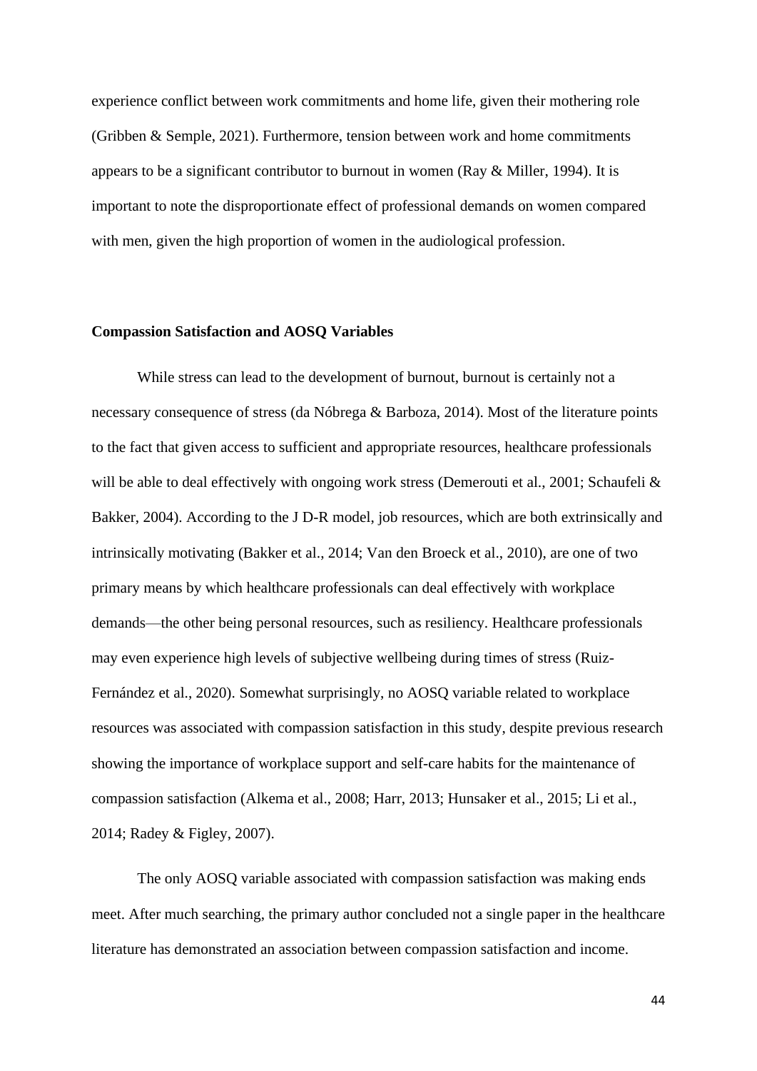experience conflict between work commitments and home life, given their mothering role (Gribben & Semple, 2021). Furthermore, tension between work and home commitments appears to be a significant contributor to burnout in women (Ray & Miller, 1994). It is important to note the disproportionate effect of professional demands on women compared with men, given the high proportion of women in the audiological profession.

**Compassion Satisfaction and AOSQ Variables**

While stress can lead to the development of burnout, burnout is certainly not a necessary consequence of stress (da Nóbrega & Barboza, 2014). Most of the literature points to the fact that given access to sufficient and appropriate resources, healthcare professionals will be able to deal effectively with ongoing work stress (Demerouti et al., 2001; Schaufeli & Bakker, 2004). According to the J D-R model, job resources, which are both extrinsically and intrinsically motivating (Bakker et al., 2014; Van den Broeck et al., 2010), are one of two primary means by which healthcare professionals can deal effectively with workplace demands—the other being personal resources, such as resiliency. Healthcare professionals may even experience high levels of subjective wellbeing during times of stress (Ruiz-Fernández et al., 2020). Somewhat surprisingly, no AOSQ variable related to workplace resources was associated with compassion satisfaction in this study, despite previous research showing the importance of workplace support and self-care habits for the maintenance of compassion satisfaction (Alkema et al., 2008; Harr, 2013; Hunsaker et al., 2015; Li et al., 2014; Radey & Figley, 2007).

The only AOSQ variable associated with compassion satisfaction was making ends meet. After much searching, the primary author concluded not a single paper in the healthcare literature has demonstrated an association between compassion satisfaction and income.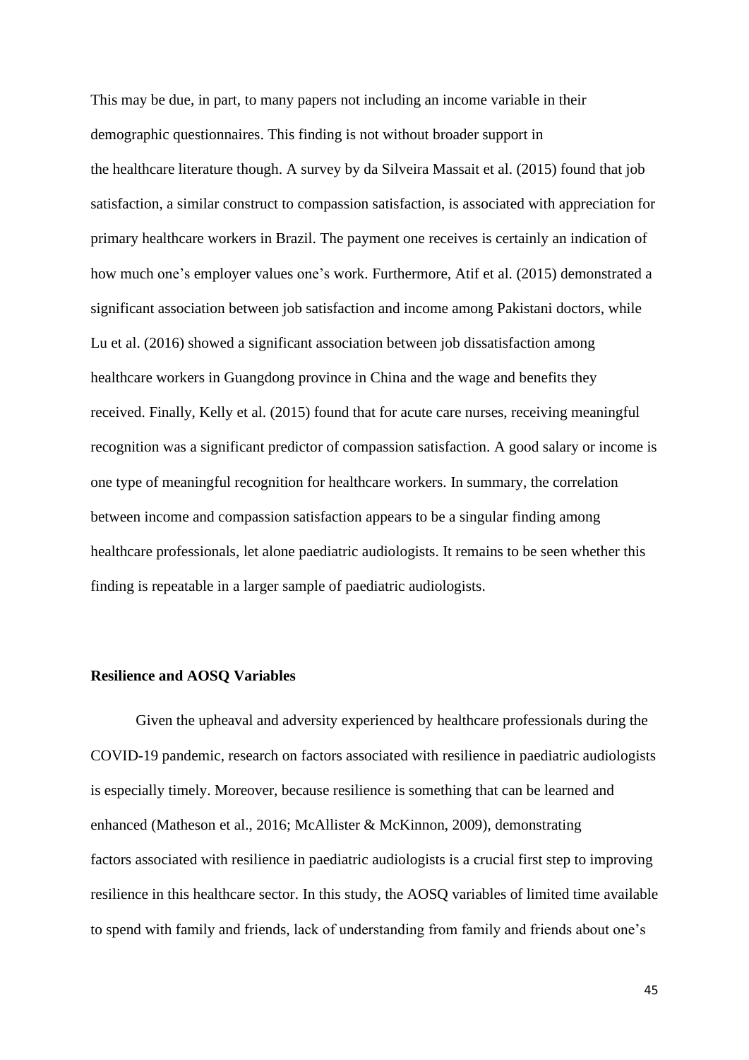This may be due, in part, to many papers not including an income variable in their demographic questionnaires. This finding is not without broader support in the healthcare literature though. A survey by da Silveira Massait et al. (2015) found that job satisfaction, a similar construct to compassion satisfaction, is associated with appreciation for primary healthcare workers in Brazil. The payment one receives is certainly an indication of how much one's employer values one's work. Furthermore, Atif et al. (2015) demonstrated a significant association between job satisfaction and income among Pakistani doctors, while Lu et al. (2016) showed a significant association between job dissatisfaction among healthcare workers in Guangdong province in China and the wage and benefits they received. Finally, Kelly et al. (2015) found that for acute care nurses, receiving meaningful recognition was a significant predictor of compassion satisfaction. A good salary or income is one type of meaningful recognition for healthcare workers. In summary, the correlation between income and compassion satisfaction appears to be a singular finding among healthcare professionals, let alone paediatric audiologists. It remains to be seen whether this finding is repeatable in a larger sample of paediatric audiologists.

### Resilience and AOSQ Variables

Given the upheaval and adversity experienced by healthcare professionals during the COVID-19 pandemic, research on factors associated with resilience in paediatric audiologists is especially timely. Moreover, because resilience is something that can be learned and enhanced (Matheson et al., 2016; McAllister & McKinnon, 2009), demonstrating factors associated with resilience in paediatric audiologists is a crucial first step to improving resilience in this healthcare sector. In this study, the AOSQ variables of limited time available to spend with family and friends, lack of understanding from family and friends about one's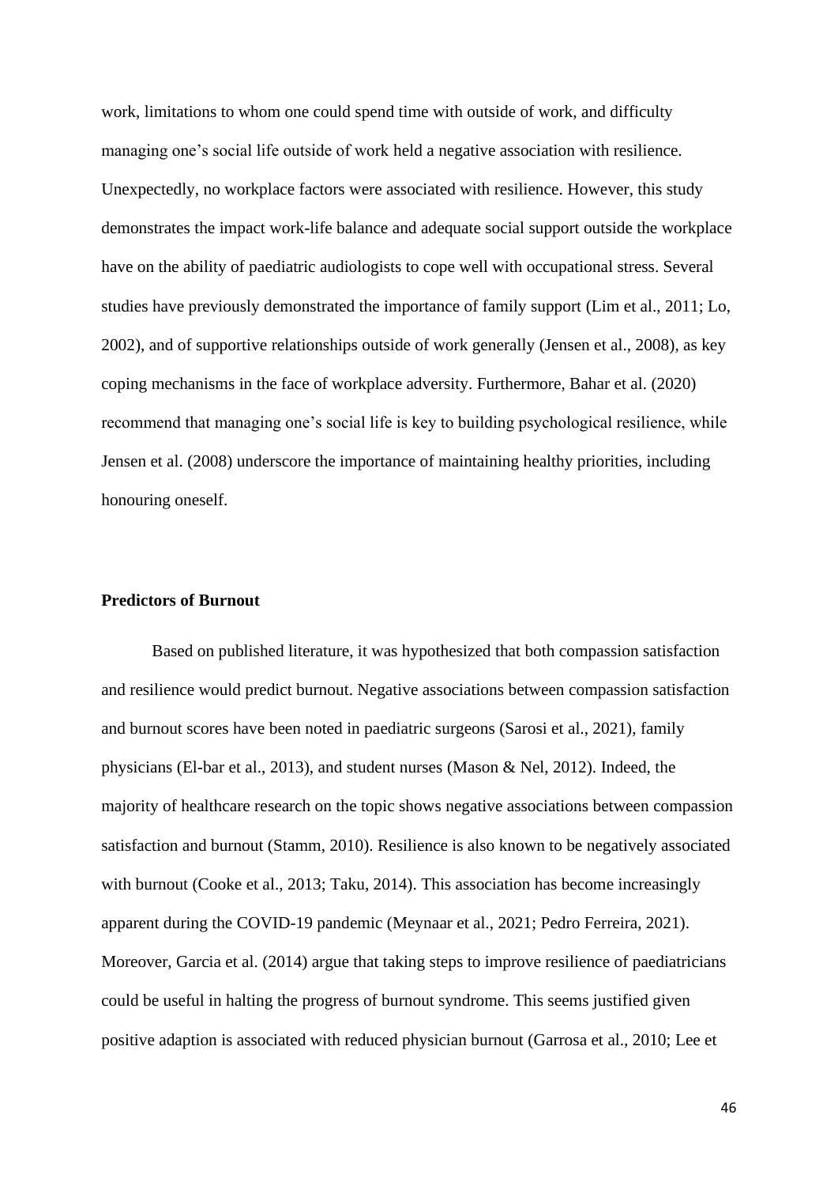work, limitations to whom one could spend time with outside of work, and difficulty managing one's social life outside of work held a negative association with resilience. Unexpectedly, no workplace factors were associated with resilience. However, this study demonstrates the impact work-life balance and adequate social support outside the workplace have on the ability of paediatric audiologists to cope well with occupational stress. Several studies have previously demonstrated the importance of family support (Lim et al., 2011; Lo, 2002), and of supportive relationships outside of work generally (Jensen et al., 2008), as key coping mechanisms in the face of workplace adversity. Furthermore, Bahar et al. (2020) recommend that managing one's social life is key to building psychological resilience, while Jensen et al. (2008) underscore the importance of maintaining healthy priorities, including honouring oneself.

**Predictors of Burnout**

Based on published literature, it was hypothesized that both compassion satisfaction and resilience would predict burnout. Negative associations between compassion satisfaction and burnout scores have been noted in paediatric surgeons (Sarosi et al., 2021), family physicians (El-bar et al., 2013), and student nurses (Mason & Nel, 2012). Indeed, the majority of healthcare research on the topic shows negative associations between compassion satisfaction and burnout (Stamm, 2010). Resilience is also known to be negatively associated with burnout (Cooke et al., 2013; Taku, 2014). This association has become increasingly apparent during the COVID-19 pandemic (Meynaar et al., 2021; Pedro Ferreira, 2021). Moreover, Garcia et al. (2014) argue that taking steps to improve resilience of paediatricians could be useful in halting the progress of burnout syndrome. This seems justified given positive adaption is associated with reduced physician burnout (Garrosa et al., 2010; Lee et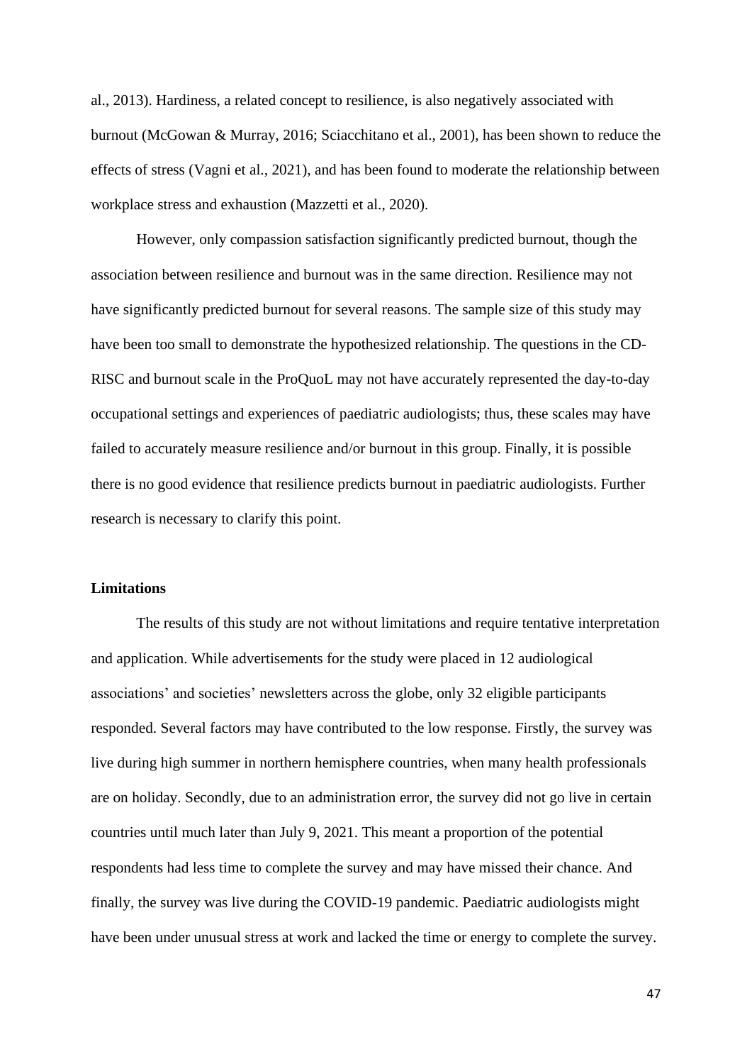al., 2013). Hardiness, a related concept to resilience, is also negatively associated with burnout (McGowan & Murray, 2016; Sciacchitano et al., 2001), has been shown to reduce the effects of stress (Vagni et al., 2021), and has been found to moderate the relationship between workplace stress and exhaustion (Mazzetti et al., 2020).

However, only compassion satisfaction significantly predicted burnout, though the association between resilience and burnout was in the same direction. Resilience may not have significantly predicted burnout for several reasons. The sample size of this study may have been too small to demonstrate the hypothesized relationship. The questions in the CD-RISC and burnout scale in the ProQuoL may not have accurately represented the day-to-day occupational settings and experiences of paediatric audiologists; thus, these scales may have failed to accurately measure resilience and/or burnout in this group. Finally, it is possible there is no good evidence that resilience predicts burnout in paediatric audiologists. Further research is necessary to clarify this point.

**Limitations**

The results of this study are not without limitations and require tentative interpretation and application. While advertisements for the study were placed in 12 audiological associations' and societies' newsletters across the globe, only 32 eligible participants responded. Several factors may have contributed to the low response. Firstly, the survey was live during high summer in northern hemisphere countries, when many health professionals are on holiday. Secondly, due to an administration error, the survey did not go live in certain countries until much later than July 9, 2021. This meant a proportion of the potential respondents had less time to complete the survey and may have missed their chance. And finally, the survey was live during the COVID-19 pandemic. Paediatric audiologists might have been under unusual stress at work and lacked the time or energy to complete the survey.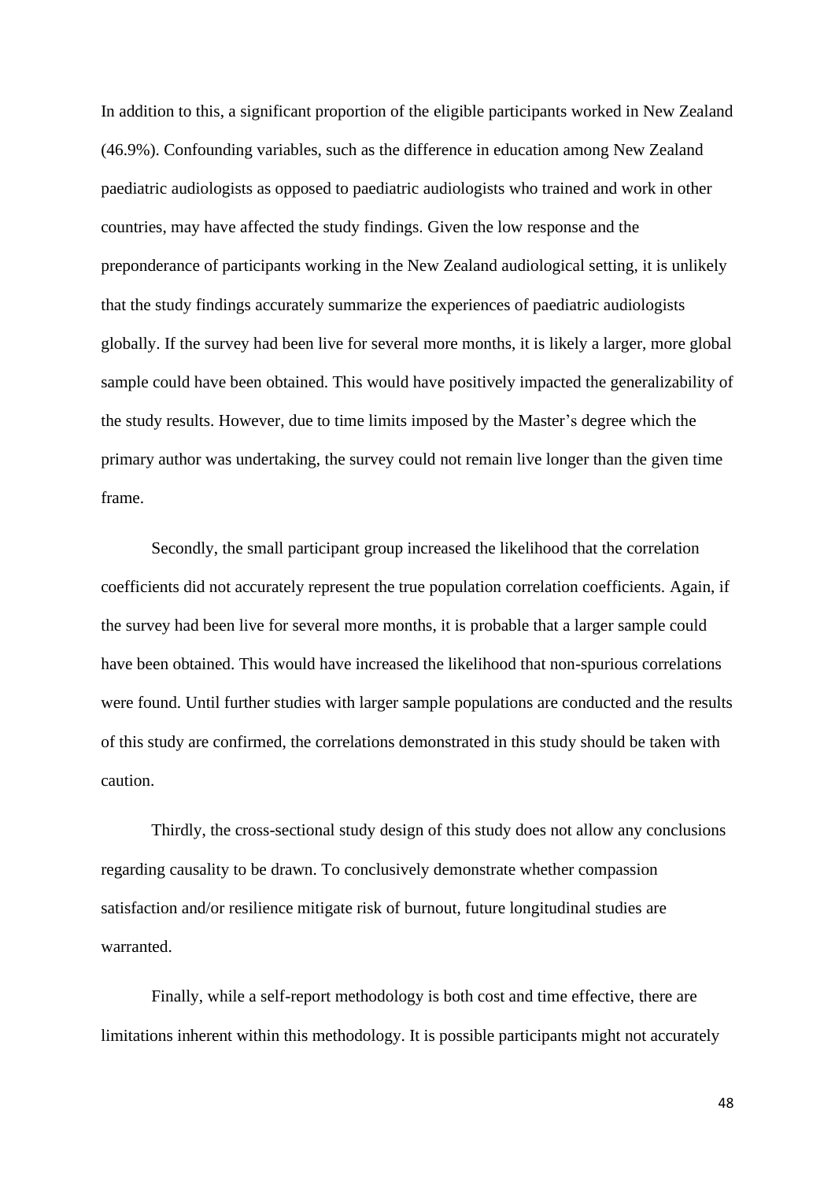In addition to this, a significant proportion of the eligible participants worked in New Zealand (46.9%). Confounding variables, such as the difference in education among New Zealand paediatric audiologists as opposed to paediatric audiologists who trained and work in other countries, may have affected the study findings. Given the low response and the preponderance of participants working in the New Zealand audiological setting, it is unlikely that the study findings accurately summarize the experiences of paediatric audiologists globally. If the survey had been live for several more months, it is likely a larger, more global sample could have been obtained. This would have positively impacted the generalizability of the study results. However, due to time limits imposed by the Master's degree which the primary author was undertaking, the survey could not remain live longer than the given time frame.

Secondly, the small participant group increased the likelihood that the correlation coefficients did not accurately represent the true population correlation coefficients. Again, if the survey had been live for several more months, it is probable that a larger sample could have been obtained. This would have increased the likelihood that non-spurious correlations were found. Until further studies with larger sample populations are conducted and the results of this study are confirmed, the correlations demonstrated in this study should be taken with caution.

Thirdly, the cross-sectional study design of this study does not allow any conclusions regarding causality to be drawn. To conclusively demonstrate whether compassion satisfaction and/or resilience mitigate risk of burnout, future longitudinal studies are warranted.

Finally, while a self-report methodology is both cost and time effective, there are limitations inherent within this methodology. It is possible participants might not accurately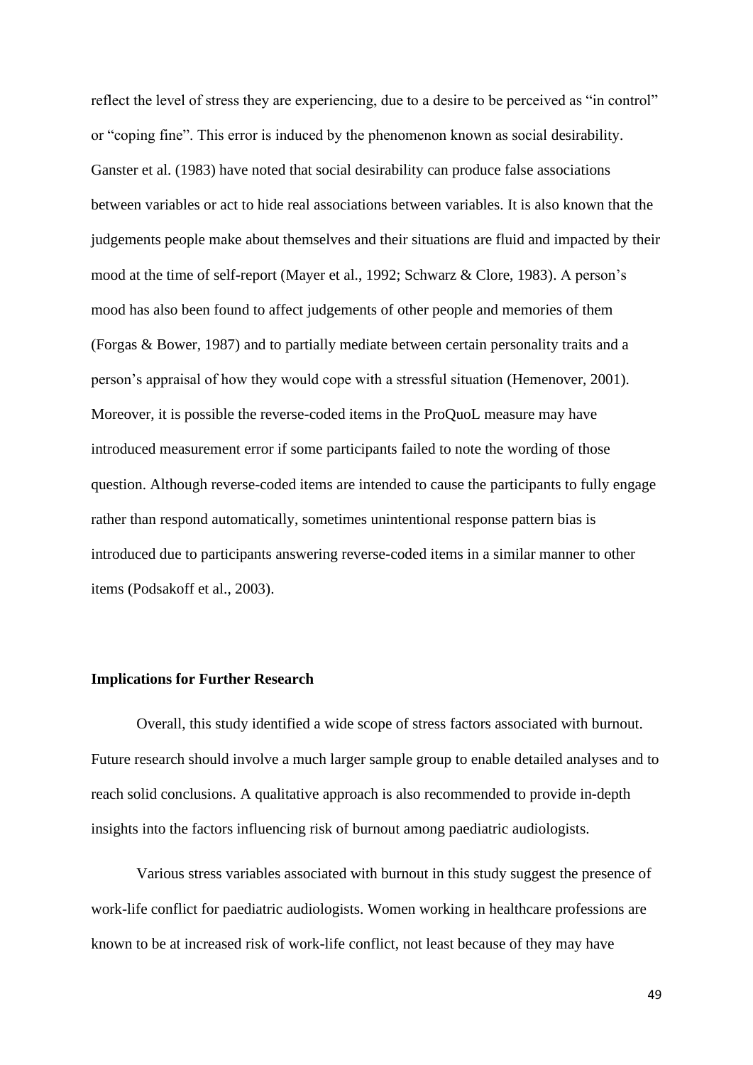reflect the level of stress they are experiencing, due to a desire to be perceived as "in control" or "coping fine". This error is induced by the phenomenon known as social desirability. Ganster et al. (1983) have noted that social desirability can produce false associations between variables or act to hide real associations between variables. It is also known that the judgements people make about themselves and their situations are fluid and impacted by their mood at the time of self-report (Mayer et al., 1992; Schwarz & Clore, 1983). A person's mood has also been found to affect judgements of other people and memories of them (Forgas & Bower, 1987) and to partially mediate between certain personality traits and a person's appraisal of how they would cope with a stressful situation (Hemenover, 2001). Moreover, it is possible the reverse-coded items in the ProQuoL measure may have introduced measurement error if some participants failed to note the wording of those question. Although reverse-coded items are intended to cause the participants to fully engage rather than respond automatically, sometimes unintentional response pattern bias is introduced due to participants answering reverse-coded items in a similar manner to other items (Podsakoff et al., 2003).

**Implications for Further Research**

Overall, this study identified a wide scope of stress factors associated with burnout. Future research should involve a much larger sample group to enable detailed analyses and to reach solid conclusions. A qualitative approach is also recommended to provide in-depth insights into the factors influencing risk of burnout among paediatric audiologists.

Various stress variables associated with burnout in this study suggest the presence of work-life conflict for paediatric audiologists. Women working in healthcare professions are known to be at increased risk of work-life conflict, not least because of they may have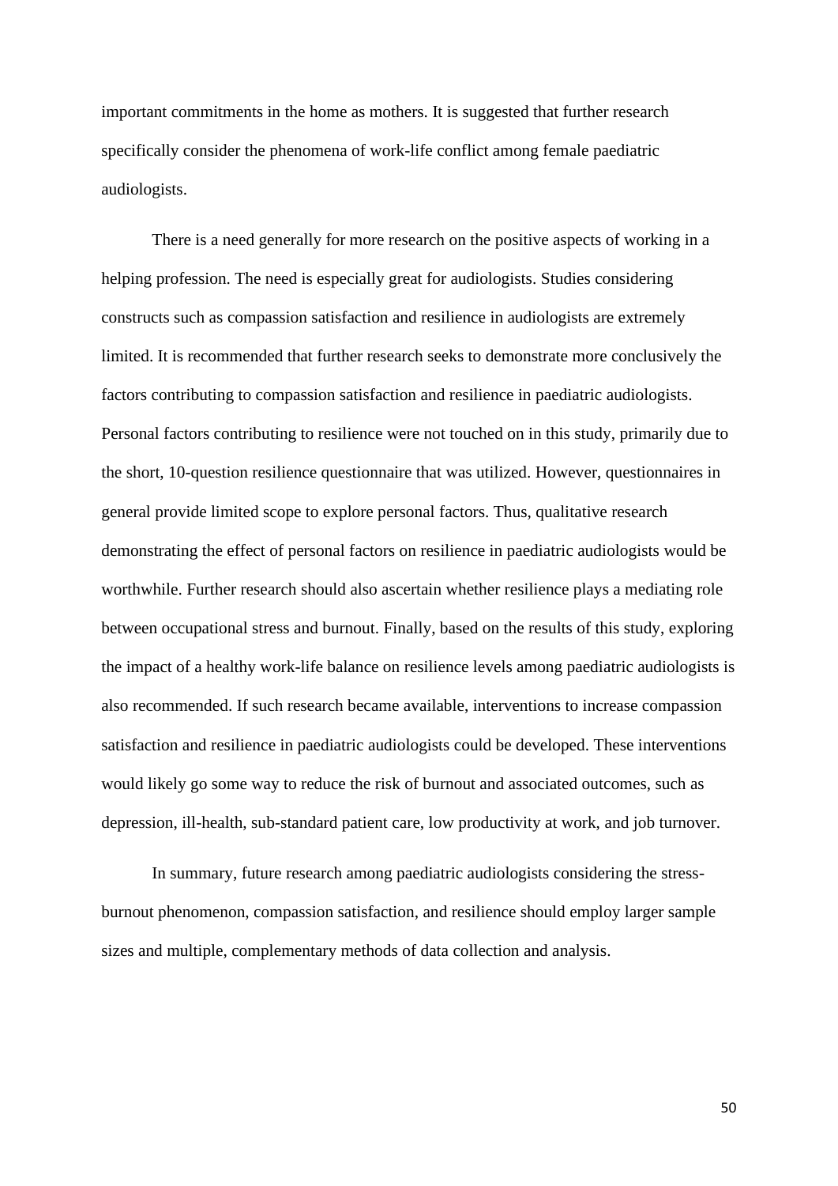important commitments in the home as mothers. It is suggested that further research specifically consider the phenomena of work-life conflict among female paediatric audiologists.

There is a need generally for more research on the positive aspects of working in a helping profession. The need is especially great for audiologists. Studies considering constructs such as compassion satisfaction and resilience in audiologists are extremely limited. It is recommended that further research seeks to demonstrate more conclusively the factors contributing to compassion satisfaction and resilience in paediatric audiologists. Personal factors contributing to resilience were not touched on in this study, primarily due to the short, 10-question resilience questionnaire that was utilized. However, questionnaires in general provide limited scope to explore personal factors. Thus, qualitative research demonstrating the effect of personal factors on resilience in paediatric audiologists would be worthwhile. Further research should also ascertain whether resilience plays a mediating role between occupational stress and burnout. Finally, based on the results of this study, exploring the impact of a healthy work-life balance on resilience levels among paediatric audiologists is also recommended. If such research became available, interventions to increase compassion satisfaction and resilience in paediatric audiologists could be developed. These interventions would likely go some way to reduce the risk of burnout and associated outcomes, such as depression, ill-health, sub-standard patient care, low productivity at work, and job turnover.

In summary, future research among paediatric audiologists considering the stress-burnout phenomenon, compassion satisfaction, and resilience should employ larger sample sizes and multiple, complementary methods of data collection and analysis.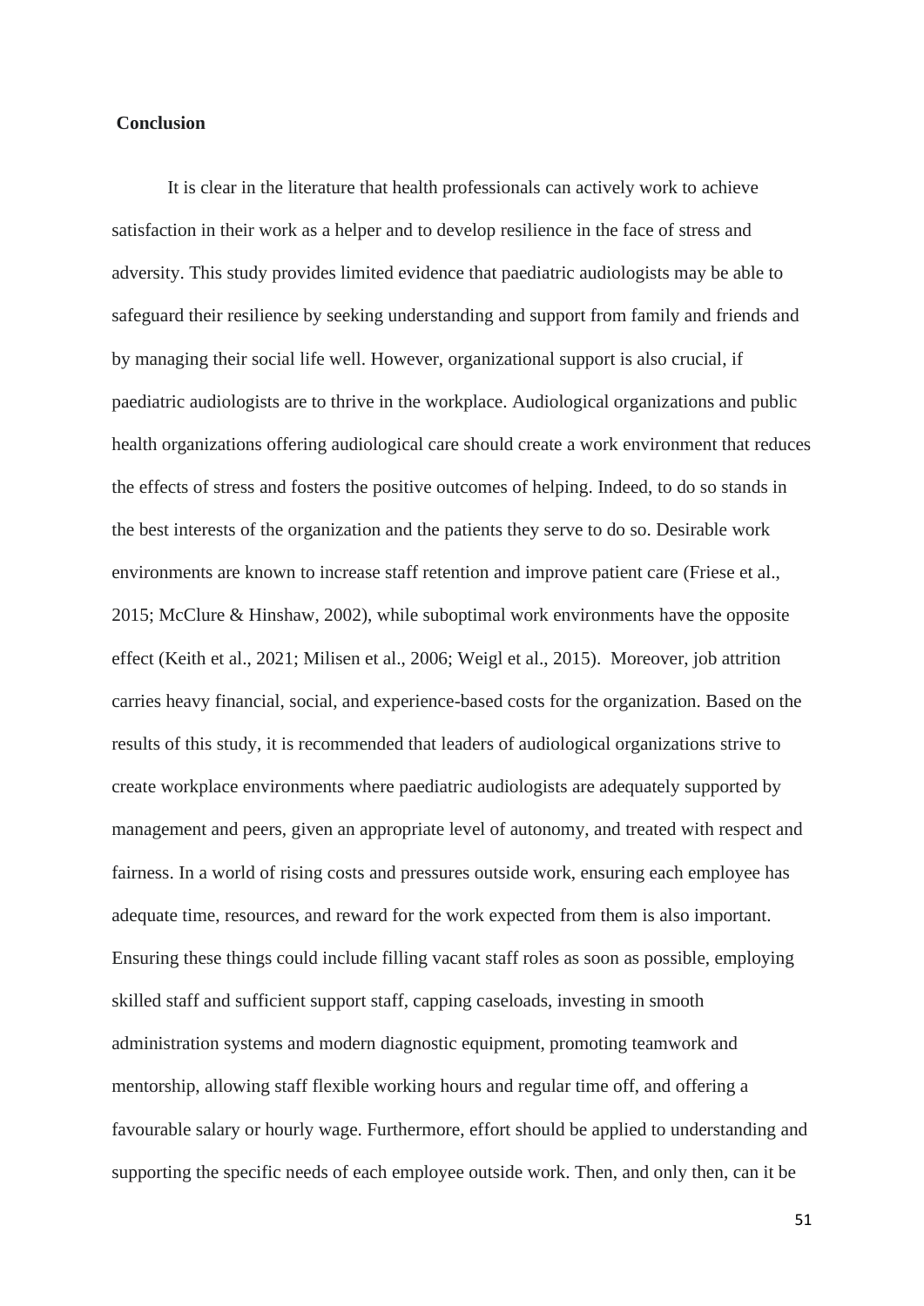**Conclusion**

It is clear in the literature that health professionals can actively work to achieve satisfaction in their work as a helper and to develop resilience in the face of stress and adversity. This study provides limited evidence that paediatric audiologists may be able to safeguard their resilience by seeking understanding and support from family and friends and by managing their social life well. However, organizational support is also crucial, if paediatric audiologists are to thrive in the workplace. Audiological organizations and public health organizations offering audiological care should create a work environment that reduces the effects of stress and fosters the positive outcomes of helping. Indeed, to do so stands in the best interests of the organization and the patients they serve to do so. Desirable work environments are known to increase staff retention and improve patient care (Friese et al., 2015; McClure & Hinshaw, 2002), while suboptimal work environments have the opposite effect (Keith et al., 2021; Milisen et al., 2006; Weigl et al., 2015). Moreover, job attrition carries heavy financial, social, and experience-based costs for the organization. Based on the results of this study, it is recommended that leaders of audiological organizations strive to create workplace environments where paediatric audiologists are adequately supported by management and peers, given an appropriate level of autonomy, and treated with respect and fairness. In a world of rising costs and pressures outside work, ensuring each employee has adequate time, resources, and reward for the work expected from them is also important. Ensuring these things could include filling vacant staff roles as soon as possible, employing skilled staff and sufficient support staff, capping caseloads, investing in smooth administration systems and modern diagnostic equipment, promoting teamwork and mentorship, allowing staff flexible working hours and regular time off, and offering a favourable salary or hourly wage. Furthermore, effort should be applied to understanding and supporting the specific needs of each employee outside work. Then, and only then, can it be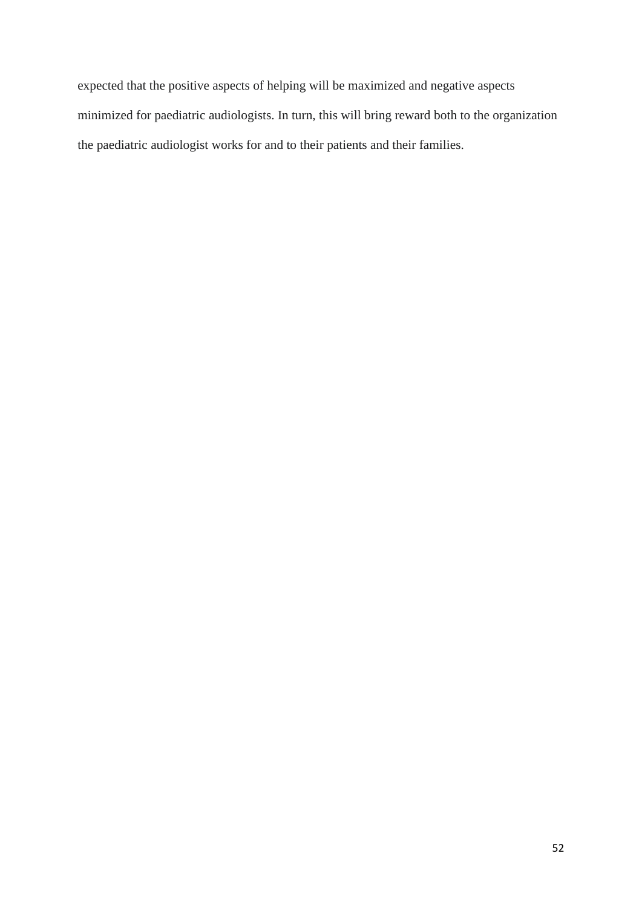expected that the positive aspects of helping will be maximized and negative aspects minimized for paediatric audiologists. In turn, this will bring reward both to the organization the paediatric audiologist works for and to their patients and their families.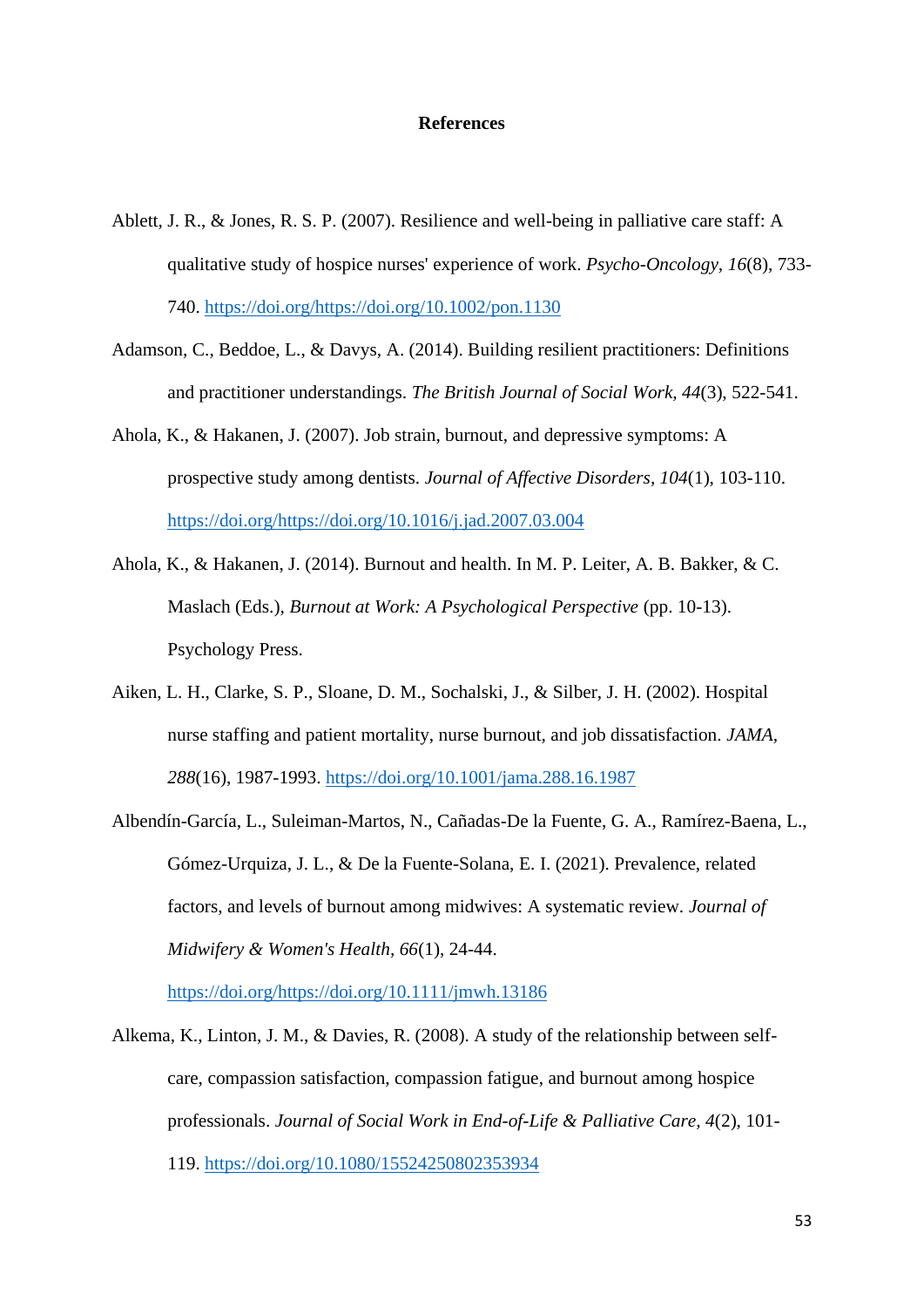# References

Ablett, J. R., & Jones, R. S. P. (2007). Resilience and well-being in palliative care staff: A qualitative study of hospice nurses' experience of work. *Psycho-Oncology, 16*(8), 733-740. https://doi.org/https://doi.org/10.1002/pon.1130

Adamson, C., Beddoe, L., & Davys, A. (2014). Building resilient practitioners: Definitions and practitioner understandings. *The British Journal of Social Work, 44*(3), 522-541.

Ahola, K., & Hakanen, J. (2007). Job strain, burnout, and depressive symptoms: A prospective study among dentists. *Journal of Affective Disorders, 104*(1), 103-110. https://doi.org/https://doi.org/10.1016/j.jad.2007.03.004

Ahola, K., & Hakanen, J. (2014). Burnout and health. In M. P. Leiter, A. B. Bakker, & C. Maslach (Eds.), *Burnout at Work: A Psychological Perspective* (pp. 10-13). Psychology Press.

Aiken, L. H., Clarke, S. P., Sloane, D. M., Sochalski, J., & Silber, J. H. (2002). Hospital nurse staffing and patient mortality, nurse burnout, and job dissatisfaction. *JAMA, 288*(16), 1987-1993. https://doi.org/10.1001/jama.288.16.1987

Albendín-García, L., Suleiman-Martos, N., Cañadas-De la Fuente, G. A., Ramírez-Baena, L., Gómez-Urquiza, J. L., & De la Fuente-Solana, E. I. (2021). Prevalence, related factors, and levels of burnout among midwives: A systematic review. *Journal of Midwifery & Women's Health, 66*(1), 24-44. https://doi.org/https://doi.org/10.1111/jmwh.13186

Alkema, K., Linton, J. M., & Davies, R. (2008). A study of the relationship between self-care, compassion satisfaction, compassion fatigue, and burnout among hospice professionals. *Journal of Social Work in End-of-Life & Palliative Care, 4*(2), 101-119. https://doi.org/10.1080/15524250802353934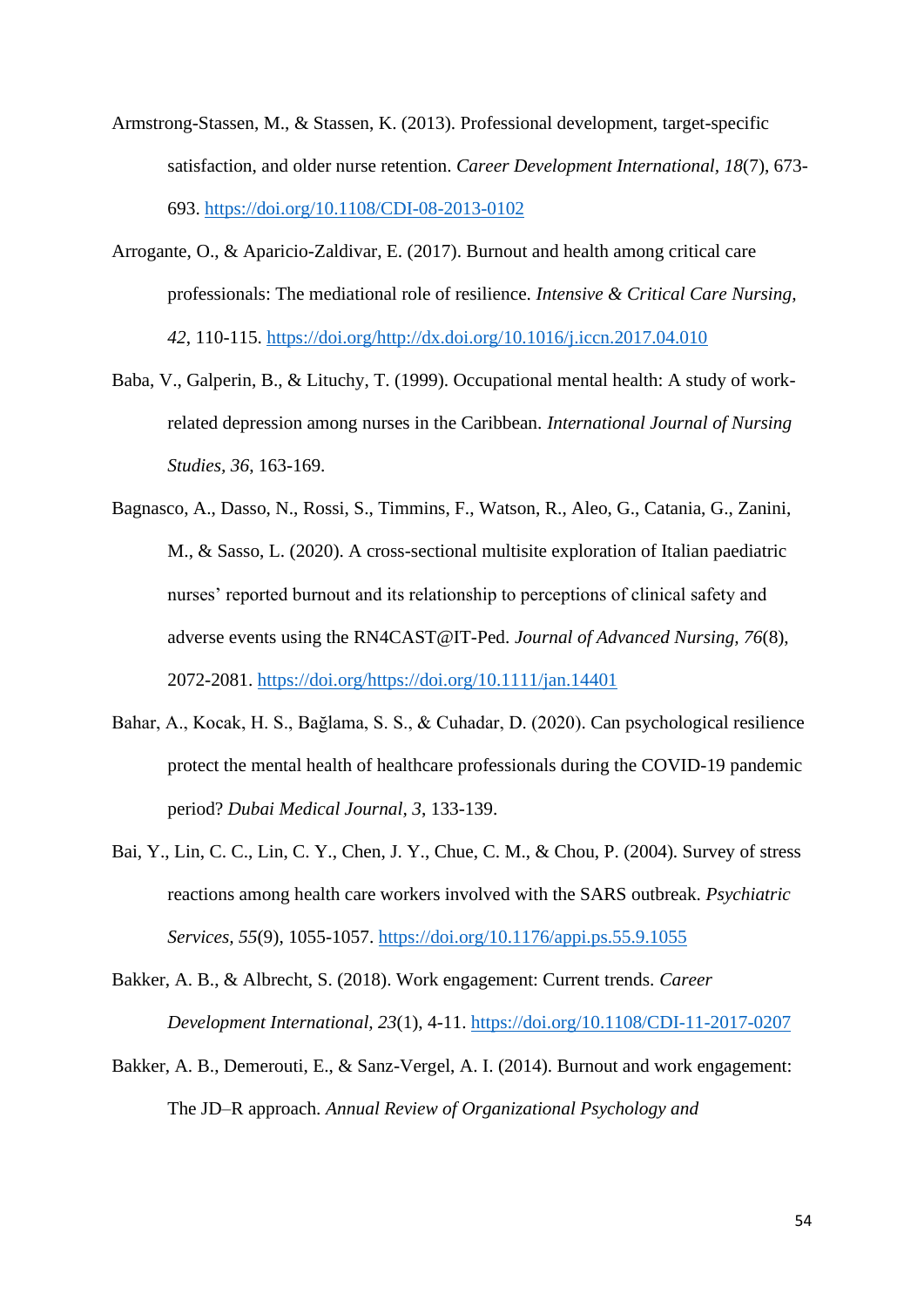Armstrong-Stassen, M., & Stassen, K. (2013). Professional development, target-specific satisfaction, and older nurse retention. *Career Development International*, *18*(7), 673-693. https://doi.org/10.1108/CDI-08-2013-0102

Arrogante, O., & Aparicio-Zaldivar, E. (2017). Burnout and health among critical care professionals: The mediational role of resilience. *Intensive & Critical Care Nursing, 42*, 110-115. https://doi.org/http://dx.doi.org/10.1016/j.iccn.2017.04.010

Baba, V., Galperin, B., & Lituchy, T. (1999). Occupational mental health: A study of work-related depression among nurses in the Caribbean. *International Journal of Nursing Studies, 36*, 163-169.

Bagnasco, A., Dasso, N., Rossi, S., Timmins, F., Watson, R., Aleo, G., Catania, G., Zanini, M., & Sasso, L. (2020). A cross-sectional multisite exploration of Italian paediatric nurses' reported burnout and its relationship to perceptions of clinical safety and adverse events using the RN4CAST@IT-Ped. *Journal of Advanced Nursing, 76*(8), 2072-2081. https://doi.org/https://doi.org/10.1111/jan.14401

Bahar, A., Kocak, H. S., Bağlama, S. S., & Cuhadar, D. (2020). Can psychological resilience protect the mental health of healthcare professionals during the COVID-19 pandemic period? *Dubai Medical Journal, 3*, 133-139.

Bai, Y., Lin, C. C., Lin, C. Y., Chen, J. Y., Chue, C. M., & Chou, P. (2004). Survey of stress reactions among health care workers involved with the SARS outbreak. *Psychiatric Services, 55*(9), 1055-1057. https://doi.org/10.1176/appi.ps.55.9.1055

Bakker, A. B., & Albrecht, S. (2018). Work engagement: Current trends. *Career Development International, 23*(1), 4-11. https://doi.org/10.1108/CDI-11-2017-0207

Bakker, A. B., Demerouti, E., & Sanz-Vergel, A. I. (2014). Burnout and work engagement: The JD–R approach. *Annual Review of Organizational Psychology and*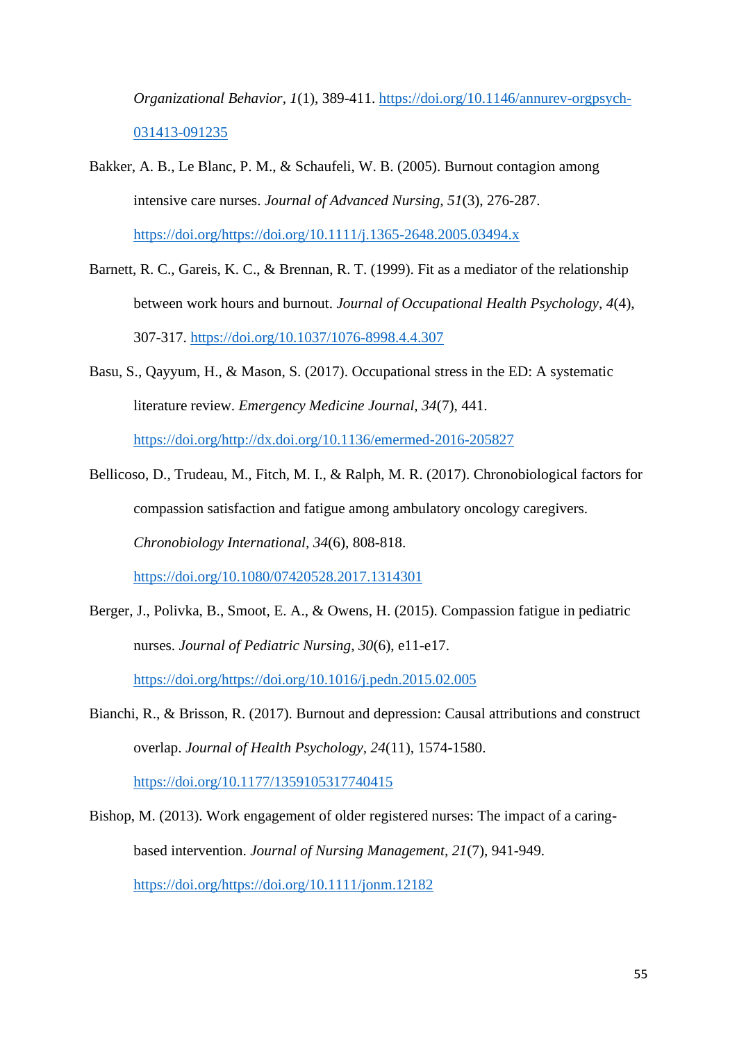*Organizational Behavior*, *1*(1), 389-411. https://doi.org/10.1146/annurev-orgpsych-031413-091235

Bakker, A. B., Le Blanc, P. M., & Schaufeli, W. B. (2005). Burnout contagion among intensive care nurses. *Journal of Advanced Nursing, 51*(3), 276-287. https://doi.org/https://doi.org/10.1111/j.1365-2648.2005.03494.x

Barnett, R. C., Gareis, K. C., & Brennan, R. T. (1999). Fit as a mediator of the relationship between work hours and burnout. *Journal of Occupational Health Psychology*, *4*(4), 307-317. https://doi.org/10.1037/1076-8998.4.4.307

Basu, S., Qayyum, H., & Mason, S. (2017). Occupational stress in the ED: A systematic literature review. *Emergency Medicine Journal*, *34*(7), 441. https://doi.org/http://dx.doi.org/10.1136/emermed-2016-205827

Bellicoso, D., Trudeau, M., Fitch, M. I., & Ralph, M. R. (2017). Chronobiological factors for compassion satisfaction and fatigue among ambulatory oncology caregivers. *Chronobiology International*, *34*(6), 808-818. https://doi.org/10.1080/07420528.2017.1314301

Berger, J., Polivka, B., Smoot, E. A., & Owens, H. (2015). Compassion fatigue in pediatric nurses. *Journal of Pediatric Nursing, 30*(6), e11-e17. https://doi.org/https://doi.org/10.1016/j.pedn.2015.02.005

Bianchi, R., & Brisson, R. (2017). Burnout and depression: Causal attributions and construct overlap. *Journal of Health Psychology*, *24*(11), 1574-1580. https://doi.org/10.1177/1359105317740415

Bishop, M. (2013). Work engagement of older registered nurses: The impact of a caring-based intervention. *Journal of Nursing Management*, *21*(7), 941-949. https://doi.org/https://doi.org/10.1111/jonm.12182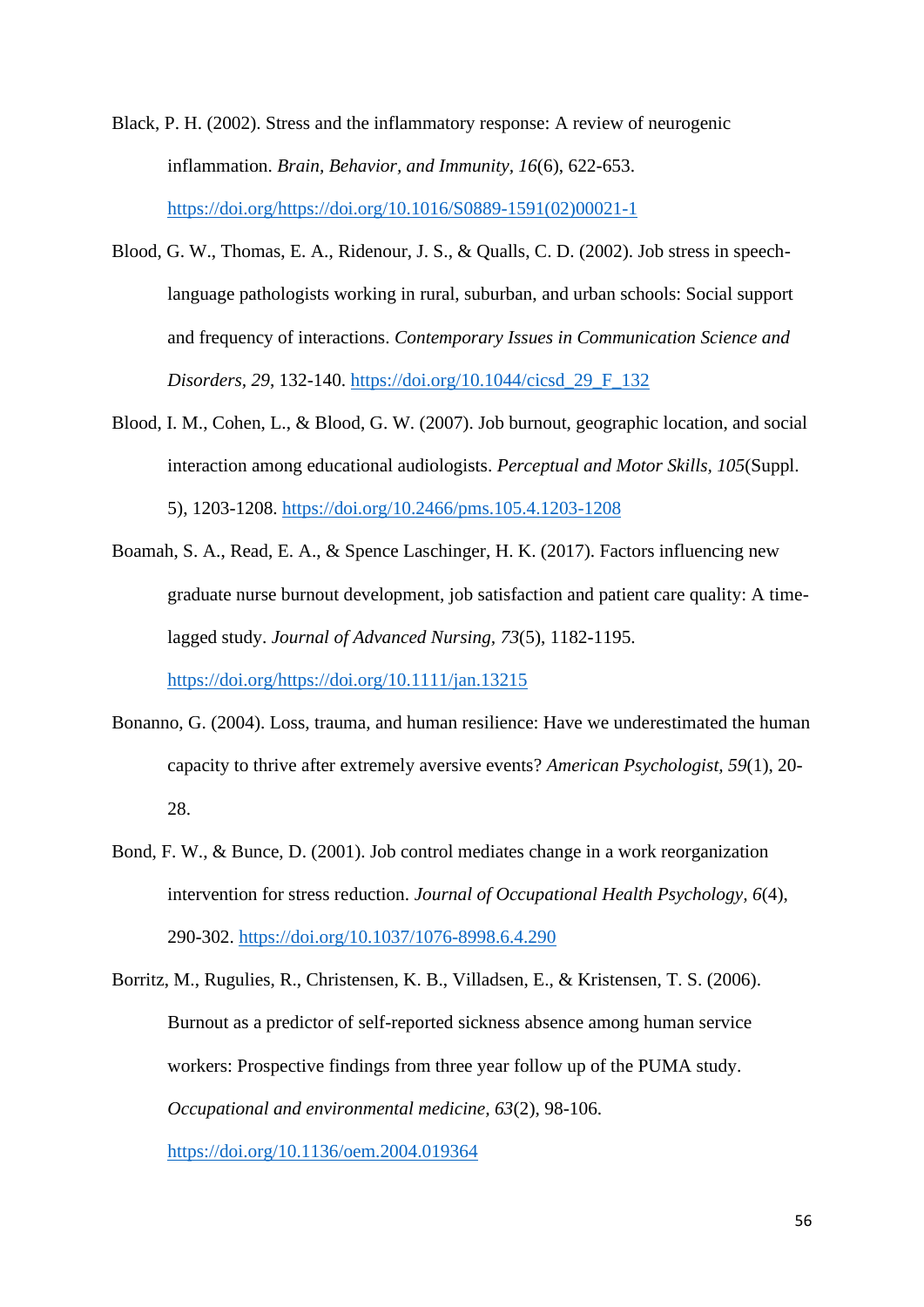Black, P. H. (2002). Stress and the inflammatory response: A review of neurogenic inflammation. *Brain, Behavior, and Immunity, 16*(6), 622-653. https://doi.org/https://doi.org/10.1016/S0889-1591(02)00021-1

Blood, G. W., Thomas, E. A., Ridenour, J. S., & Qualls, C. D. (2002). Job stress in speech-language pathologists working in rural, suburban, and urban schools: Social support and frequency of interactions. *Contemporary Issues in Communication Science and Disorders, 29*, 132-140. https://doi.org/10.1044/cicsd_29_F_132

Blood, I. M., Cohen, L., & Blood, G. W. (2007). Job burnout, geographic location, and social interaction among educational audiologists. *Perceptual and Motor Skills, 105*(Suppl. 5), 1203-1208. https://doi.org/10.2466/pms.105.4.1203-1208

Boamah, S. A., Read, E. A., & Spence Laschinger, H. K. (2017). Factors influencing new graduate nurse burnout development, job satisfaction and patient care quality: A time-lagged study. *Journal of Advanced Nursing, 73*(5), 1182-1195. https://doi.org/https://doi.org/10.1111/jan.13215

Bonanno, G. (2004). Loss, trauma, and human resilience: Have we underestimated the human capacity to thrive after extremely aversive events? *American Psychologist, 59*(1), 20-28.

Bond, F. W., & Bunce, D. (2001). Job control mediates change in a work reorganization intervention for stress reduction. *Journal of Occupational Health Psychology, 6*(4), 290-302. https://doi.org/10.1037/1076-8998.6.4.290

Borritz, M., Rugulies, R., Christensen, K. B., Villadsen, E., & Kristensen, T. S. (2006). Burnout as a predictor of self-reported sickness absence among human service workers: Prospective findings from three year follow up of the PUMA study. *Occupational and environmental medicine, 63*(2), 98-106. https://doi.org/10.1136/oem.2004.019364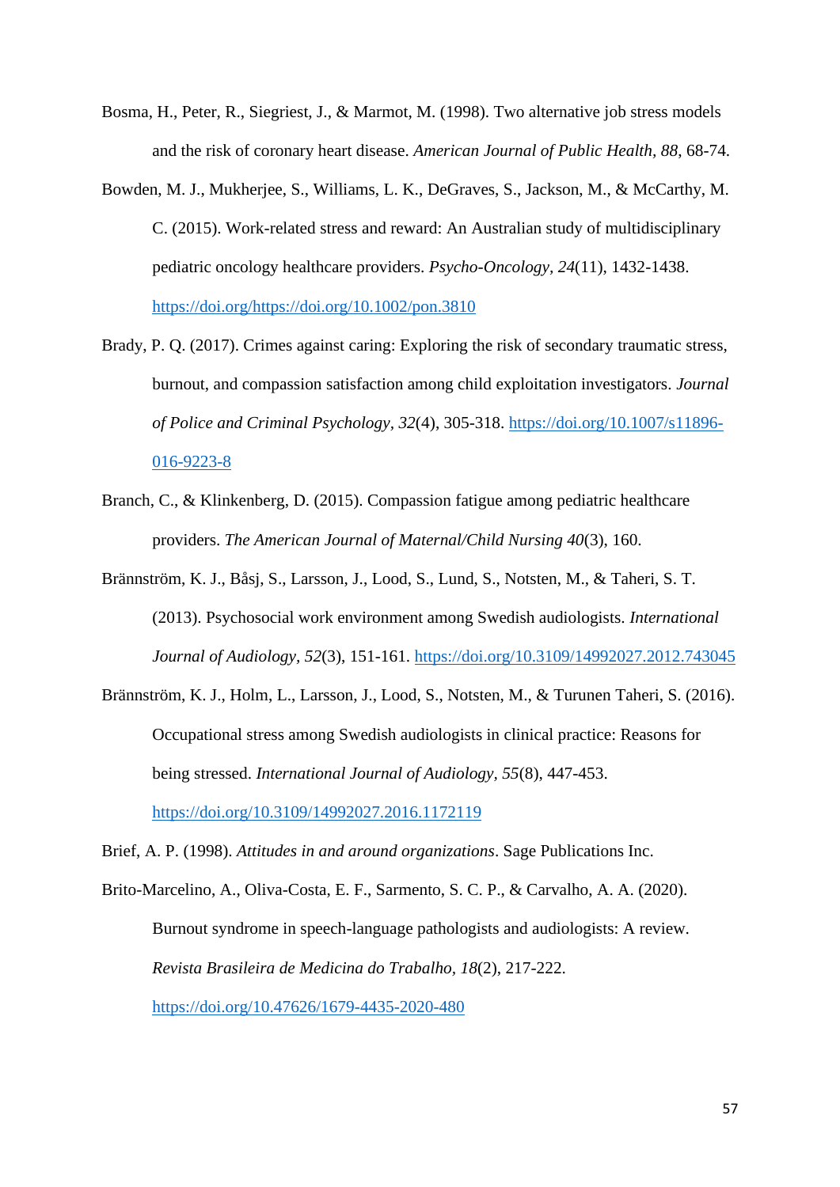Bosma, H., Peter, R., Siegriest, J., & Marmot, M. (1998). Two alternative job stress models and the risk of coronary heart disease. *American Journal of Public Health, 88*, 68-74.

Bowden, M. J., Mukherjee, S., Williams, L. K., DeGraves, S., Jackson, M., & McCarthy, M. C. (2015). Work-related stress and reward: An Australian study of multidisciplinary pediatric oncology healthcare providers. *Psycho-Oncology, 24*(11), 1432-1438. https://doi.org/https://doi.org/10.1002/pon.3810

Brady, P. Q. (2017). Crimes against caring: Exploring the risk of secondary traumatic stress, burnout, and compassion satisfaction among child exploitation investigators. *Journal of Police and Criminal Psychology, 32*(4), 305-318. https://doi.org/10.1007/s11896-016-9223-8

Branch, C., & Klinkenberg, D. (2015). Compassion fatigue among pediatric healthcare providers. *The American Journal of Maternal/Child Nursing 40*(3), 160.

Brännström, K. J., Båsj, S., Larsson, J., Lood, S., Lund, S., Notsten, M., & Taheri, S. T. (2013). Psychosocial work environment among Swedish audiologists. *International Journal of Audiology, 52*(3), 151-161. https://doi.org/10.3109/14992027.2012.743045

Brännström, K. J., Holm, L., Larsson, J., Lood, S., Notsten, M., & Turunen Taheri, S. (2016). Occupational stress among Swedish audiologists in clinical practice: Reasons for being stressed. *International Journal of Audiology, 55*(8), 447-453. https://doi.org/10.3109/14992027.2016.1172119

Brief, A. P. (1998). *Attitudes in and around organizations*. Sage Publications Inc.

Brito-Marcelino, A., Oliva-Costa, E. F., Sarmento, S. C. P., & Carvalho, A. A. (2020). Burnout syndrome in speech-language pathologists and audiologists: A review. *Revista Brasileira de Medicina do Trabalho, 18*(2), 217-222. https://doi.org/10.47626/1679-4435-2020-480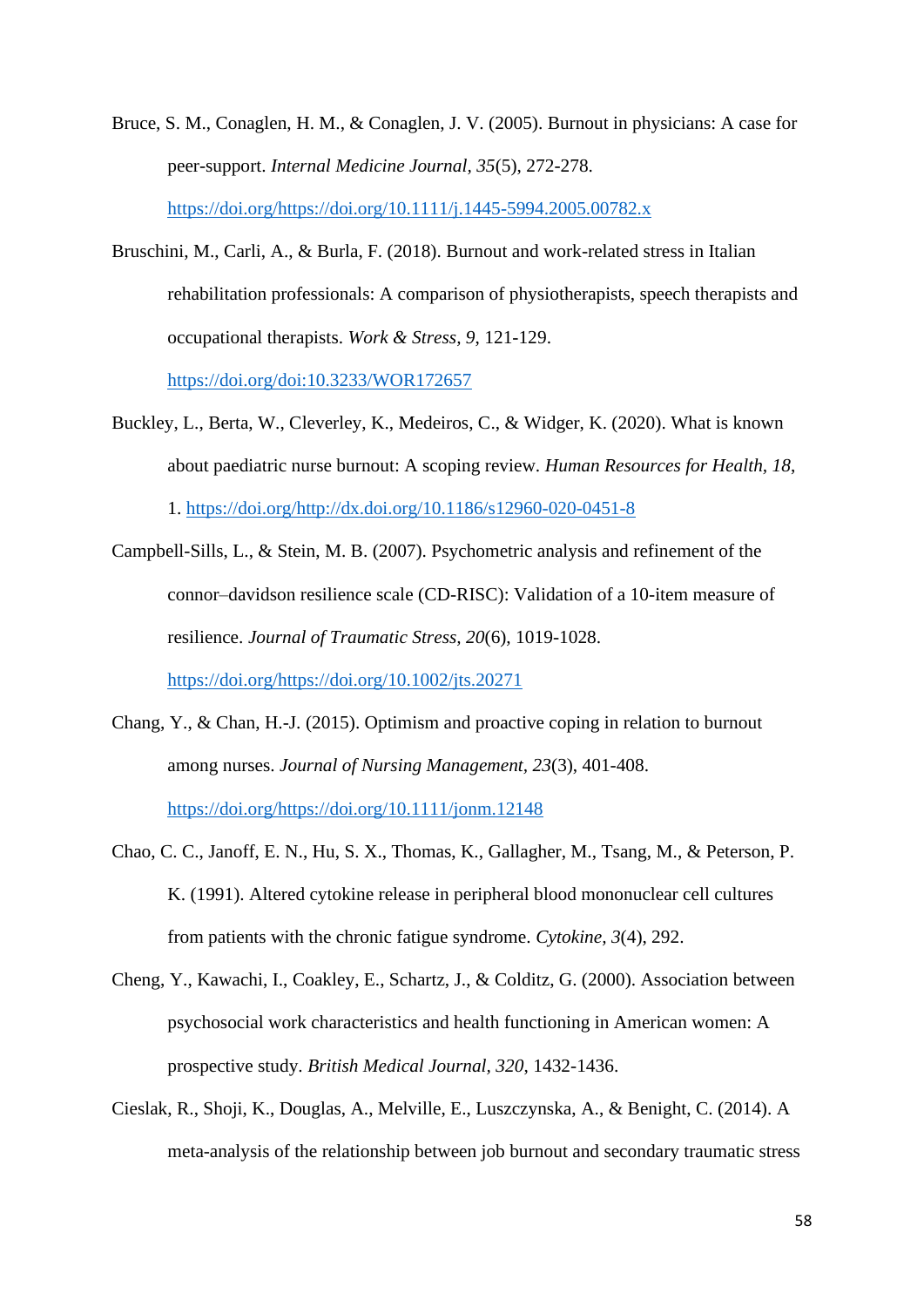Bruce, S. M., Conaglen, H. M., & Conaglen, J. V. (2005). Burnout in physicians: A case for peer-support. *Internal Medicine Journal, 35*(5), 272-278. https://doi.org/https://doi.org/10.1111/j.1445-5994.2005.00782.x

Bruschini, M., Carli, A., & Burla, F. (2018). Burnout and work-related stress in Italian rehabilitation professionals: A comparison of physiotherapists, speech therapists and occupational therapists. *Work & Stress, 9*, 121-129. https://doi.org/doi:10.3233/WOR172657

Buckley, L., Berta, W., Cleverley, K., Medeiros, C., & Widger, K. (2020). What is known about paediatric nurse burnout: A scoping review. *Human Resources for Health, 18*, 1. https://doi.org/http://dx.doi.org/10.1186/s12960-020-0451-8

Campbell-Sills, L., & Stein, M. B. (2007). Psychometric analysis and refinement of the connor–davidson resilience scale (CD-RISC): Validation of a 10-item measure of resilience. *Journal of Traumatic Stress, 20*(6), 1019-1028. https://doi.org/https://doi.org/10.1002/jts.20271

Chang, Y., & Chan, H.-J. (2015). Optimism and proactive coping in relation to burnout among nurses. *Journal of Nursing Management, 23*(3), 401-408. https://doi.org/https://doi.org/10.1111/jonm.12148

Chao, C. C., Janoff, E. N., Hu, S. X., Thomas, K., Gallagher, M., Tsang, M., & Peterson, P. K. (1991). Altered cytokine release in peripheral blood mononuclear cell cultures from patients with the chronic fatigue syndrome. *Cytokine, 3*(4), 292.

Cheng, Y., Kawachi, I., Coakley, E., Schartz, J., & Colditz, G. (2000). Association between psychosocial work characteristics and health functioning in American women: A prospective study. *British Medical Journal, 320*, 1432-1436.

Cieslak, R., Shoji, K., Douglas, A., Melville, E., Luszczynska, A., & Benight, C. (2014). A meta-analysis of the relationship between job burnout and secondary traumatic stress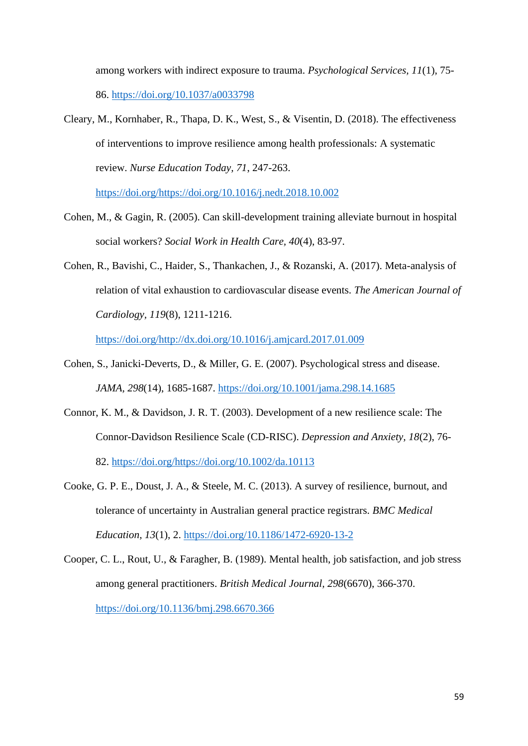among workers with indirect exposure to trauma. *Psychological Services, 11*(1), 75-86. https://doi.org/10.1037/a0033798

Cleary, M., Kornhaber, R., Thapa, D. K., West, S., & Visentin, D. (2018). The effectiveness of interventions to improve resilience among health professionals: A systematic review. *Nurse Education Today, 71*, 247-263. https://doi.org/https://doi.org/10.1016/j.nedt.2018.10.002

Cohen, M., & Gagin, R. (2005). Can skill-development training alleviate burnout in hospital social workers? *Social Work in Health Care, 40*(4), 83-97.

Cohen, R., Bavishi, C., Haider, S., Thankachen, J., & Rozanski, A. (2017). Meta-analysis of relation of vital exhaustion to cardiovascular disease events. *The American Journal of Cardiology, 119*(8), 1211-1216. https://doi.org/http://dx.doi.org/10.1016/j.amjcard.2017.01.009

Cohen, S., Janicki-Deverts, D., & Miller, G. E. (2007). Psychological stress and disease. *JAMA, 298*(14), 1685-1687. https://doi.org/10.1001/jama.298.14.1685

Connor, K. M., & Davidson, J. R. T. (2003). Development of a new resilience scale: The Connor-Davidson Resilience Scale (CD-RISC). *Depression and Anxiety, 18*(2), 76-82. https://doi.org/https://doi.org/10.1002/da.10113

Cooke, G. P. E., Doust, J. A., & Steele, M. C. (2013). A survey of resilience, burnout, and tolerance of uncertainty in Australian general practice registrars. *BMC Medical Education, 13*(1), 2. https://doi.org/10.1186/1472-6920-13-2

Cooper, C. L., Rout, U., & Faragher, B. (1989). Mental health, job satisfaction, and job stress among general practitioners. *British Medical Journal, 298*(6670), 366-370. https://doi.org/10.1136/bmj.298.6670.366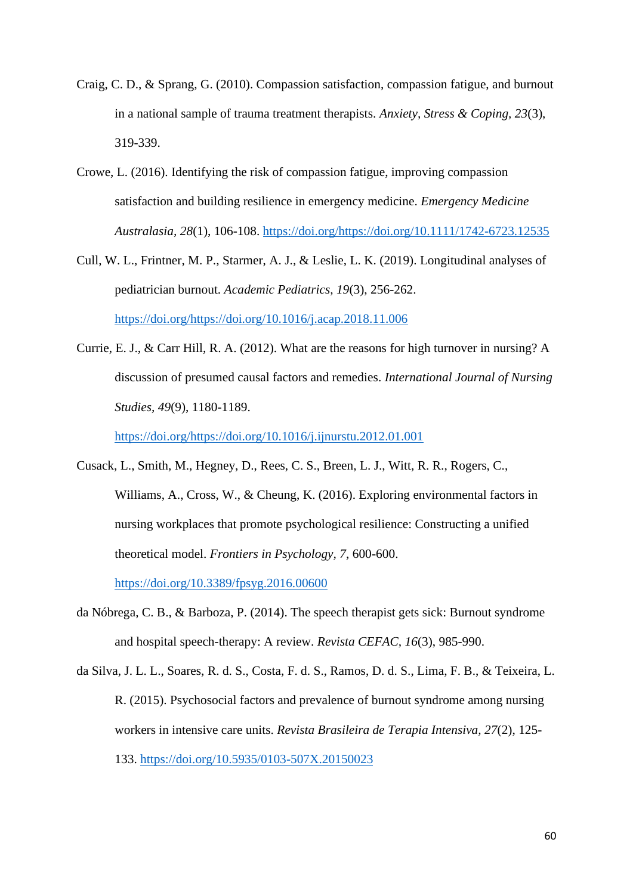Craig, C. D., & Sprang, G. (2010). Compassion satisfaction, compassion fatigue, and burnout in a national sample of trauma treatment therapists. *Anxiety, Stress & Coping, 23*(3), 319-339.

Crowe, L. (2016). Identifying the risk of compassion fatigue, improving compassion satisfaction and building resilience in emergency medicine. *Emergency Medicine Australasia*, *28*(1), 106-108. https://doi.org/https://doi.org/10.1111/1742-6723.12535

Cull, W. L., Frintner, M. P., Starmer, A. J., & Leslie, L. K. (2019). Longitudinal analyses of pediatrician burnout. *Academic Pediatrics, 19*(3), 256-262. https://doi.org/https://doi.org/10.1016/j.acap.2018.11.006

Currie, E. J., & Carr Hill, R. A. (2012). What are the reasons for high turnover in nursing? A discussion of presumed causal factors and remedies. *International Journal of Nursing Studies, 49*(9), 1180-1189. https://doi.org/https://doi.org/10.1016/j.ijnurstu.2012.01.001

Cusack, L., Smith, M., Hegney, D., Rees, C. S., Breen, L. J., Witt, R. R., Rogers, C., Williams, A., Cross, W., & Cheung, K. (2016). Exploring environmental factors in nursing workplaces that promote psychological resilience: Constructing a unified theoretical model. *Frontiers in Psychology, 7*, 600-600. https://doi.org/10.3389/fpsyg.2016.00600

da Nóbrega, C. B., & Barboza, P. (2014). The speech therapist gets sick: Burnout syndrome and hospital speech-therapy: A review. *Revista CEFAC, 16*(3), 985-990.

da Silva, J. L. L., Soares, R. d. S., Costa, F. d. S., Ramos, D. d. S., Lima, F. B., & Teixeira, L. R. (2015). Psychosocial factors and prevalence of burnout syndrome among nursing workers in intensive care units. *Revista Brasileira de Terapia Intensiva, 27*(2), 125-133. https://doi.org/10.5935/0103-507X.20150023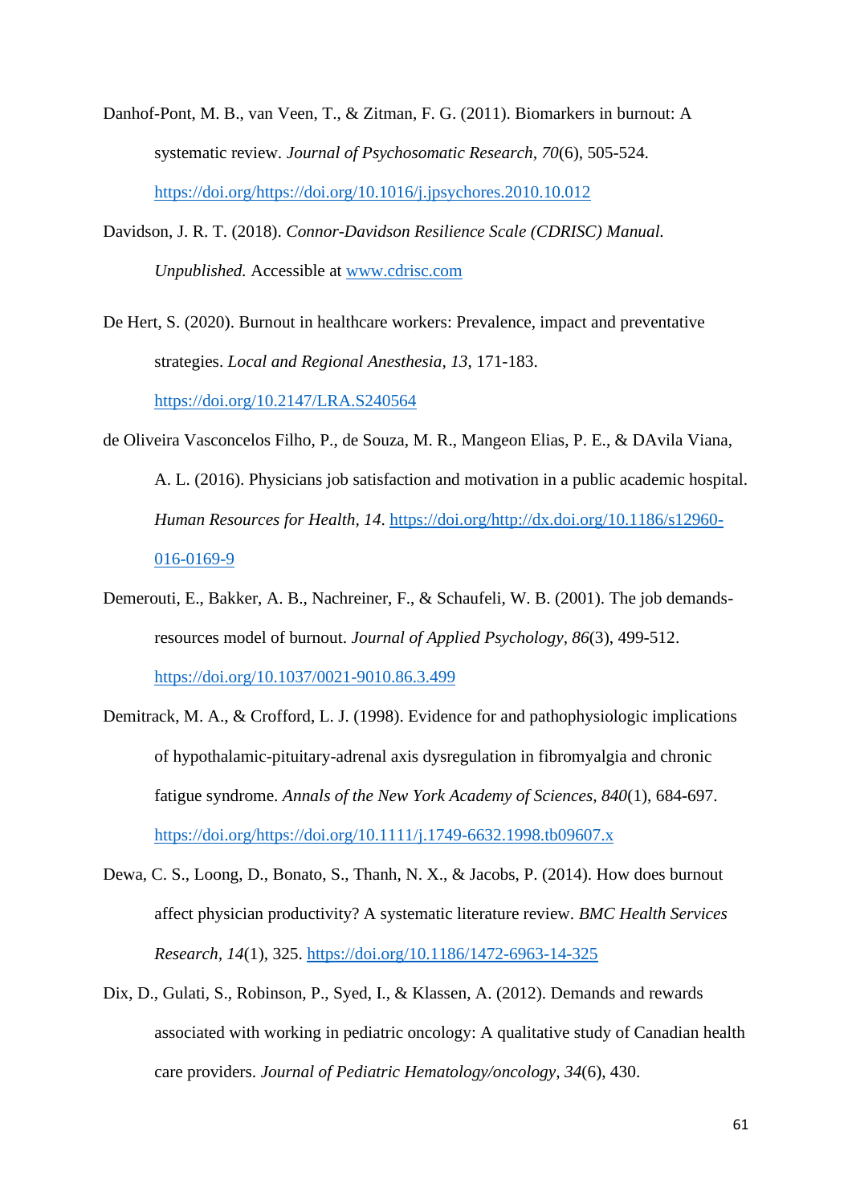Danhof-Pont, M. B., van Veen, T., & Zitman, F. G. (2011). Biomarkers in burnout: A systematic review. *Journal of Psychosomatic Research, 70*(6), 505-524. https://doi.org/https://doi.org/10.1016/j.jpsychores.2010.10.012

Davidson, J. R. T. (2018). *Connor-Davidson Resilience Scale (CDRISC) Manual. Unpublished.* Accessible at www.cdrisc.com

De Hert, S. (2020). Burnout in healthcare workers: Prevalence, impact and preventative strategies. *Local and Regional Anesthesia, 13*, 171-183. https://doi.org/10.2147/LRA.S240564

de Oliveira Vasconcelos Filho, P., de Souza, M. R., Mangeon Elias, P. E., & DAvila Viana, A. L. (2016). Physicians job satisfaction and motivation in a public academic hospital. *Human Resources for Health, 14*. https://doi.org/http://dx.doi.org/10.1186/s12960-016-0169-9

Demerouti, E., Bakker, A. B., Nachreiner, F., & Schaufeli, W. B. (2001). The job demands-resources model of burnout. *Journal of Applied Psychology, 86*(3), 499-512. https://doi.org/10.1037/0021-9010.86.3.499

Demitrack, M. A., & Crofford, L. J. (1998). Evidence for and pathophysiologic implications of hypothalamic-pituitary-adrenal axis dysregulation in fibromyalgia and chronic fatigue syndrome. *Annals of the New York Academy of Sciences, 840*(1), 684-697. https://doi.org/https://doi.org/10.1111/j.1749-6632.1998.tb09607.x

Dewa, C. S., Loong, D., Bonato, S., Thanh, N. X., & Jacobs, P. (2014). How does burnout affect physician productivity? A systematic literature review. *BMC Health Services Research, 14*(1), 325. https://doi.org/10.1186/1472-6963-14-325

Dix, D., Gulati, S., Robinson, P., Syed, I., & Klassen, A. (2012). Demands and rewards associated with working in pediatric oncology: A qualitative study of Canadian health care providers. *Journal of Pediatric Hematology/oncology, 34*(6), 430.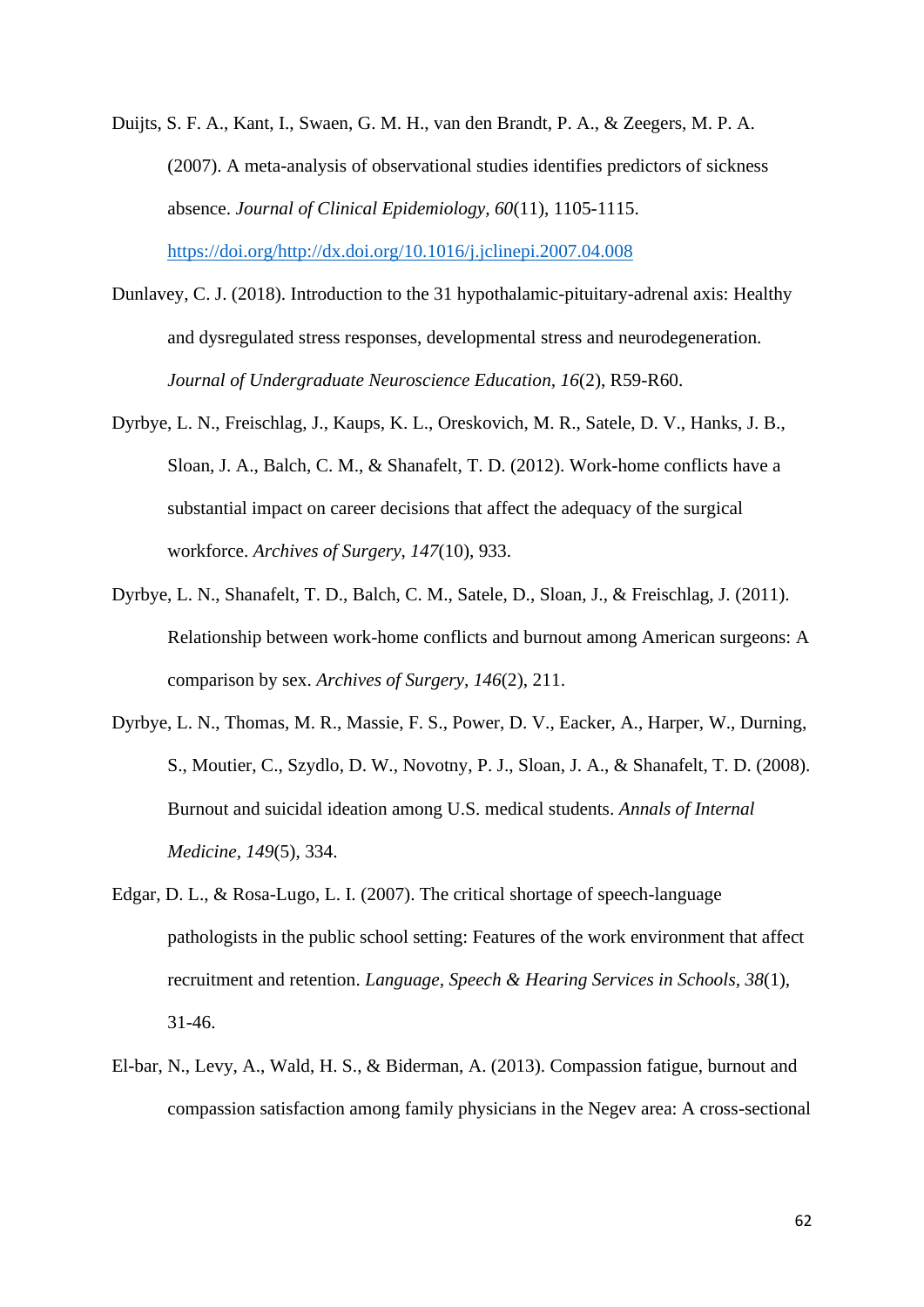Duijts, S. F. A., Kant, I., Swaen, G. M. H., van den Brandt, P. A., & Zeegers, M. P. A. (2007). A meta-analysis of observational studies identifies predictors of sickness absence. *Journal of Clinical Epidemiology, 60*(11), 1105-1115. https://doi.org/http://dx.doi.org/10.1016/j.jclinepi.2007.04.008

Dunlavey, C. J. (2018). Introduction to the 31 hypothalamic-pituitary-adrenal axis: Healthy and dysregulated stress responses, developmental stress and neurodegeneration. *Journal of Undergraduate Neuroscience Education, 16*(2), R59-R60.

Dyrbye, L. N., Freischlag, J., Kaups, K. L., Oreskovich, M. R., Satele, D. V., Hanks, J. B., Sloan, J. A., Balch, C. M., & Shanafelt, T. D. (2012). Work-home conflicts have a substantial impact on career decisions that affect the adequacy of the surgical workforce. *Archives of Surgery, 147*(10), 933.

Dyrbye, L. N., Shanafelt, T. D., Balch, C. M., Satele, D., Sloan, J., & Freischlag, J. (2011). Relationship between work-home conflicts and burnout among American surgeons: A comparison by sex. *Archives of Surgery, 146*(2), 211.

Dyrbye, L. N., Thomas, M. R., Massie, F. S., Power, D. V., Eacker, A., Harper, W., Durning, S., Moutier, C., Szydlo, D. W., Novotny, P. J., Sloan, J. A., & Shanafelt, T. D. (2008). Burnout and suicidal ideation among U.S. medical students. *Annals of Internal Medicine, 149*(5), 334.

Edgar, D. L., & Rosa-Lugo, L. I. (2007). The critical shortage of speech-language pathologists in the public school setting: Features of the work environment that affect recruitment and retention. *Language, Speech & Hearing Services in Schools, 38*(1), 31-46.

El-bar, N., Levy, A., Wald, H. S., & Biderman, A. (2013). Compassion fatigue, burnout and compassion satisfaction among family physicians in the Negev area: A cross-sectional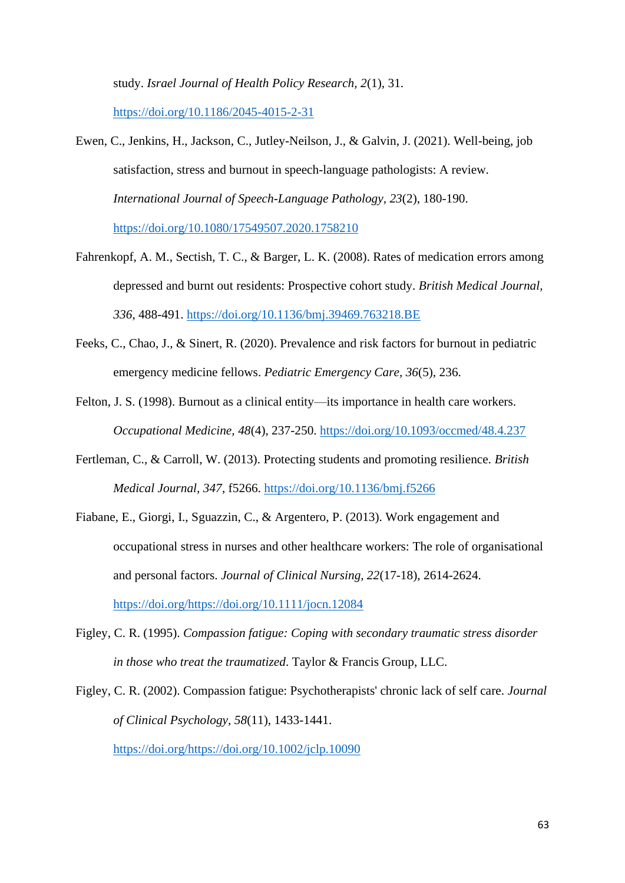study. *Israel Journal of Health Policy Research, 2*(1), 31. https://doi.org/10.1186/2045-4015-2-31

Ewen, C., Jenkins, H., Jackson, C., Jutley-Neilson, J., & Galvin, J. (2021). Well-being, job satisfaction, stress and burnout in speech-language pathologists: A review. *International Journal of Speech-Language Pathology, 23*(2), 180-190. https://doi.org/10.1080/17549507.2020.1758210

Fahrenkopf, A. M., Sectish, T. C., & Barger, L. K. (2008). Rates of medication errors among depressed and burnt out residents: Prospective cohort study. *British Medical Journal, 336*, 488-491. https://doi.org/10.1136/bmj.39469.763218.BE

Feeks, C., Chao, J., & Sinert, R. (2020). Prevalence and risk factors for burnout in pediatric emergency medicine fellows. *Pediatric Emergency Care, 36*(5), 236.

Felton, J. S. (1998). Burnout as a clinical entity—its importance in health care workers. *Occupational Medicine, 48*(4), 237-250. https://doi.org/10.1093/occmed/48.4.237

Fertleman, C., & Carroll, W. (2013). Protecting students and promoting resilience. *British Medical Journal, 347*, f5266. https://doi.org/10.1136/bmj.f5266

Fiabane, E., Giorgi, I., Sguazzin, C., & Argentero, P. (2013). Work engagement and occupational stress in nurses and other healthcare workers: The role of organisational and personal factors. *Journal of Clinical Nursing, 22*(17-18), 2614-2624. https://doi.org/https://doi.org/10.1111/jocn.12084

Figley, C. R. (1995). *Compassion fatigue: Coping with secondary traumatic stress disorder in those who treat the traumatized*. Taylor & Francis Group, LLC.

Figley, C. R. (2002). Compassion fatigue: Psychotherapists' chronic lack of self care. *Journal of Clinical Psychology, 58*(11), 1433-1441. https://doi.org/https://doi.org/10.1002/jclp.10090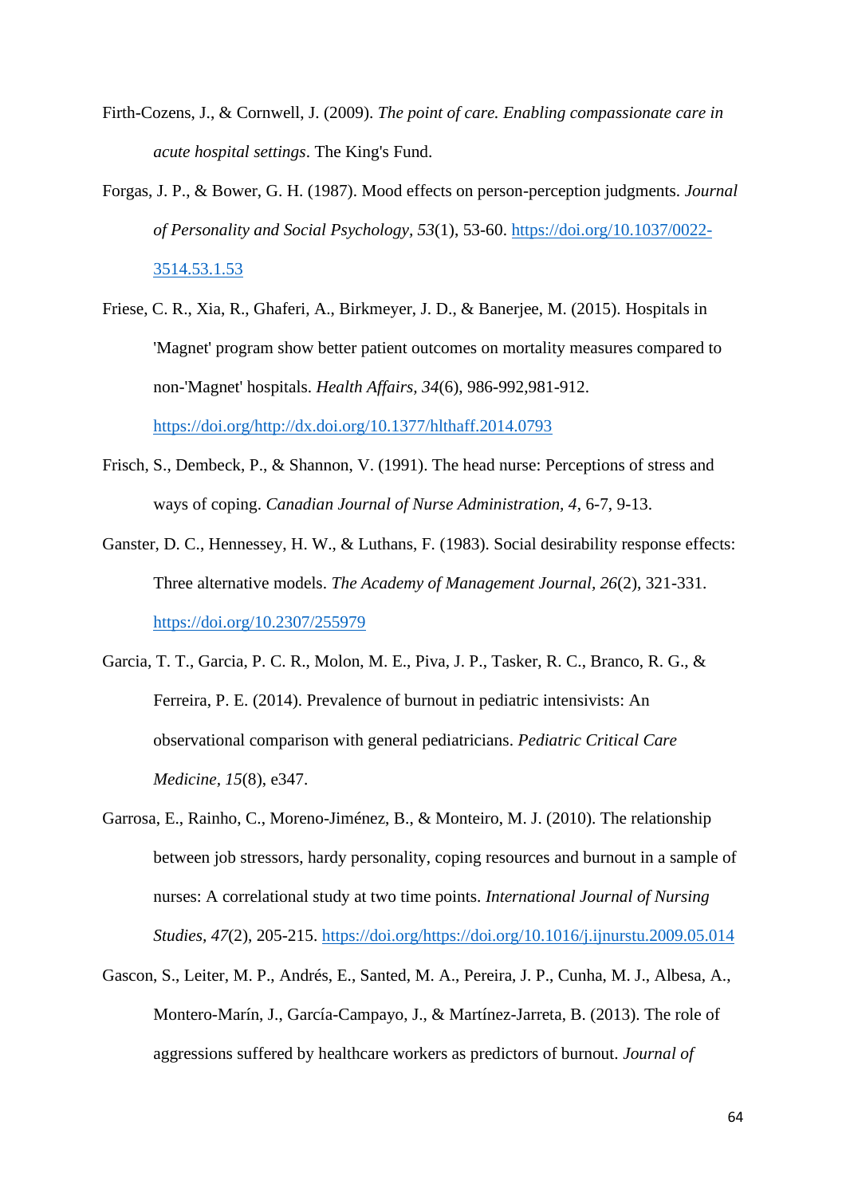Firth-Cozens, J., & Cornwell, J. (2009). *The point of care. Enabling compassionate care in acute hospital settings*. The King's Fund.

Forgas, J. P., & Bower, G. H. (1987). Mood effects on person-perception judgments. *Journal of Personality and Social Psychology*, *53*(1), 53-60. https://doi.org/10.1037/0022-3514.53.1.53

Friese, C. R., Xia, R., Ghaferi, A., Birkmeyer, J. D., & Banerjee, M. (2015). Hospitals in 'Magnet' program show better patient outcomes on mortality measures compared to non-'Magnet' hospitals. *Health Affairs, 34*(6), 986-992,981-912. https://doi.org/http://dx.doi.org/10.1377/hlthaff.2014.0793

Frisch, S., Dembeck, P., & Shannon, V. (1991). The head nurse: Perceptions of stress and ways of coping. *Canadian Journal of Nurse Administration, 4*, 6-7, 9-13.

Ganster, D. C., Hennessey, H. W., & Luthans, F. (1983). Social desirability response effects: Three alternative models. *The Academy of Management Journal*, *26*(2), 321-331. https://doi.org/10.2307/255979

Garcia, T. T., Garcia, P. C. R., Molon, M. E., Piva, J. P., Tasker, R. C., Branco, R. G., & Ferreira, P. E. (2014). Prevalence of burnout in pediatric intensivists: An observational comparison with general pediatricians. *Pediatric Critical Care Medicine, 15*(8), e347.

Garrosa, E., Rainho, C., Moreno-Jiménez, B., & Monteiro, M. J. (2010). The relationship between job stressors, hardy personality, coping resources and burnout in a sample of nurses: A correlational study at two time points. *International Journal of Nursing Studies, 47*(2), 205-215. https://doi.org/https://doi.org/10.1016/j.ijnurstu.2009.05.014

Gascon, S., Leiter, M. P., Andrés, E., Santed, M. A., Pereira, J. P., Cunha, M. J., Albesa, A., Montero-Marín, J., García-Campayo, J., & Martínez-Jarreta, B. (2013). The role of aggressions suffered by healthcare workers as predictors of burnout. *Journal of*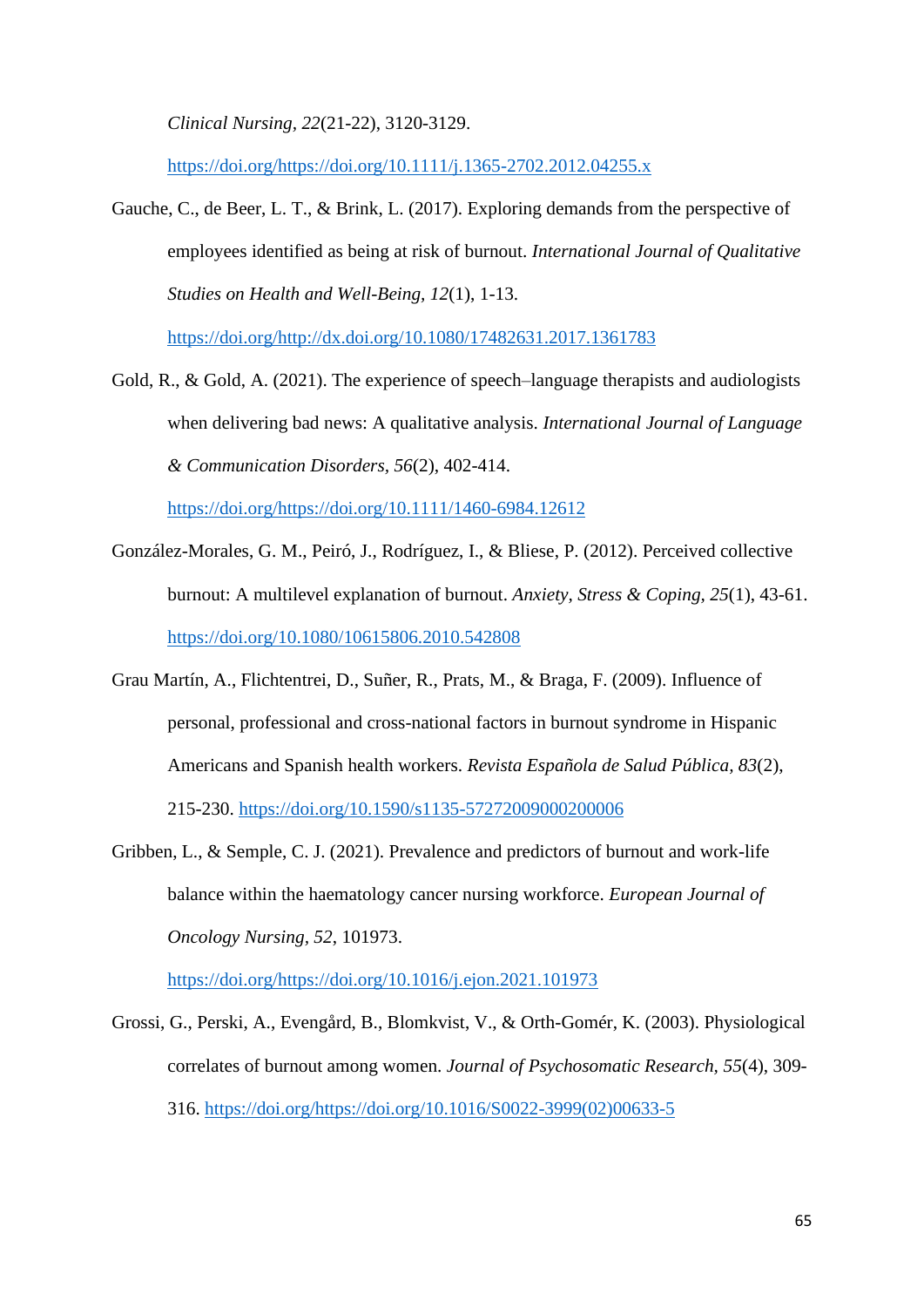*Clinical Nursing*, *22*(21-22), 3120-3129. https://doi.org/https://doi.org/10.1111/j.1365-2702.2012.04255.x

Gauche, C., de Beer, L. T., & Brink, L. (2017). Exploring demands from the perspective of employees identified as being at risk of burnout. *International Journal of Qualitative Studies on Health and Well-Being*, *12*(1), 1-13. https://doi.org/http://dx.doi.org/10.1080/17482631.2017.1361783

Gold, R., & Gold, A. (2021). The experience of speech–language therapists and audiologists when delivering bad news: A qualitative analysis. *International Journal of Language & Communication Disorders*, *56*(2), 402-414. https://doi.org/https://doi.org/10.1111/1460-6984.12612

González-Morales, G. M., Peiró, J., Rodríguez, I., & Bliese, P. (2012). Perceived collective burnout: A multilevel explanation of burnout. *Anxiety, Stress & Coping*, *25*(1), 43-61. https://doi.org/10.1080/10615806.2010.542808

Grau Martín, A., Flichtentrei, D., Suñer, R., Prats, M., & Braga, F. (2009). Influence of personal, professional and cross-national factors in burnout syndrome in Hispanic Americans and Spanish health workers. *Revista Española de Salud Pública*, *83*(2), 215-230. https://doi.org/10.1590/s1135-57272009000200006

Gribben, L., & Semple, C. J. (2021). Prevalence and predictors of burnout and work-life balance within the haematology cancer nursing workforce. *European Journal of Oncology Nursing*, *52*, 101973. https://doi.org/https://doi.org/10.1016/j.ejon.2021.101973

Grossi, G., Perski, A., Evengård, B., Blomkvist, V., & Orth-Gomér, K. (2003). Physiological correlates of burnout among women. *Journal of Psychosomatic Research*, *55*(4), 309-316. https://doi.org/https://doi.org/10.1016/S0022-3999(02)00633-5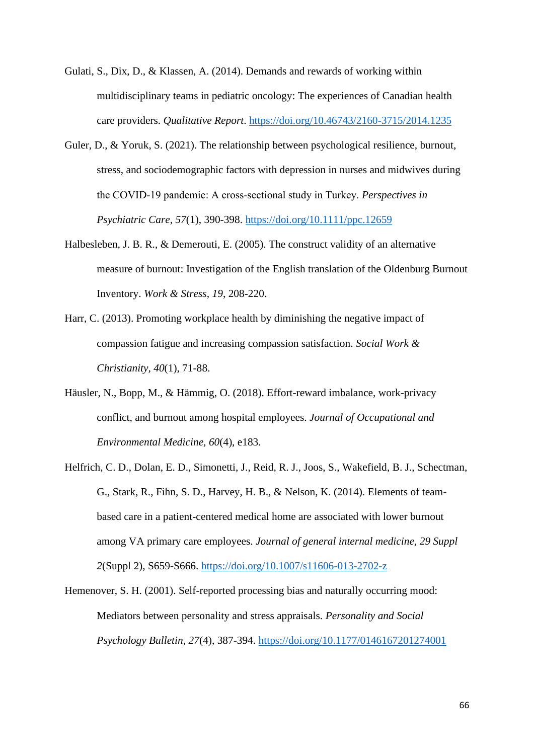Gulati, S., Dix, D., & Klassen, A. (2014). Demands and rewards of working within multidisciplinary teams in pediatric oncology: The experiences of Canadian health care providers. *Qualitative Report*. https://doi.org/10.46743/2160-3715/2014.1235

Guler, D., & Yoruk, S. (2021). The relationship between psychological resilience, burnout, stress, and sociodemographic factors with depression in nurses and midwives during the COVID-19 pandemic: A cross-sectional study in Turkey. *Perspectives in Psychiatric Care*, *57*(1), 390-398. https://doi.org/10.1111/ppc.12659

Halbesleben, J. B. R., & Demerouti, E. (2005). The construct validity of an alternative measure of burnout: Investigation of the English translation of the Oldenburg Burnout Inventory. *Work & Stress*, *19*, 208-220.

Harr, C. (2013). Promoting workplace health by diminishing the negative impact of compassion fatigue and increasing compassion satisfaction. *Social Work & Christianity*, *40*(1), 71-88.

Häusler, N., Bopp, M., & Hämmig, O. (2018). Effort-reward imbalance, work-privacy conflict, and burnout among hospital employees. *Journal of Occupational and Environmental Medicine*, *60*(4), e183.

Helfrich, C. D., Dolan, E. D., Simonetti, J., Reid, R. J., Joos, S., Wakefield, B. J., Schectman, G., Stark, R., Fihn, S. D., Harvey, H. B., & Nelson, K. (2014). Elements of team-based care in a patient-centered medical home are associated with lower burnout among VA primary care employees. *Journal of general internal medicine*, *29 Suppl 2*(Suppl 2), S659-S666. https://doi.org/10.1007/s11606-013-2702-z

Hemenover, S. H. (2001). Self-reported processing bias and naturally occurring mood: Mediators between personality and stress appraisals. *Personality and Social Psychology Bulletin*, *27*(4), 387-394. https://doi.org/10.1177/0146167201274001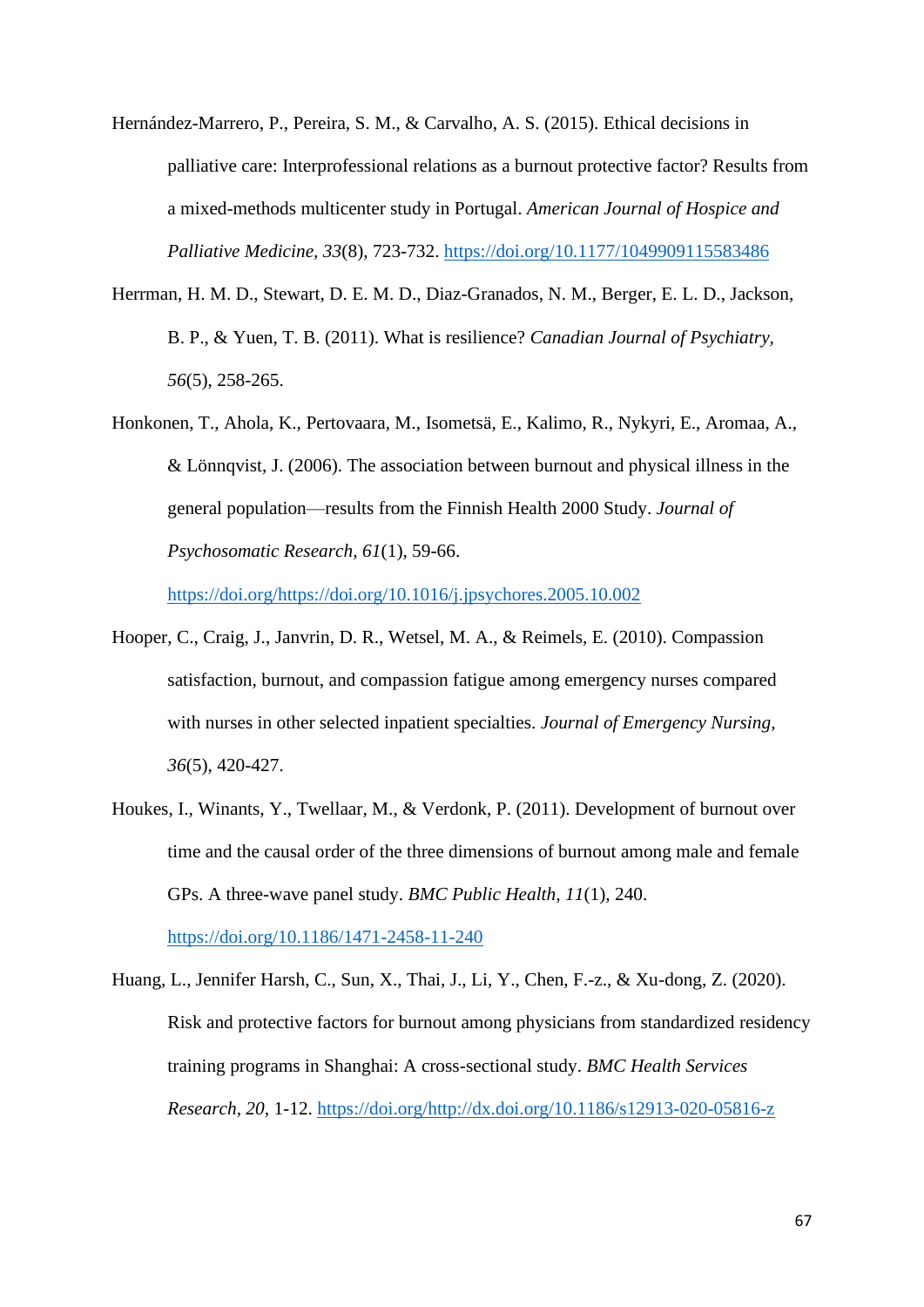Hernández-Marrero, P., Pereira, S. M., & Carvalho, A. S. (2015). Ethical decisions in palliative care: Interprofessional relations as a burnout protective factor? Results from a mixed-methods multicenter study in Portugal. *American Journal of Hospice and Palliative Medicine, 33*(8), 723-732. https://doi.org/10.1177/1049909115583486

Herrman, H. M. D., Stewart, D. E. M. D., Diaz-Granados, N. M., Berger, E. L. D., Jackson, B. P., & Yuen, T. B. (2011). What is resilience? *Canadian Journal of Psychiatry, 56*(5), 258-265.

Honkonen, T., Ahola, K., Pertovaara, M., Isometsä, E., Kalimo, R., Nykyri, E., Aromaa, A., & Lönnqvist, J. (2006). The association between burnout and physical illness in the general population—results from the Finnish Health 2000 Study. *Journal of Psychosomatic Research, 61*(1), 59-66. https://doi.org/https://doi.org/10.1016/j.jpsychores.2005.10.002

Hooper, C., Craig, J., Janvrin, D. R., Wetsel, M. A., & Reimels, E. (2010). Compassion satisfaction, burnout, and compassion fatigue among emergency nurses compared with nurses in other selected inpatient specialties. *Journal of Emergency Nursing, 36*(5), 420-427.

Houkes, I., Winants, Y., Twellaar, M., & Verdonk, P. (2011). Development of burnout over time and the causal order of the three dimensions of burnout among male and female GPs. A three-wave panel study. *BMC Public Health, 11*(1), 240. https://doi.org/10.1186/1471-2458-11-240

Huang, L., Jennifer Harsh, C., Sun, X., Thai, J., Li, Y., Chen, F.-z., & Xu-dong, Z. (2020). Risk and protective factors for burnout among physicians from standardized residency training programs in Shanghai: A cross-sectional study. *BMC Health Services Research, 20*, 1-12. https://doi.org/http://dx.doi.org/10.1186/s12913-020-05816-z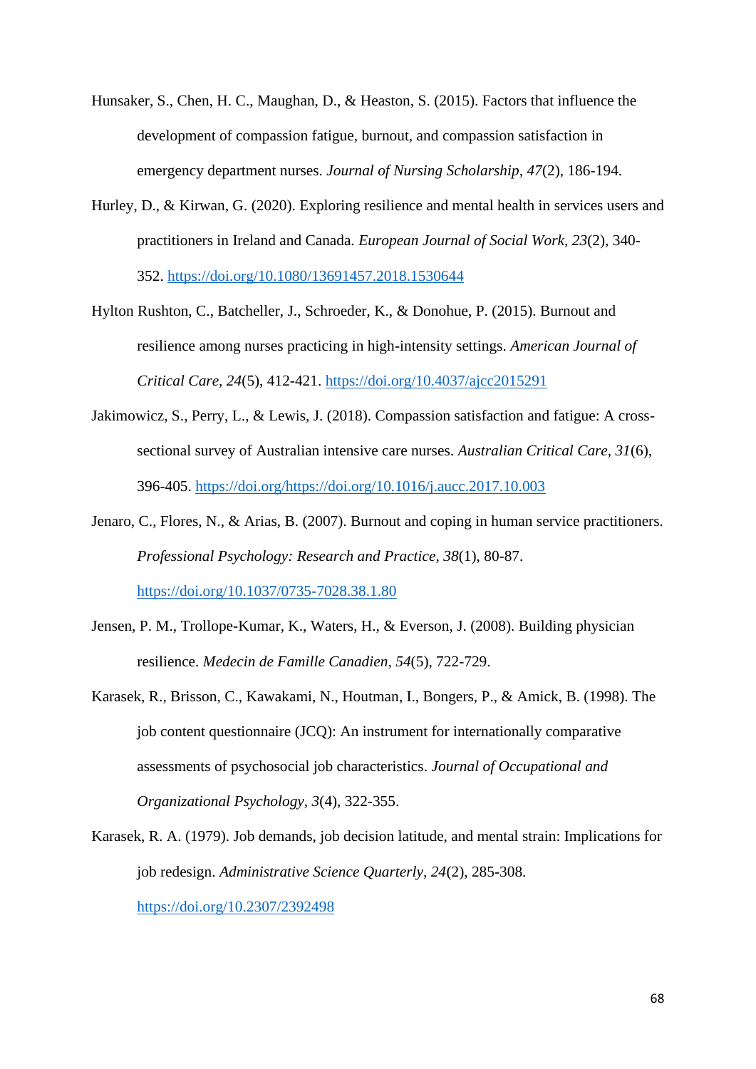Hunsaker, S., Chen, H. C., Maughan, D., & Heaston, S. (2015). Factors that influence the development of compassion fatigue, burnout, and compassion satisfaction in emergency department nurses. *Journal of Nursing Scholarship*, *47*(2), 186-194.

Hurley, D., & Kirwan, G. (2020). Exploring resilience and mental health in services users and practitioners in Ireland and Canada. *European Journal of Social Work*, *23*(2), 340-352. https://doi.org/10.1080/13691457.2018.1530644

Hylton Rushton, C., Batcheller, J., Schroeder, K., & Donohue, P. (2015). Burnout and resilience among nurses practicing in high-intensity settings. *American Journal of Critical Care, 24*(5), 412-421. https://doi.org/10.4037/ajcc2015291

Jakimowicz, S., Perry, L., & Lewis, J. (2018). Compassion satisfaction and fatigue: A cross-sectional survey of Australian intensive care nurses. *Australian Critical Care, 31*(6), 396-405. https://doi.org/https://doi.org/10.1016/j.aucc.2017.10.003

Jenaro, C., Flores, N., & Arias, B. (2007). Burnout and coping in human service practitioners. *Professional Psychology: Research and Practice, 38*(1), 80-87. https://doi.org/10.1037/0735-7028.38.1.80

Jensen, P. M., Trollope-Kumar, K., Waters, H., & Everson, J. (2008). Building physician resilience. *Medecin de Famille Canadien, 54*(5), 722-729.

Karasek, R., Brisson, C., Kawakami, N., Houtman, I., Bongers, P., & Amick, B. (1998). The job content questionnaire (JCQ): An instrument for internationally comparative assessments of psychosocial job characteristics. *Journal of Occupational and Organizational Psychology*, *3*(4), 322-355.

Karasek, R. A. (1979). Job demands, job decision latitude, and mental strain: Implications for job redesign. *Administrative Science Quarterly*, *24*(2), 285-308. https://doi.org/10.2307/2392498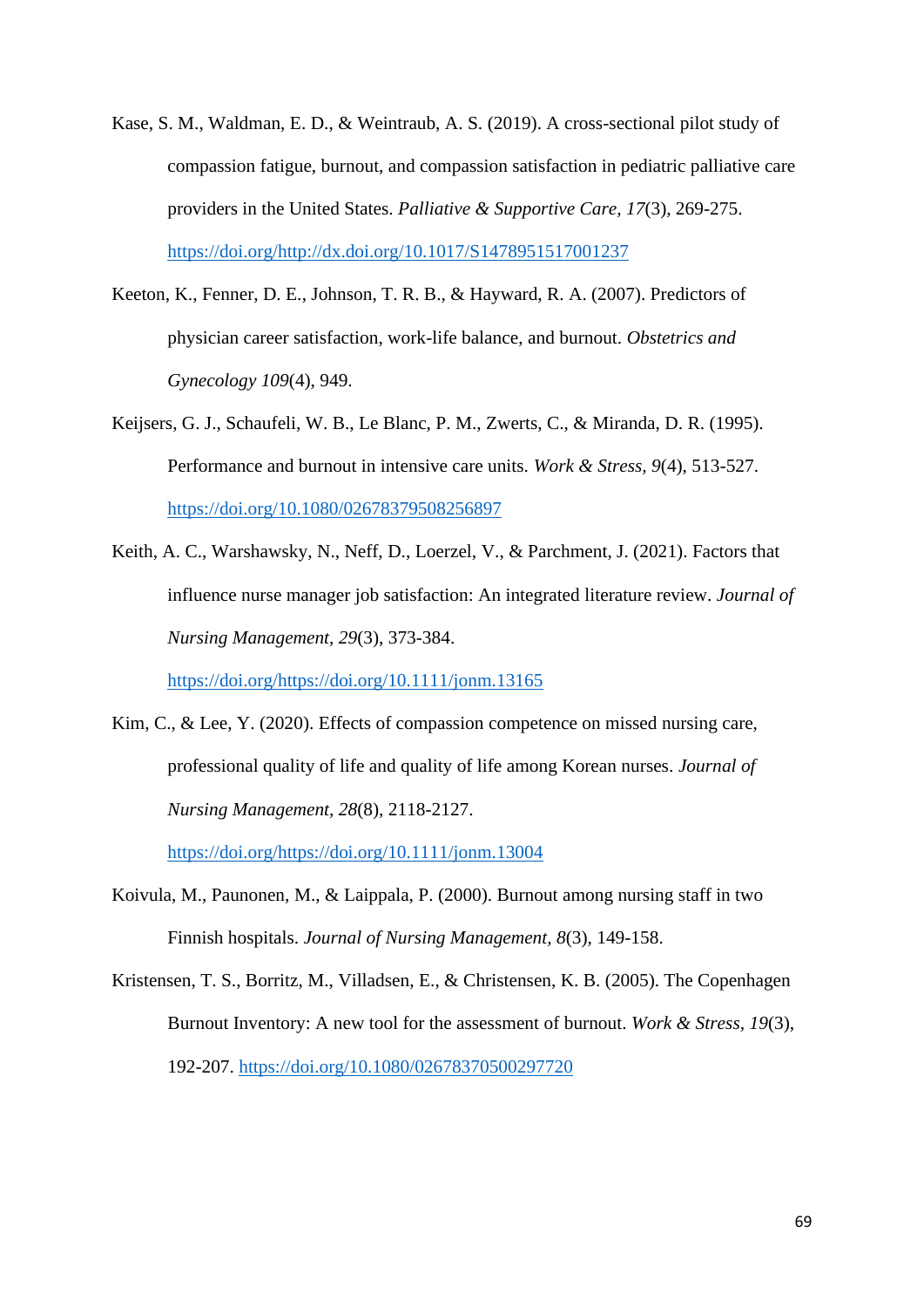Kase, S. M., Waldman, E. D., & Weintraub, A. S. (2019). A cross-sectional pilot study of compassion fatigue, burnout, and compassion satisfaction in pediatric palliative care providers in the United States. *Palliative & Supportive Care, 17*(3), 269-275. https://doi.org/http://dx.doi.org/10.1017/S1478951517001237

Keeton, K., Fenner, D. E., Johnson, T. R. B., & Hayward, R. A. (2007). Predictors of physician career satisfaction, work-life balance, and burnout. *Obstetrics and Gynecology 109*(4), 949.

Keijsers, G. J., Schaufeli, W. B., Le Blanc, P. M., Zwerts, C., & Miranda, D. R. (1995). Performance and burnout in intensive care units. *Work & Stress, 9*(4), 513-527. https://doi.org/10.1080/02678379508256897

Keith, A. C., Warshawsky, N., Neff, D., Loerzel, V., & Parchment, J. (2021). Factors that influence nurse manager job satisfaction: An integrated literature review. *Journal of Nursing Management, 29*(3), 373-384. https://doi.org/https://doi.org/10.1111/jonm.13165

Kim, C., & Lee, Y. (2020). Effects of compassion competence on missed nursing care, professional quality of life and quality of life among Korean nurses. *Journal of Nursing Management, 28*(8), 2118-2127. https://doi.org/https://doi.org/10.1111/jonm.13004

Koivula, M., Paunonen, M., & Laippala, P. (2000). Burnout among nursing staff in two Finnish hospitals. *Journal of Nursing Management, 8*(3), 149-158.

Kristensen, T. S., Borritz, M., Villadsen, E., & Christensen, K. B. (2005). The Copenhagen Burnout Inventory: A new tool for the assessment of burnout. *Work & Stress, 19*(3), 192-207. https://doi.org/10.1080/02678370500297720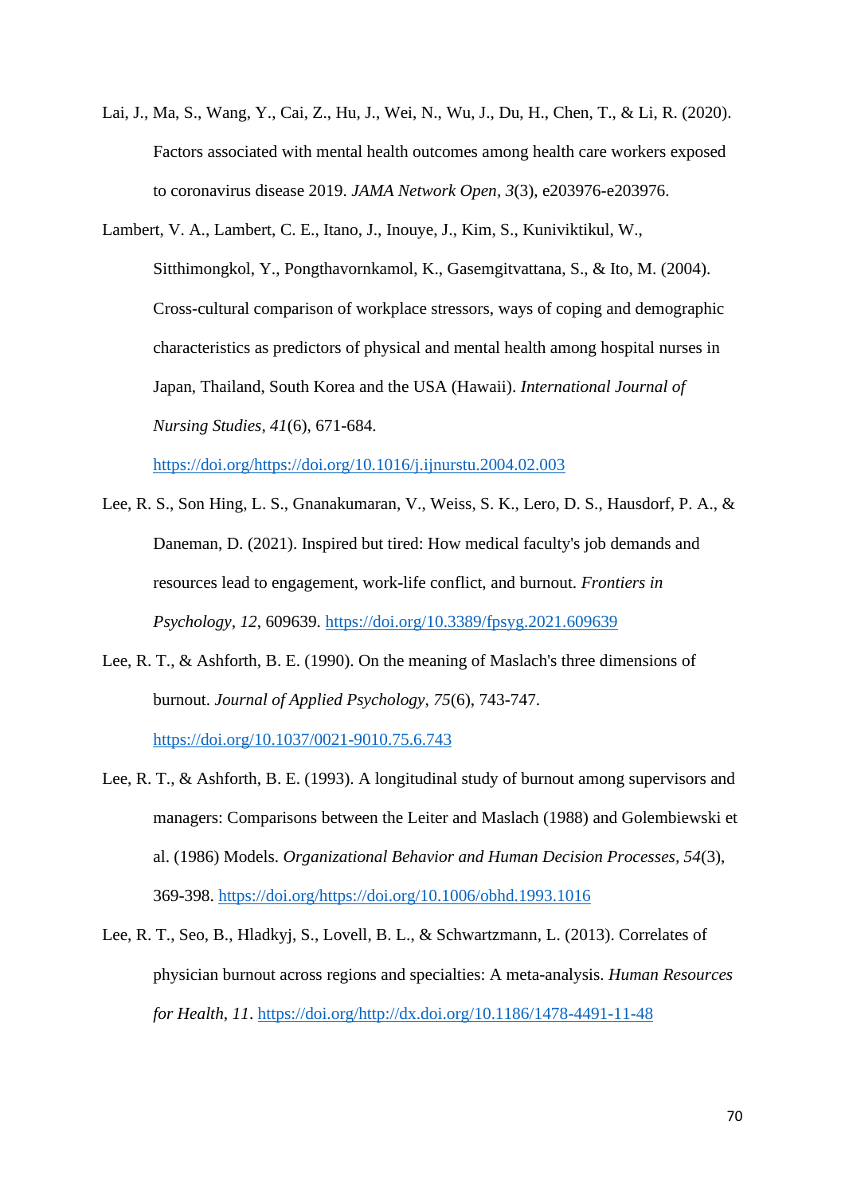Lai, J., Ma, S., Wang, Y., Cai, Z., Hu, J., Wei, N., Wu, J., Du, H., Chen, T., & Li, R. (2020). Factors associated with mental health outcomes among health care workers exposed to coronavirus disease 2019. *JAMA Network Open*, *3*(3), e203976-e203976.

Lambert, V. A., Lambert, C. E., Itano, J., Inouye, J., Kim, S., Kuniviktikul, W., Sitthimongkol, Y., Pongthavornkamol, K., Gasemgitvattana, S., & Ito, M. (2004). Cross-cultural comparison of workplace stressors, ways of coping and demographic characteristics as predictors of physical and mental health among hospital nurses in Japan, Thailand, South Korea and the USA (Hawaii). *International Journal of Nursing Studies*, *41*(6), 671-684. https://doi.org/https://doi.org/10.1016/j.ijnurstu.2004.02.003

Lee, R. S., Son Hing, L. S., Gnanakumaran, V., Weiss, S. K., Lero, D. S., Hausdorf, P. A., & Daneman, D. (2021). Inspired but tired: How medical faculty's job demands and resources lead to engagement, work-life conflict, and burnout. *Frontiers in Psychology*, *12*, 609639. https://doi.org/10.3389/fpsyg.2021.609639

Lee, R. T., & Ashforth, B. E. (1990). On the meaning of Maslach's three dimensions of burnout. *Journal of Applied Psychology*, *75*(6), 743-747. https://doi.org/10.1037/0021-9010.75.6.743

Lee, R. T., & Ashforth, B. E. (1993). A longitudinal study of burnout among supervisors and managers: Comparisons between the Leiter and Maslach (1988) and Golembiewski et al. (1986) Models. *Organizational Behavior and Human Decision Processes*, *54*(3), 369-398. https://doi.org/https://doi.org/10.1006/obhd.1993.1016

Lee, R. T., Seo, B., Hladkyj, S., Lovell, B. L., & Schwartzmann, L. (2013). Correlates of physician burnout across regions and specialties: A meta-analysis. *Human Resources for Health*, *11*. https://doi.org/http://dx.doi.org/10.1186/1478-4491-11-48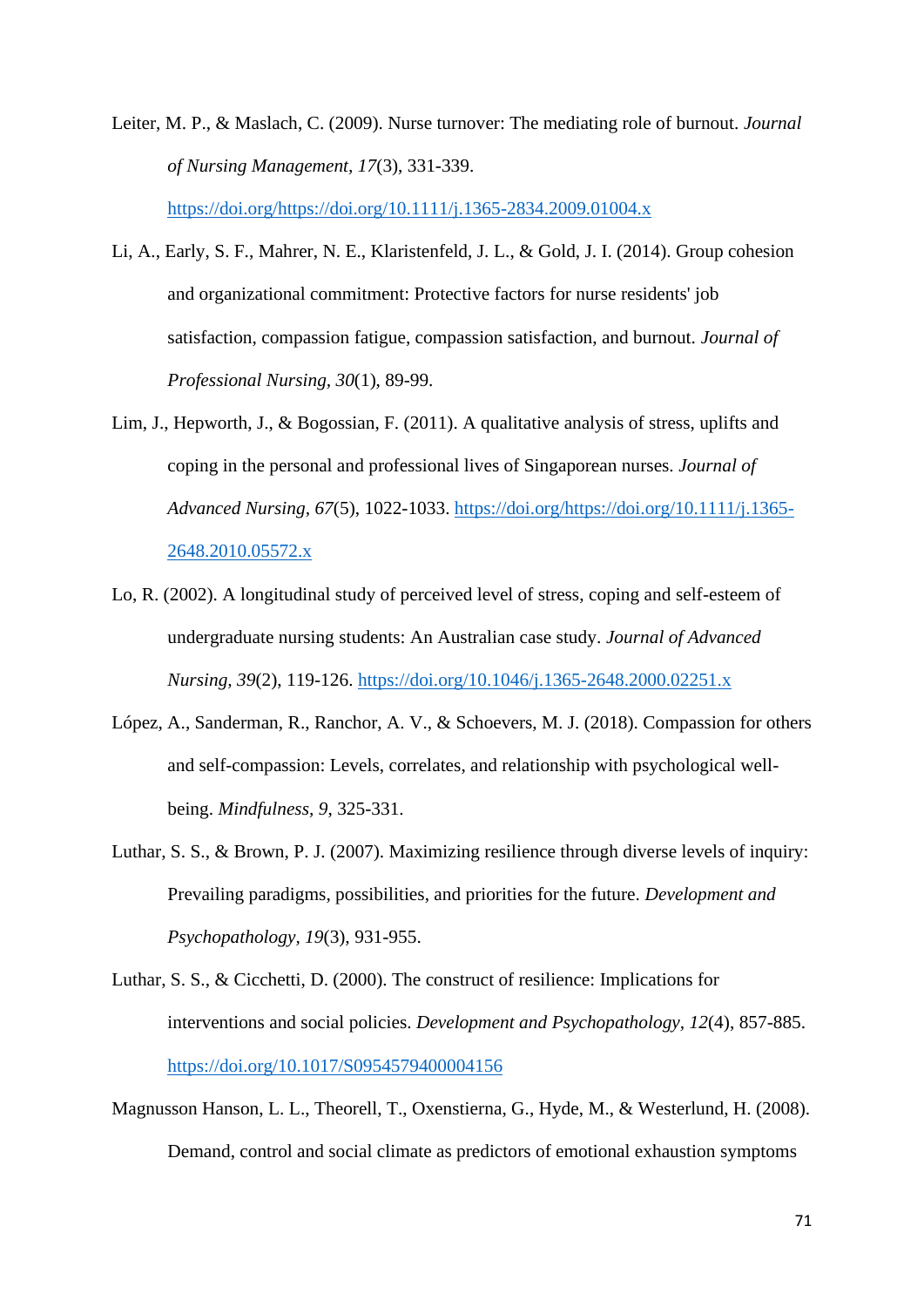Leiter, M. P., & Maslach, C. (2009). Nurse turnover: The mediating role of burnout. *Journal of Nursing Management*, *17*(3), 331-339. https://doi.org/https://doi.org/10.1111/j.1365-2834.2009.01004.x

Li, A., Early, S. F., Mahrer, N. E., Klaristenfeld, J. L., & Gold, J. I. (2014). Group cohesion and organizational commitment: Protective factors for nurse residents' job satisfaction, compassion fatigue, compassion satisfaction, and burnout. *Journal of Professional Nursing, 30*(1), 89-99.

Lim, J., Hepworth, J., & Bogossian, F. (2011). A qualitative analysis of stress, uplifts and coping in the personal and professional lives of Singaporean nurses. *Journal of Advanced Nursing, 67*(5), 1022-1033. https://doi.org/https://doi.org/10.1111/j.1365-2648.2010.05572.x

Lo, R. (2002). A longitudinal study of perceived level of stress, coping and self-esteem of undergraduate nursing students: An Australian case study. *Journal of Advanced Nursing, 39*(2), 119-126. https://doi.org/10.1046/j.1365-2648.2000.02251.x

López, A., Sanderman, R., Ranchor, A. V., & Schoevers, M. J. (2018). Compassion for others and self-compassion: Levels, correlates, and relationship with psychological well-being. *Mindfulness, 9*, 325-331.

Luthar, S. S., & Brown, P. J. (2007). Maximizing resilience through diverse levels of inquiry: Prevailing paradigms, possibilities, and priorities for the future. *Development and Psychopathology*, *19*(3), 931-955.

Luthar, S. S., & Cicchetti, D. (2000). The construct of resilience: Implications for interventions and social policies. *Development and Psychopathology*, *12*(4), 857-885. https://doi.org/10.1017/S0954579400004156

Magnusson Hanson, L. L., Theorell, T., Oxenstierna, G., Hyde, M., & Westerlund, H. (2008). Demand, control and social climate as predictors of emotional exhaustion symptoms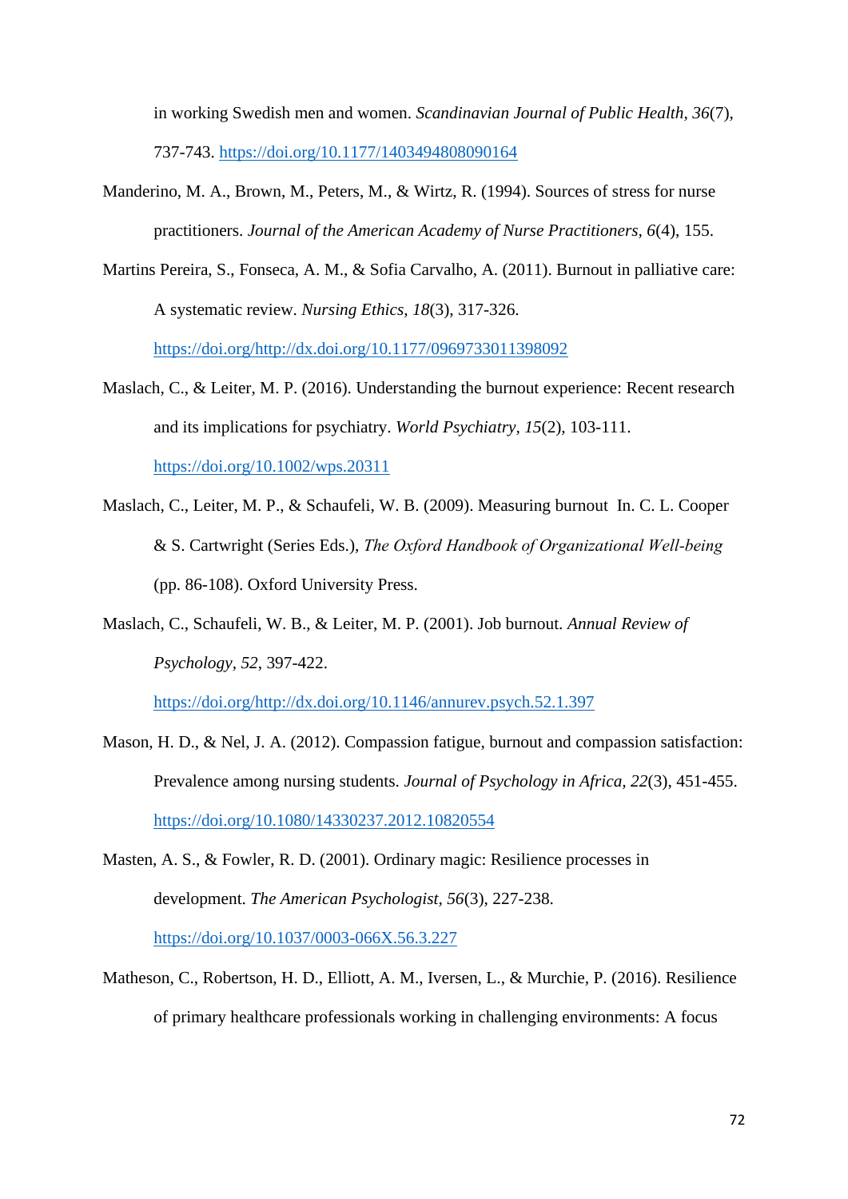in working Swedish men and women. *Scandinavian Journal of Public Health, 36*(7), 737-743. https://doi.org/10.1177/1403494808090164

Manderino, M. A., Brown, M., Peters, M., & Wirtz, R. (1994). Sources of stress for nurse practitioners. *Journal of the American Academy of Nurse Practitioners, 6*(4), 155.

Martins Pereira, S., Fonseca, A. M., & Sofia Carvalho, A. (2011). Burnout in palliative care: A systematic review. *Nursing Ethics, 18*(3), 317-326. https://doi.org/http://dx.doi.org/10.1177/0969733011398092

Maslach, C., & Leiter, M. P. (2016). Understanding the burnout experience: Recent research and its implications for psychiatry. *World Psychiatry, 15*(2), 103-111. https://doi.org/10.1002/wps.20311

Maslach, C., Leiter, M. P., & Schaufeli, W. B. (2009). Measuring burnout  In. C. L. Cooper & S. Cartwright (Series Eds.), *The Oxford Handbook of Organizational Well-being* (pp. 86-108). Oxford University Press.

Maslach, C., Schaufeli, W. B., & Leiter, M. P. (2001). Job burnout. *Annual Review of Psychology, 52*, 397-422. https://doi.org/http://dx.doi.org/10.1146/annurev.psych.52.1.397

Mason, H. D., & Nel, J. A. (2012). Compassion fatigue, burnout and compassion satisfaction: Prevalence among nursing students. *Journal of Psychology in Africa, 22*(3), 451-455. https://doi.org/10.1080/14330237.2012.10820554

Masten, A. S., & Fowler, R. D. (2001). Ordinary magic: Resilience processes in development. *The American Psychologist, 56*(3), 227-238. https://doi.org/10.1037/0003-066X.56.3.227

Matheson, C., Robertson, H. D., Elliott, A. M., Iversen, L., & Murchie, P. (2016). Resilience of primary healthcare professionals working in challenging environments: A focus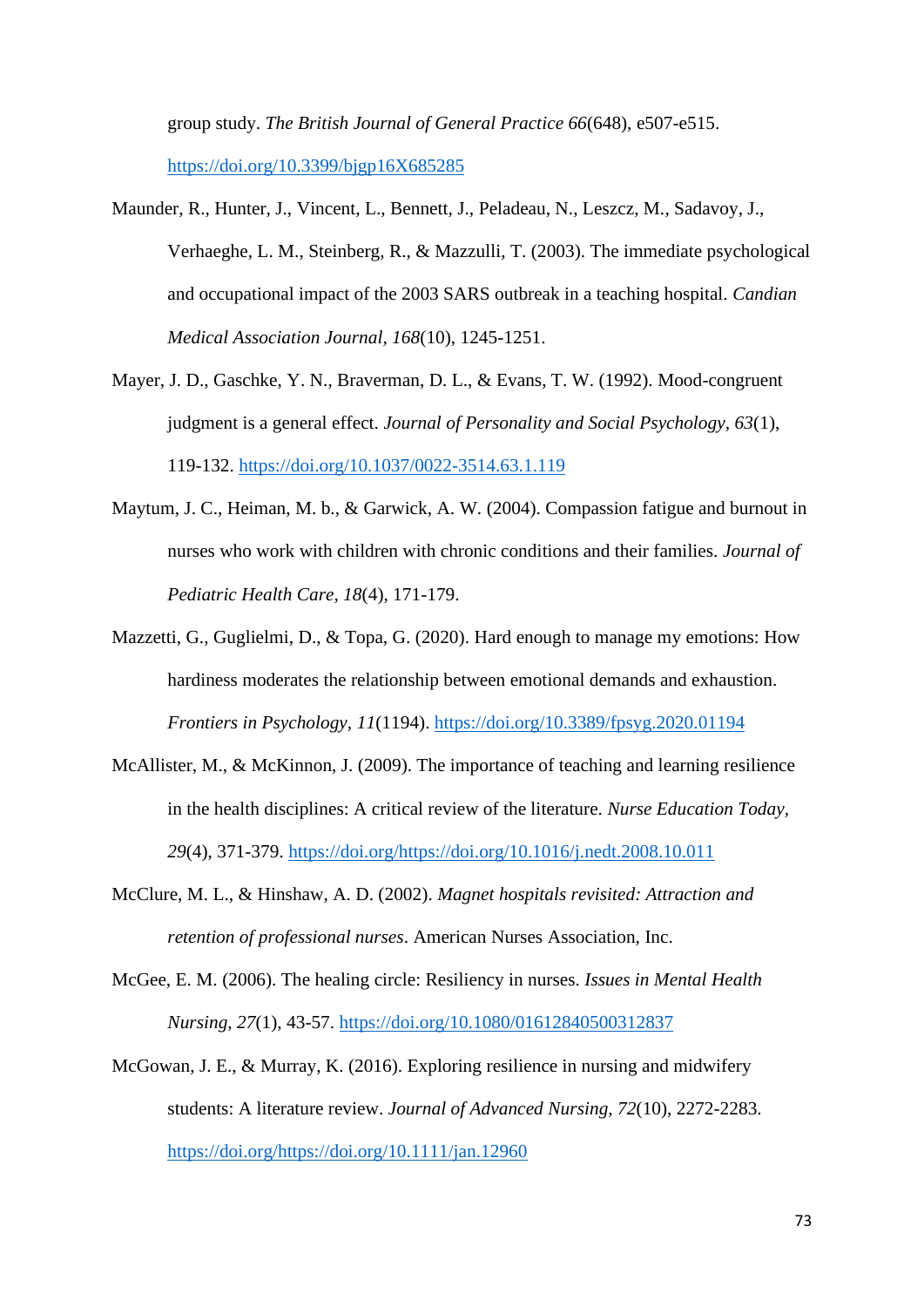group study. *The British Journal of General Practice 66*(648), e507-e515. https://doi.org/10.3399/bjgp16X685285

Maunder, R., Hunter, J., Vincent, L., Bennett, J., Peladeau, N., Leszcz, M., Sadavoy, J., Verhaeghe, L. M., Steinberg, R., & Mazzulli, T. (2003). The immediate psychological and occupational impact of the 2003 SARS outbreak in a teaching hospital. *Candian Medical Association Journal, 168*(10), 1245-1251.

Mayer, J. D., Gaschke, Y. N., Braverman, D. L., & Evans, T. W. (1992). Mood-congruent judgment is a general effect. *Journal of Personality and Social Psychology, 63*(1), 119-132. https://doi.org/10.1037/0022-3514.63.1.119

Maytum, J. C., Heiman, M. b., & Garwick, A. W. (2004). Compassion fatigue and burnout in nurses who work with children with chronic conditions and their families. *Journal of Pediatric Health Care, 18*(4), 171-179.

Mazzetti, G., Guglielmi, D., & Topa, G. (2020). Hard enough to manage my emotions: How hardiness moderates the relationship between emotional demands and exhaustion. *Frontiers in Psychology, 11*(1194). https://doi.org/10.3389/fpsyg.2020.01194

McAllister, M., & McKinnon, J. (2009). The importance of teaching and learning resilience in the health disciplines: A critical review of the literature. *Nurse Education Today, 29*(4), 371-379. https://doi.org/https://doi.org/10.1016/j.nedt.2008.10.011

McClure, M. L., & Hinshaw, A. D. (2002). *Magnet hospitals revisited: Attraction and retention of professional nurses*. American Nurses Association, Inc.

McGee, E. M. (2006). The healing circle: Resiliency in nurses. *Issues in Mental Health Nursing, 27*(1), 43-57. https://doi.org/10.1080/01612840500312837

McGowan, J. E., & Murray, K. (2016). Exploring resilience in nursing and midwifery students: A literature review. *Journal of Advanced Nursing, 72*(10), 2272-2283. https://doi.org/https://doi.org/10.1111/jan.12960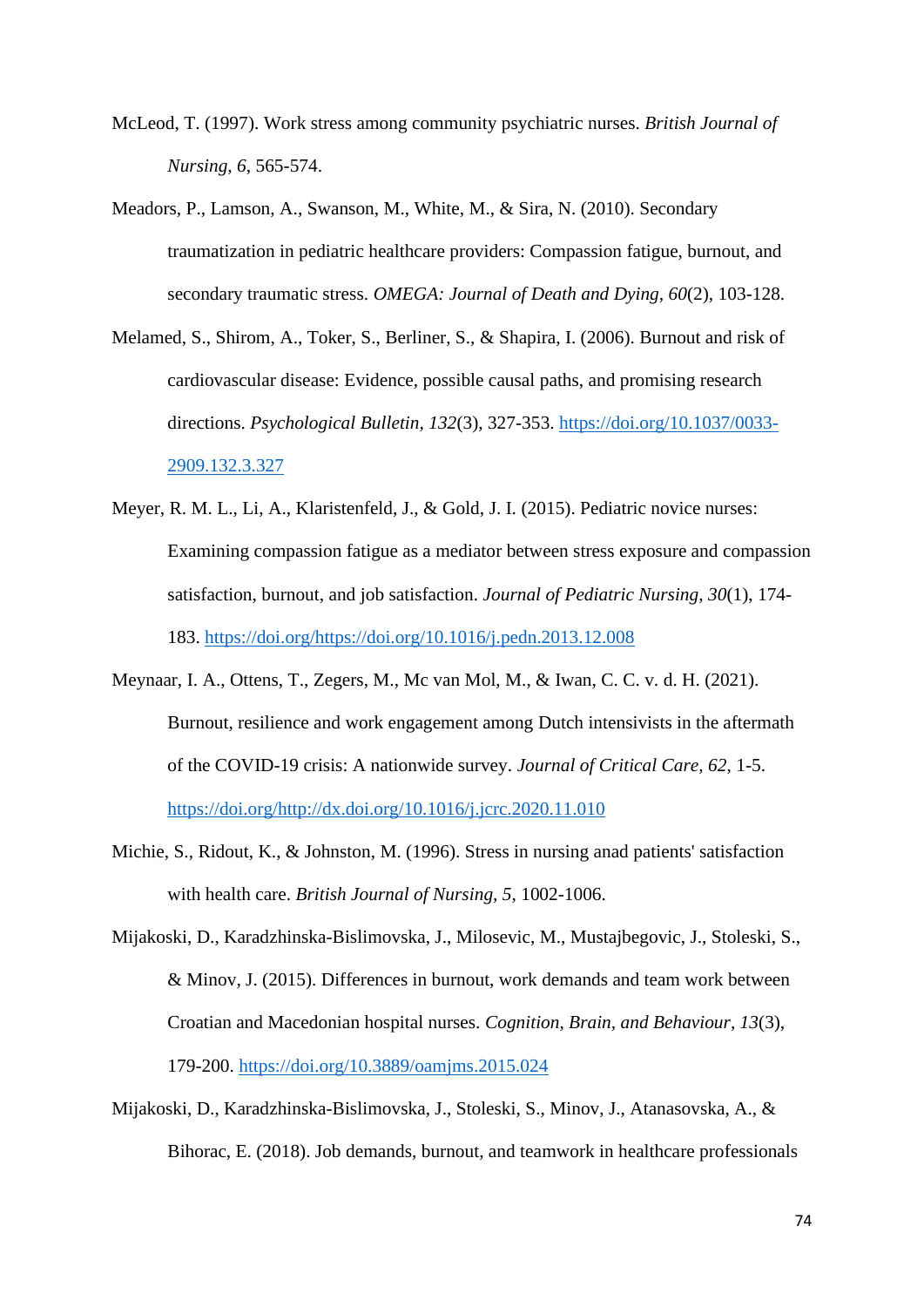McLeod, T. (1997). Work stress among community psychiatric nurses. *British Journal of Nursing, 6*, 565-574.

Meadors, P., Lamson, A., Swanson, M., White, M., & Sira, N. (2010). Secondary traumatization in pediatric healthcare providers: Compassion fatigue, burnout, and secondary traumatic stress. *OMEGA: Journal of Death and Dying, 60*(2), 103-128.

Melamed, S., Shirom, A., Toker, S., Berliner, S., & Shapira, I. (2006). Burnout and risk of cardiovascular disease: Evidence, possible causal paths, and promising research directions. *Psychological Bulletin, 132*(3), 327-353. https://doi.org/10.1037/0033-2909.132.3.327

Meyer, R. M. L., Li, A., Klaristenfeld, J., & Gold, J. I. (2015). Pediatric novice nurses: Examining compassion fatigue as a mediator between stress exposure and compassion satisfaction, burnout, and job satisfaction. *Journal of Pediatric Nursing, 30*(1), 174-183. https://doi.org/https://doi.org/10.1016/j.pedn.2013.12.008

Meynaar, I. A., Ottens, T., Zegers, M., Mc van Mol, M., & Iwan, C. C. v. d. H. (2021). Burnout, resilience and work engagement among Dutch intensivists in the aftermath of the COVID-19 crisis: A nationwide survey. *Journal of Critical Care, 62*, 1-5. https://doi.org/http://dx.doi.org/10.1016/j.jcrc.2020.11.010

Michie, S., Ridout, K., & Johnston, M. (1996). Stress in nursing anad patients' satisfaction with health care. *British Journal of Nursing, 5*, 1002-1006.

Mijakoski, D., Karadzhinska-Bislimovska, J., Milosevic, M., Mustajbegovic, J., Stoleski, S., & Minov, J. (2015). Differences in burnout, work demands and team work between Croatian and Macedonian hospital nurses. *Cognition, Brain, and Behaviour, 13*(3), 179-200. https://doi.org/10.3889/oamjms.2015.024

Mijakoski, D., Karadzhinska-Bislimovska, J., Stoleski, S., Minov, J., Atanasovska, A., & Bihorac, E. (2018). Job demands, burnout, and teamwork in healthcare professionals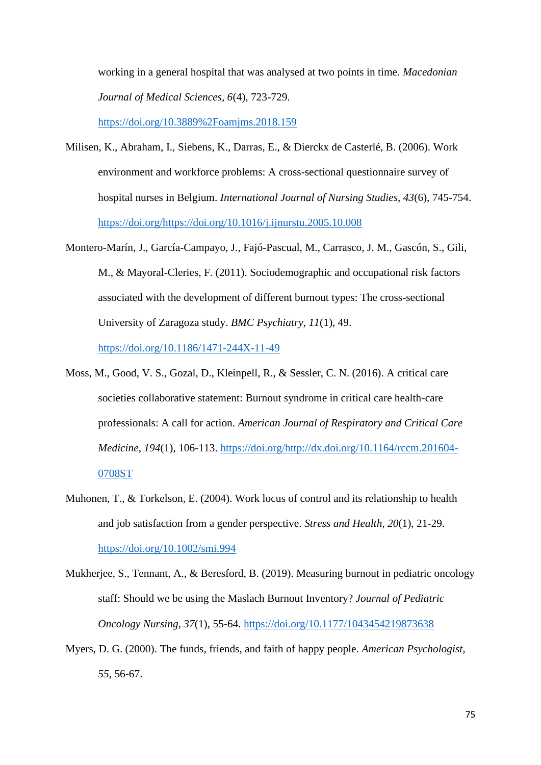working in a general hospital that was analysed at two points in time. *Macedonian Journal of Medical Sciences, 6*(4), 723-729. https://doi.org/10.3889%2Foamjms.2018.159

Milisen, K., Abraham, I., Siebens, K., Darras, E., & Dierckx de Casterlé, B. (2006). Work environment and workforce problems: A cross-sectional questionnaire survey of hospital nurses in Belgium. *International Journal of Nursing Studies, 43*(6), 745-754. https://doi.org/https://doi.org/10.1016/j.ijnurstu.2005.10.008

Montero-Marín, J., García-Campayo, J., Fajó-Pascual, M., Carrasco, J. M., Gascón, S., Gili, M., & Mayoral-Cleries, F. (2011). Sociodemographic and occupational risk factors associated with the development of different burnout types: The cross-sectional University of Zaragoza study. *BMC Psychiatry, 11*(1), 49. https://doi.org/10.1186/1471-244X-11-49

Moss, M., Good, V. S., Gozal, D., Kleinpell, R., & Sessler, C. N. (2016). A critical care societies collaborative statement: Burnout syndrome in critical care health-care professionals: A call for action. *American Journal of Respiratory and Critical Care Medicine, 194*(1), 106-113. https://doi.org/http://dx.doi.org/10.1164/rccm.201604-0708ST

Muhonen, T., & Torkelson, E. (2004). Work locus of control and its relationship to health and job satisfaction from a gender perspective. *Stress and Health, 20*(1), 21-29. https://doi.org/10.1002/smi.994

Mukherjee, S., Tennant, A., & Beresford, B. (2019). Measuring burnout in pediatric oncology staff: Should we be using the Maslach Burnout Inventory? *Journal of Pediatric Oncology Nursing, 37*(1), 55-64. https://doi.org/10.1177/1043454219873638

Myers, D. G. (2000). The funds, friends, and faith of happy people. *American Psychologist, 55*, 56-67.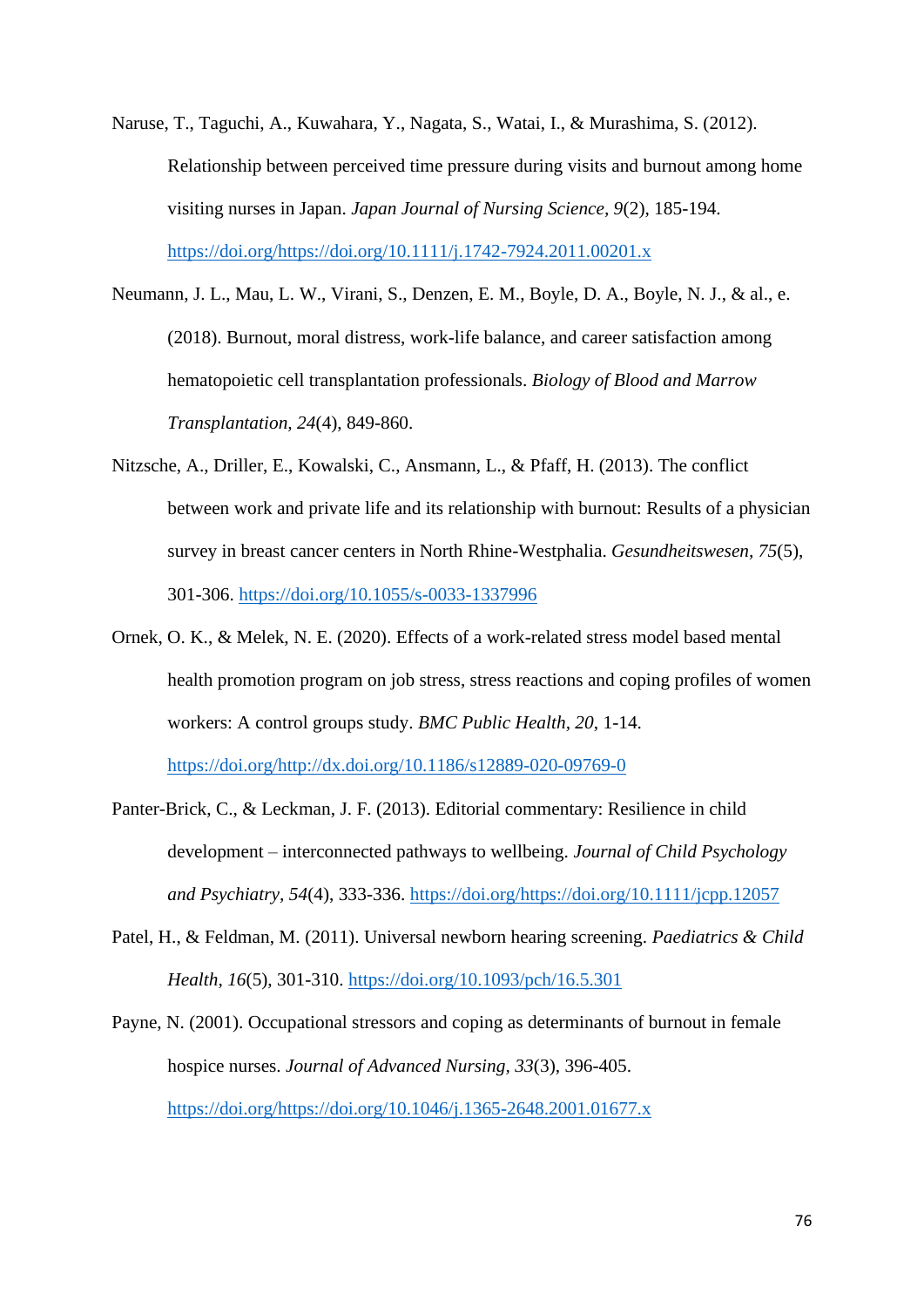Naruse, T., Taguchi, A., Kuwahara, Y., Nagata, S., Watai, I., & Murashima, S. (2012). Relationship between perceived time pressure during visits and burnout among home visiting nurses in Japan. *Japan Journal of Nursing Science, 9*(2), 185-194. https://doi.org/https://doi.org/10.1111/j.1742-7924.2011.00201.x

Neumann, J. L., Mau, L. W., Virani, S., Denzen, E. M., Boyle, D. A., Boyle, N. J., & al., e. (2018). Burnout, moral distress, work-life balance, and career satisfaction among hematopoietic cell transplantation professionals. *Biology of Blood and Marrow Transplantation, 24*(4), 849-860.

Nitzsche, A., Driller, E., Kowalski, C., Ansmann, L., & Pfaff, H. (2013). The conflict between work and private life and its relationship with burnout: Results of a physician survey in breast cancer centers in North Rhine-Westphalia. *Gesundheitswesen, 75*(5), 301-306. https://doi.org/10.1055/s-0033-1337996

Ornek, O. K., & Melek, N. E. (2020). Effects of a work-related stress model based mental health promotion program on job stress, stress reactions and coping profiles of women workers: A control groups study. *BMC Public Health, 20*, 1-14. https://doi.org/http://dx.doi.org/10.1186/s12889-020-09769-0

Panter-Brick, C., & Leckman, J. F. (2013). Editorial commentary: Resilience in child development – interconnected pathways to wellbeing. *Journal of Child Psychology and Psychiatry, 54*(4), 333-336. https://doi.org/https://doi.org/10.1111/jcpp.12057

Patel, H., & Feldman, M. (2011). Universal newborn hearing screening. *Paediatrics & Child Health, 16*(5), 301-310. https://doi.org/10.1093/pch/16.5.301

Payne, N. (2001). Occupational stressors and coping as determinants of burnout in female hospice nurses. *Journal of Advanced Nursing, 33*(3), 396-405. https://doi.org/https://doi.org/10.1046/j.1365-2648.2001.01677.x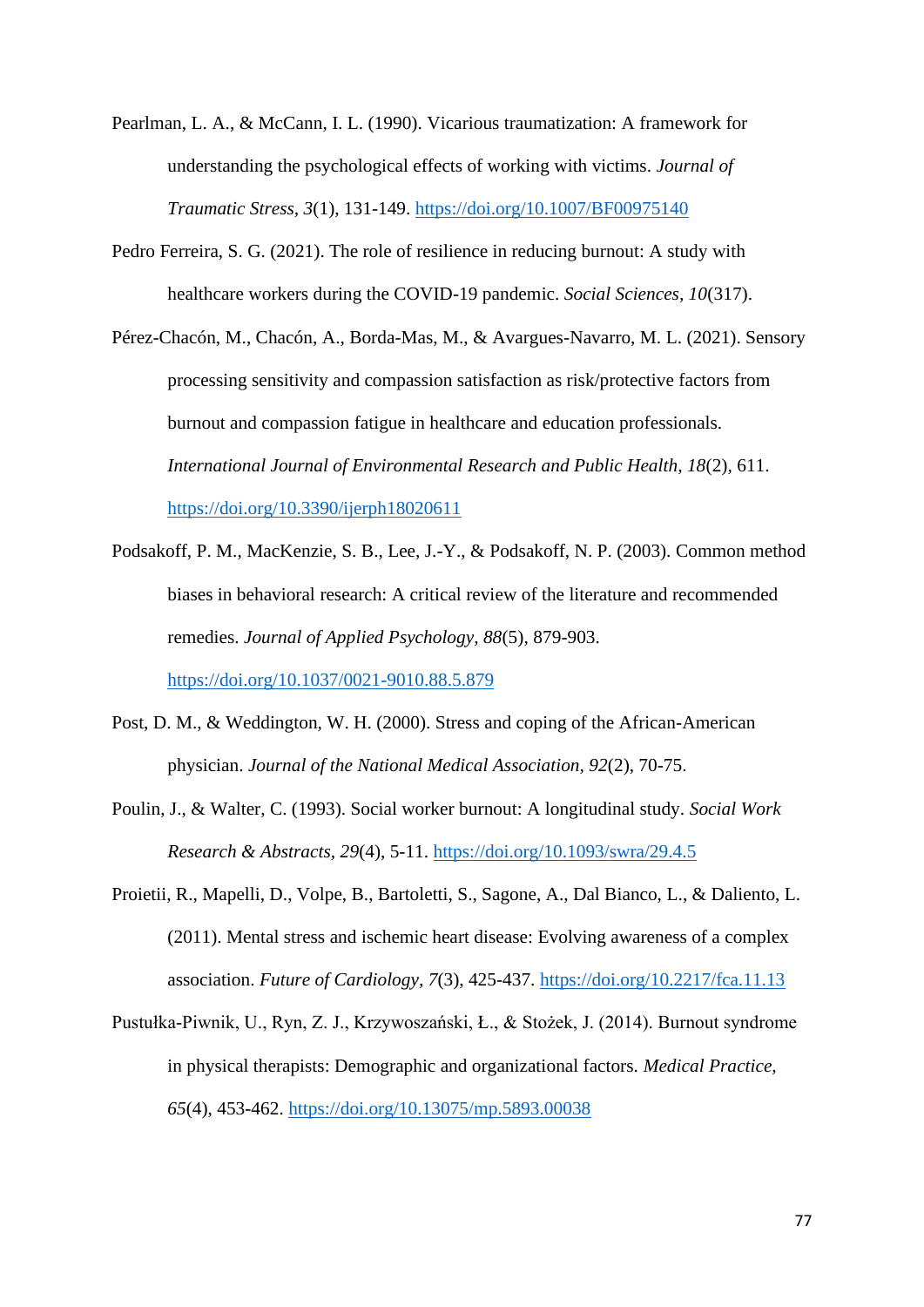Pearlman, L. A., & McCann, I. L. (1990). Vicarious traumatization: A framework for understanding the psychological effects of working with victims. *Journal of Traumatic Stress*, *3*(1), 131-149. https://doi.org/10.1007/BF00975140

Pedro Ferreira, S. G. (2021). The role of resilience in reducing burnout: A study with healthcare workers during the COVID-19 pandemic. *Social Sciences*, *10*(317).

Pérez-Chacón, M., Chacón, A., Borda-Mas, M., & Avargues-Navarro, M. L. (2021). Sensory processing sensitivity and compassion satisfaction as risk/protective factors from burnout and compassion fatigue in healthcare and education professionals. *International Journal of Environmental Research and Public Health*, *18*(2), 611. https://doi.org/10.3390/ijerph18020611

Podsakoff, P. M., MacKenzie, S. B., Lee, J.-Y., & Podsakoff, N. P. (2003). Common method biases in behavioral research: A critical review of the literature and recommended remedies. *Journal of Applied Psychology*, *88*(5), 879-903. https://doi.org/10.1037/0021-9010.88.5.879

Post, D. M., & Weddington, W. H. (2000). Stress and coping of the African-American physician. *Journal of the National Medical Association*, *92*(2), 70-75.

Poulin, J., & Walter, C. (1993). Social worker burnout: A longitudinal study. *Social Work Research & Abstracts*, *29*(4), 5-11. https://doi.org/10.1093/swra/29.4.5

Proietii, R., Mapelli, D., Volpe, B., Bartoletti, S., Sagone, A., Dal Bianco, L., & Daliento, L. (2011). Mental stress and ischemic heart disease: Evolving awareness of a complex association. *Future of Cardiology*, *7*(3), 425-437. https://doi.org/10.2217/fca.11.13

Pustułka-Piwnik, U., Ryn, Z. J., Krzywoszański, Ł., & Stożek, J. (2014). Burnout syndrome in physical therapists: Demographic and organizational factors. *Medical Practice*, *65*(4), 453-462. https://doi.org/10.13075/mp.5893.00038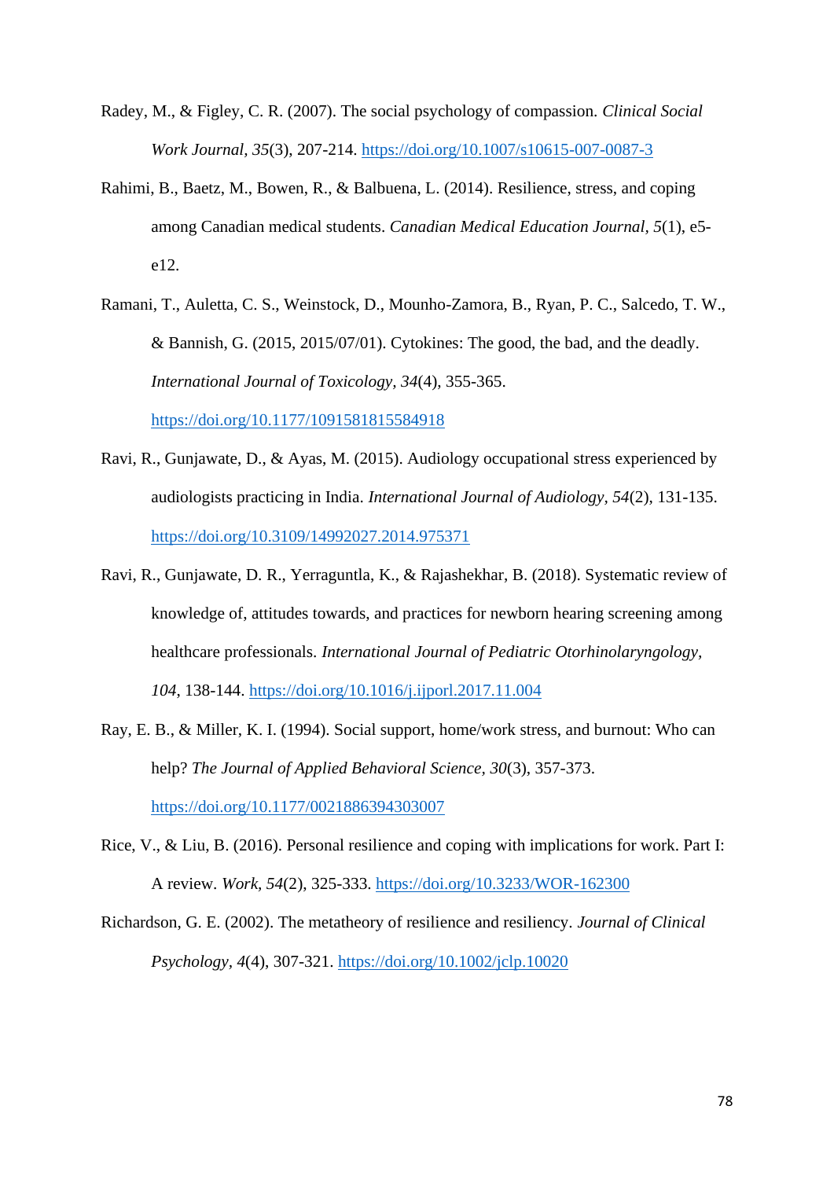Radey, M., & Figley, C. R. (2007). The social psychology of compassion. *Clinical Social Work Journal, 35*(3), 207-214. https://doi.org/10.1007/s10615-007-0087-3

Rahimi, B., Baetz, M., Bowen, R., & Balbuena, L. (2014). Resilience, stress, and coping among Canadian medical students. *Canadian Medical Education Journal*, *5*(1), e5-e12.

Ramani, T., Auletta, C. S., Weinstock, D., Mounho-Zamora, B., Ryan, P. C., Salcedo, T. W., & Bannish, G. (2015, 2015/07/01). Cytokines: The good, the bad, and the deadly. *International Journal of Toxicology*, *34*(4), 355-365. https://doi.org/10.1177/1091581815584918

Ravi, R., Gunjawate, D., & Ayas, M. (2015). Audiology occupational stress experienced by audiologists practicing in India. *International Journal of Audiology*, *54*(2), 131-135. https://doi.org/10.3109/14992027.2014.975371

Ravi, R., Gunjawate, D. R., Yerraguntla, K., & Rajashekhar, B. (2018). Systematic review of knowledge of, attitudes towards, and practices for newborn hearing screening among healthcare professionals. *International Journal of Pediatric Otorhinolaryngology*, *104*, 138-144. https://doi.org/10.1016/j.ijporl.2017.11.004

Ray, E. B., & Miller, K. I. (1994). Social support, home/work stress, and burnout: Who can help? *The Journal of Applied Behavioral Science*, *30*(3), 357-373. https://doi.org/10.1177/0021886394303007

Rice, V., & Liu, B. (2016). Personal resilience and coping with implications for work. Part I: A review. *Work*, *54*(2), 325-333. https://doi.org/10.3233/WOR-162300

Richardson, G. E. (2002). The metatheory of resilience and resiliency. *Journal of Clinical Psychology*, *4*(4), 307-321. https://doi.org/10.1002/jclp.10020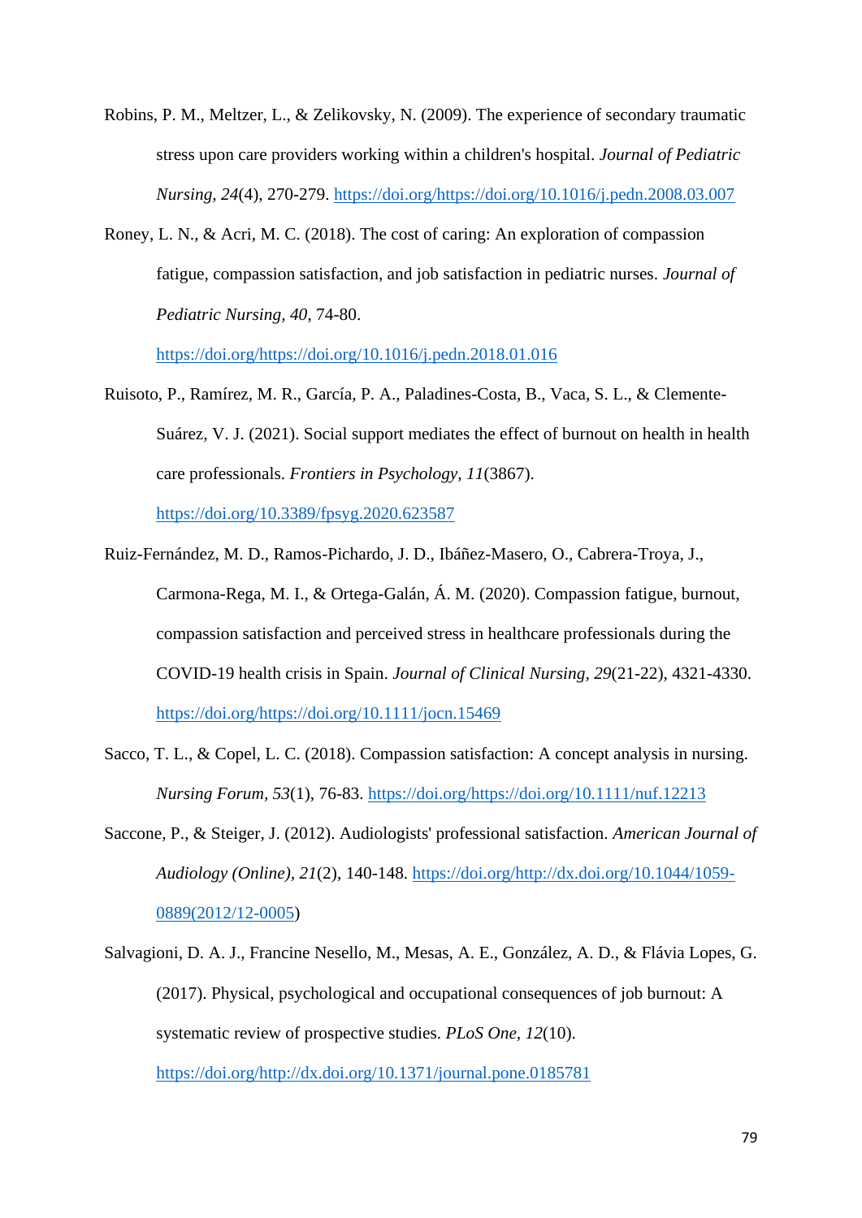Robins, P. M., Meltzer, L., & Zelikovsky, N. (2009). The experience of secondary traumatic stress upon care providers working within a children's hospital. *Journal of Pediatric Nursing, 24*(4), 270-279. https://doi.org/https://doi.org/10.1016/j.pedn.2008.03.007

Roney, L. N., & Acri, M. C. (2018). The cost of caring: An exploration of compassion fatigue, compassion satisfaction, and job satisfaction in pediatric nurses. *Journal of Pediatric Nursing, 40*, 74-80. https://doi.org/https://doi.org/10.1016/j.pedn.2018.01.016

Ruisoto, P., Ramírez, M. R., García, P. A., Paladines-Costa, B., Vaca, S. L., & Clemente-Suárez, V. J. (2021). Social support mediates the effect of burnout on health in health care professionals. *Frontiers in Psychology, 11*(3867). https://doi.org/10.3389/fpsyg.2020.623587

Ruiz-Fernández, M. D., Ramos-Pichardo, J. D., Ibáñez-Masero, O., Cabrera-Troya, J., Carmona-Rega, M. I., & Ortega-Galán, Á. M. (2020). Compassion fatigue, burnout, compassion satisfaction and perceived stress in healthcare professionals during the COVID-19 health crisis in Spain. *Journal of Clinical Nursing, 29*(21-22), 4321-4330. https://doi.org/https://doi.org/10.1111/jocn.15469

Sacco, T. L., & Copel, L. C. (2018). Compassion satisfaction: A concept analysis in nursing. *Nursing Forum, 53*(1), 76-83. https://doi.org/https://doi.org/10.1111/nuf.12213

Saccone, P., & Steiger, J. (2012). Audiologists' professional satisfaction. *American Journal of Audiology (Online), 21*(2), 140-148. https://doi.org/http://dx.doi.org/10.1044/1059-0889(2012/12-0005)

Salvagioni, D. A. J., Francine Nesello, M., Mesas, A. E., González, A. D., & Flávia Lopes, G. (2017). Physical, psychological and occupational consequences of job burnout: A systematic review of prospective studies. *PLoS One, 12*(10). https://doi.org/http://dx.doi.org/10.1371/journal.pone.0185781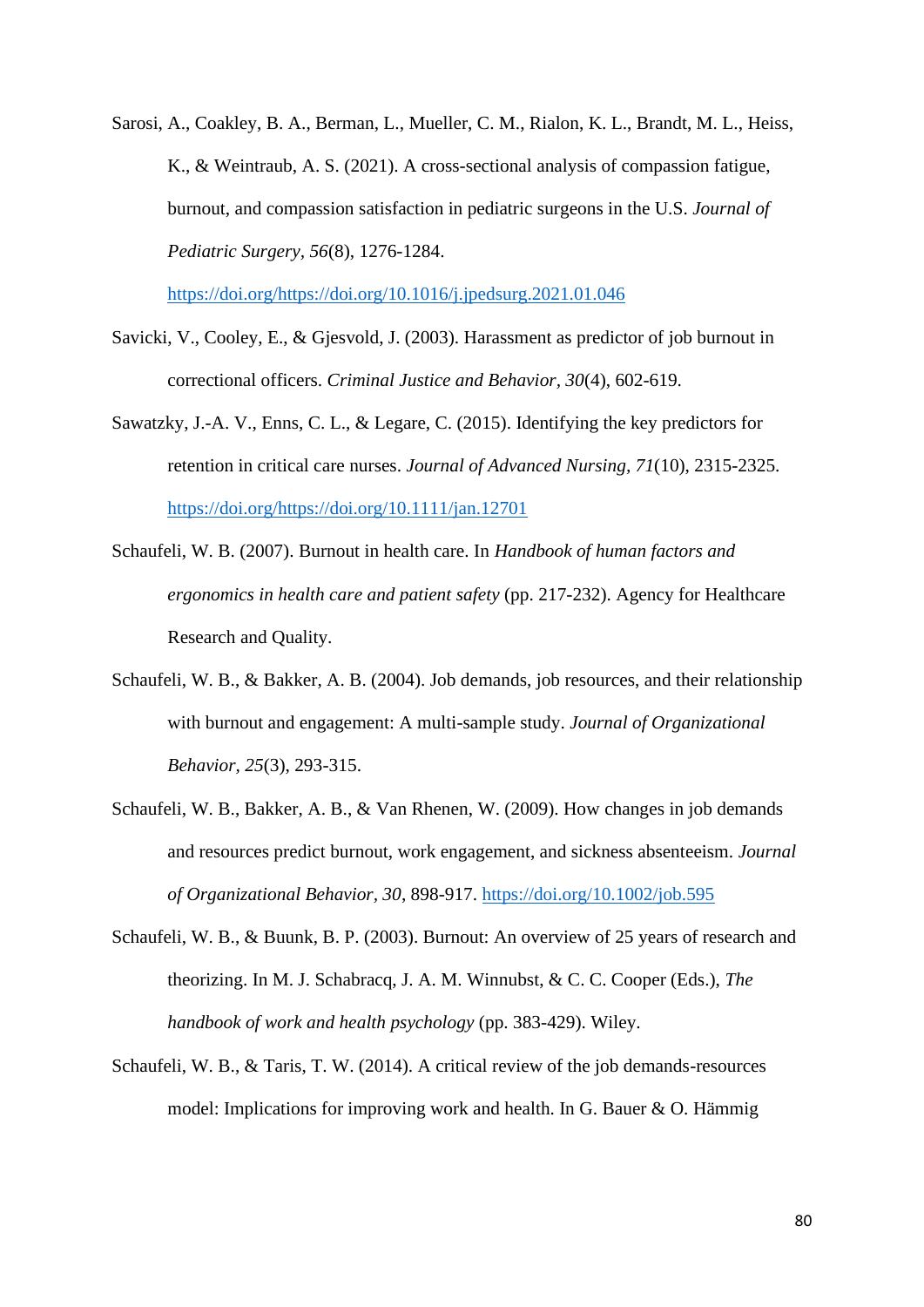Sarosi, A., Coakley, B. A., Berman, L., Mueller, C. M., Rialon, K. L., Brandt, M. L., Heiss, K., & Weintraub, A. S. (2021). A cross-sectional analysis of compassion fatigue, burnout, and compassion satisfaction in pediatric surgeons in the U.S. *Journal of Pediatric Surgery*, *56*(8), 1276-1284. https://doi.org/https://doi.org/10.1016/j.jpedsurg.2021.01.046

Savicki, V., Cooley, E., & Gjesvold, J. (2003). Harassment as predictor of job burnout in correctional officers. *Criminal Justice and Behavior*, *30*(4), 602-619.

Sawatzky, J.-A. V., Enns, C. L., & Legare, C. (2015). Identifying the key predictors for retention in critical care nurses. *Journal of Advanced Nursing, 71*(10), 2315-2325. https://doi.org/https://doi.org/10.1111/jan.12701

Schaufeli, W. B. (2007). Burnout in health care. In *Handbook of human factors and ergonomics in health care and patient safety* (pp. 217-232). Agency for Healthcare Research and Quality.

Schaufeli, W. B., & Bakker, A. B. (2004). Job demands, job resources, and their relationship with burnout and engagement: A multi-sample study. *Journal of Organizational Behavior, 25*(3), 293-315.

Schaufeli, W. B., Bakker, A. B., & Van Rhenen, W. (2009). How changes in job demands and resources predict burnout, work engagement, and sickness absenteeism. *Journal of Organizational Behavior, 30*, 898-917. https://doi.org/10.1002/job.595

Schaufeli, W. B., & Buunk, B. P. (2003). Burnout: An overview of 25 years of research and theorizing. In M. J. Schabracq, J. A. M. Winnubst, & C. C. Cooper (Eds.), *The handbook of work and health psychology* (pp. 383-429). Wiley.

Schaufeli, W. B., & Taris, T. W. (2014). A critical review of the job demands-resources model: Implications for improving work and health. In G. Bauer & O. Hämmig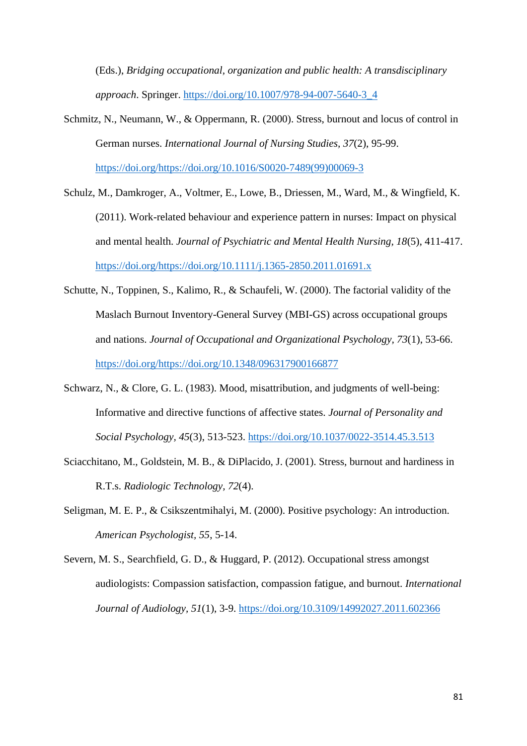(Eds.), *Bridging occupational, organization and public health: A transdisciplinary approach*. Springer. https://doi.org/10.1007/978-94-007-5640-3_4

Schmitz, N., Neumann, W., & Oppermann, R. (2000). Stress, burnout and locus of control in German nurses. *International Journal of Nursing Studies*, *37*(2), 95-99. https://doi.org/https://doi.org/10.1016/S0020-7489(99)00069-3

Schulz, M., Damkroger, A., Voltmer, E., Lowe, B., Driessen, M., Ward, M., & Wingfield, K. (2011). Work-related behaviour and experience pattern in nurses: Impact on physical and mental health. *Journal of Psychiatric and Mental Health Nursing*, *18*(5), 411-417. https://doi.org/https://doi.org/10.1111/j.1365-2850.2011.01691.x

Schutte, N., Toppinen, S., Kalimo, R., & Schaufeli, W. (2000). The factorial validity of the Maslach Burnout Inventory-General Survey (MBI-GS) across occupational groups and nations. *Journal of Occupational and Organizational Psychology*, *73*(1), 53-66. https://doi.org/https://doi.org/10.1348/096317900166877

Schwarz, N., & Clore, G. L. (1983). Mood, misattribution, and judgments of well-being: Informative and directive functions of affective states. *Journal of Personality and Social Psychology*, *45*(3), 513-523. https://doi.org/10.1037/0022-3514.45.3.513

Sciacchitano, M., Goldstein, M. B., & DiPlacido, J. (2001). Stress, burnout and hardiness in R.T.s. *Radiologic Technology*, *72*(4).

Seligman, M. E. P., & Csikszentmihalyi, M. (2000). Positive psychology: An introduction. *American Psychologist*, *55*, 5-14.

Severn, M. S., Searchfield, G. D., & Huggard, P. (2012). Occupational stress amongst audiologists: Compassion satisfaction, compassion fatigue, and burnout. *International Journal of Audiology*, *51*(1), 3-9. https://doi.org/10.3109/14992027.2011.602366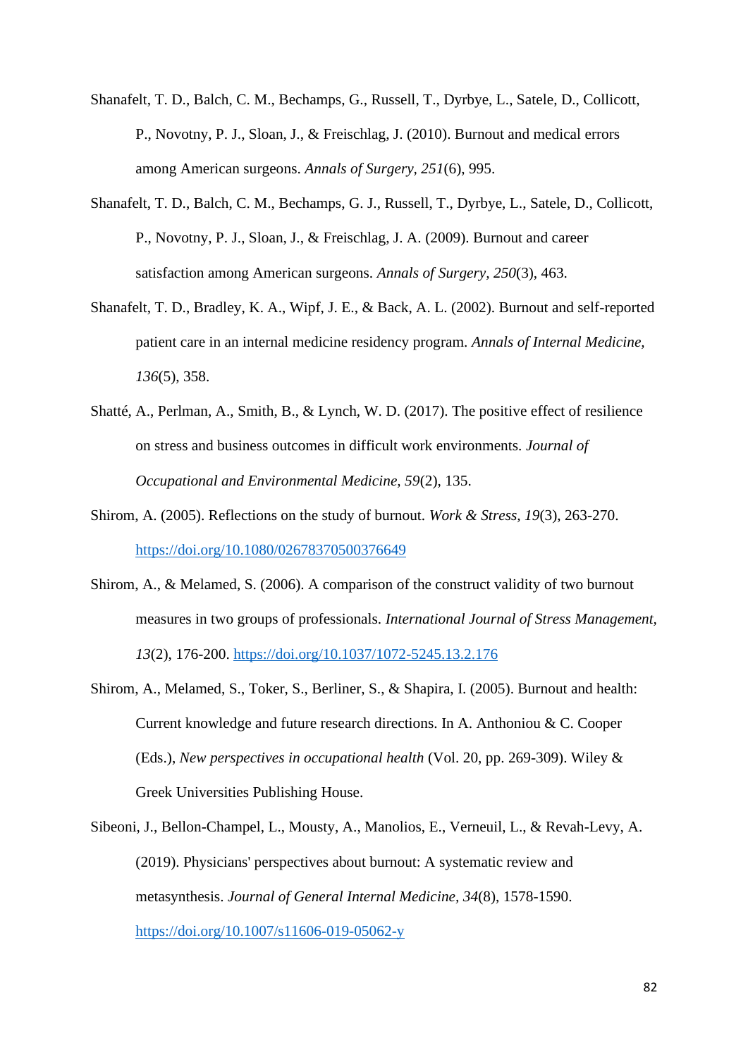Shanafelt, T. D., Balch, C. M., Bechamps, G., Russell, T., Dyrbye, L., Satele, D., Collicott, P., Novotny, P. J., Sloan, J., & Freischlag, J. (2010). Burnout and medical errors among American surgeons. *Annals of Surgery, 251*(6), 995.

Shanafelt, T. D., Balch, C. M., Bechamps, G. J., Russell, T., Dyrbye, L., Satele, D., Collicott, P., Novotny, P. J., Sloan, J., & Freischlag, J. A. (2009). Burnout and career satisfaction among American surgeons. *Annals of Surgery, 250*(3), 463.

Shanafelt, T. D., Bradley, K. A., Wipf, J. E., & Back, A. L. (2002). Burnout and self-reported patient care in an internal medicine residency program. *Annals of Internal Medicine, 136*(5), 358.

Shatté, A., Perlman, A., Smith, B., & Lynch, W. D. (2017). The positive effect of resilience on stress and business outcomes in difficult work environments. *Journal of Occupational and Environmental Medicine, 59*(2), 135.

Shirom, A. (2005). Reflections on the study of burnout. *Work & Stress, 19*(3), 263-270. https://doi.org/10.1080/02678370500376649

Shirom, A., & Melamed, S. (2006). A comparison of the construct validity of two burnout measures in two groups of professionals. *International Journal of Stress Management, 13*(2), 176-200. https://doi.org/10.1037/1072-5245.13.2.176

Shirom, A., Melamed, S., Toker, S., Berliner, S., & Shapira, I. (2005). Burnout and health: Current knowledge and future research directions. In A. Anthoniou & C. Cooper (Eds.), *New perspectives in occupational health* (Vol. 20, pp. 269-309). Wiley & Greek Universities Publishing House.

Sibeoni, J., Bellon-Champel, L., Mousty, A., Manolios, E., Verneuil, L., & Revah-Levy, A. (2019). Physicians' perspectives about burnout: A systematic review and metasynthesis. *Journal of General Internal Medicine, 34*(8), 1578-1590. https://doi.org/10.1007/s11606-019-05062-y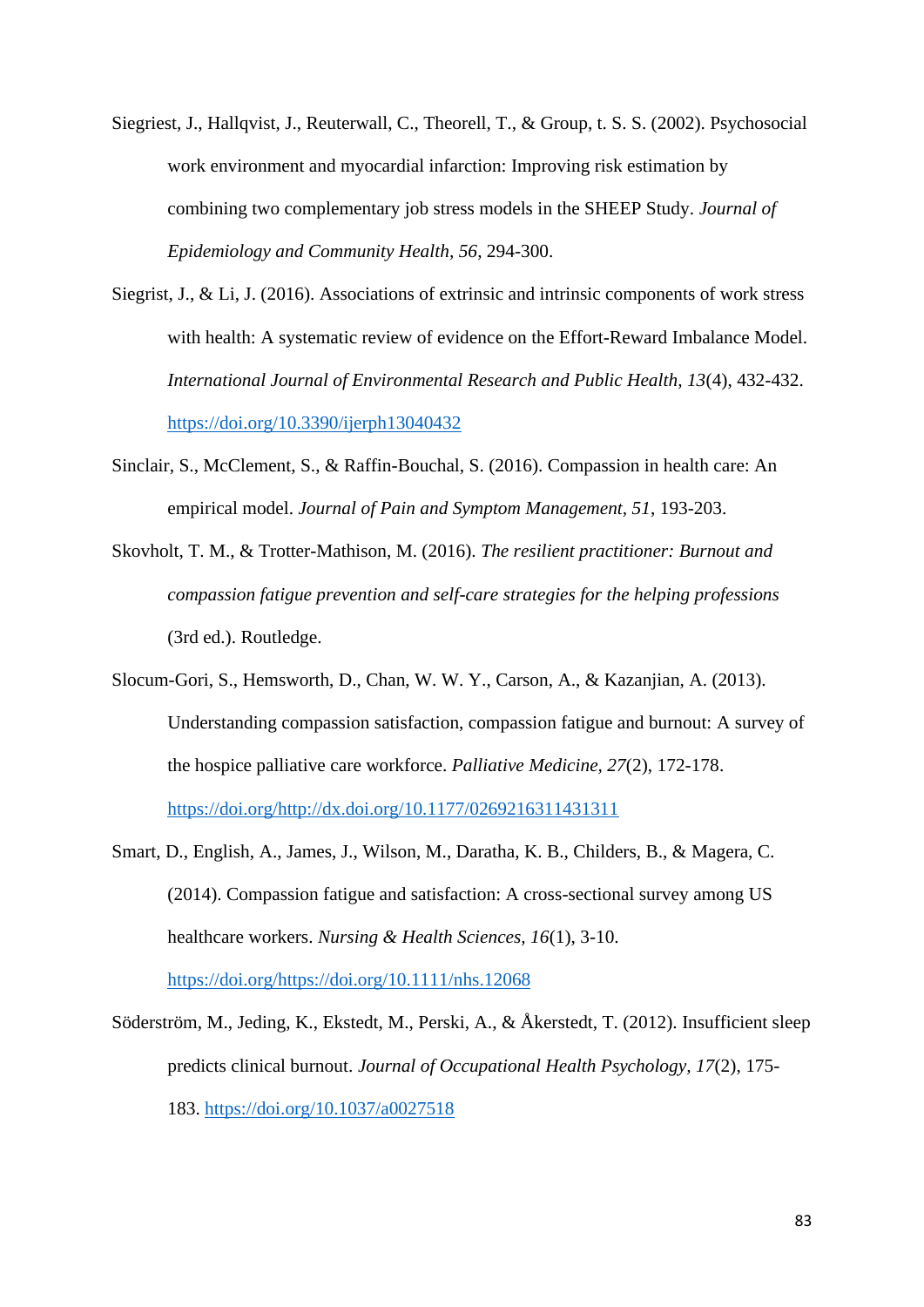Siegriest, J., Hallqvist, J., Reuterwall, C., Theorell, T., & Group, t. S. S. (2002). Psychosocial work environment and myocardial infarction: Improving risk estimation by combining two complementary job stress models in the SHEEP Study. *Journal of Epidemiology and Community Health, 56*, 294-300.

Siegrist, J., & Li, J. (2016). Associations of extrinsic and intrinsic components of work stress with health: A systematic review of evidence on the Effort-Reward Imbalance Model. *International Journal of Environmental Research and Public Health, 13*(4), 432-432. https://doi.org/10.3390/ijerph13040432

Sinclair, S., McClement, S., & Raffin-Bouchal, S. (2016). Compassion in health care: An empirical model. *Journal of Pain and Symptom Management, 51*, 193-203.

Skovholt, T. M., & Trotter-Mathison, M. (2016). *The resilient practitioner: Burnout and compassion fatigue prevention and self-care strategies for the helping professions* (3rd ed.). Routledge.

Slocum-Gori, S., Hemsworth, D., Chan, W. W. Y., Carson, A., & Kazanjian, A. (2013). Understanding compassion satisfaction, compassion fatigue and burnout: A survey of the hospice palliative care workforce. *Palliative Medicine, 27*(2), 172-178. https://doi.org/http://dx.doi.org/10.1177/0269216311431311

Smart, D., English, A., James, J., Wilson, M., Daratha, K. B., Childers, B., & Magera, C. (2014). Compassion fatigue and satisfaction: A cross-sectional survey among US healthcare workers. *Nursing & Health Sciences, 16*(1), 3-10. https://doi.org/https://doi.org/10.1111/nhs.12068

Söderström, M., Jeding, K., Ekstedt, M., Perski, A., & Åkerstedt, T. (2012). Insufficient sleep predicts clinical burnout. *Journal of Occupational Health Psychology, 17*(2), 175-183. https://doi.org/10.1037/a0027518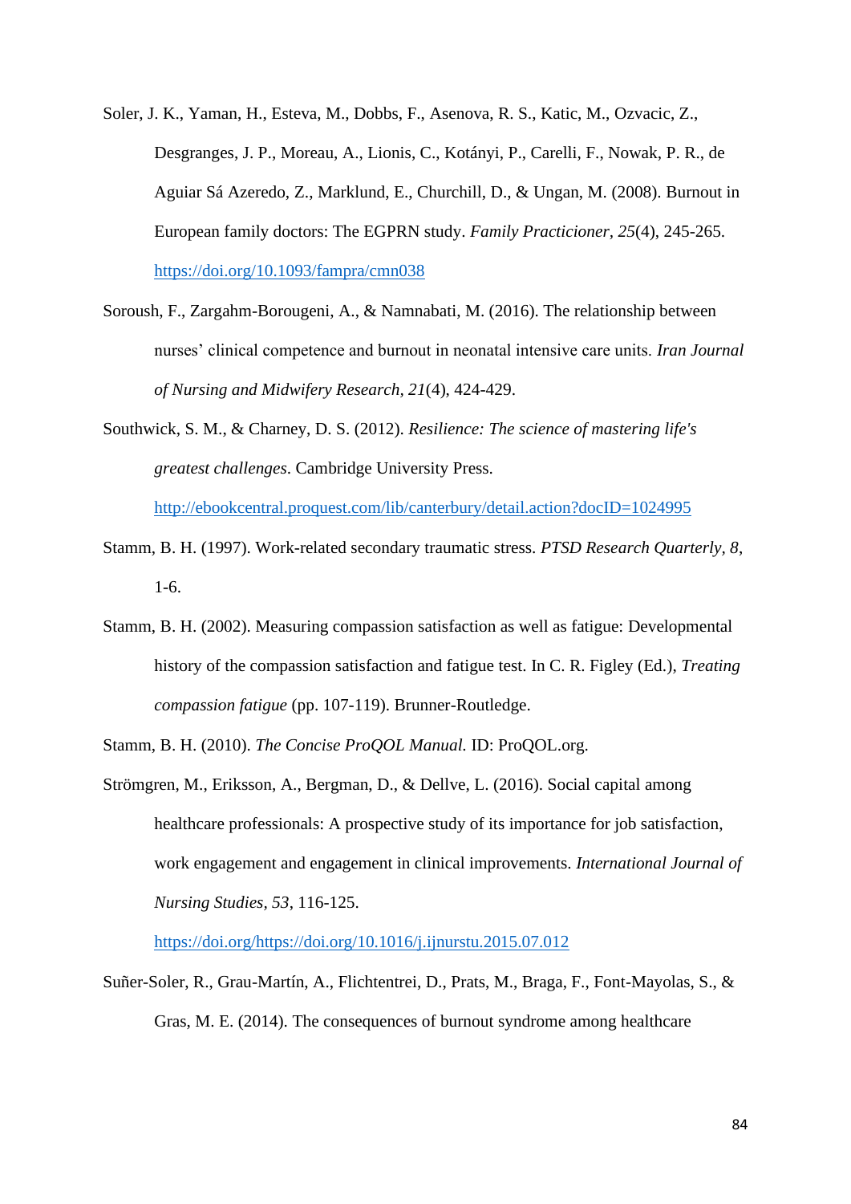Soler, J. K., Yaman, H., Esteva, M., Dobbs, F., Asenova, R. S., Katic, M., Ozvacic, Z., Desgranges, J. P., Moreau, A., Lionis, C., Kotányi, P., Carelli, F., Nowak, P. R., de Aguiar Sá Azeredo, Z., Marklund, E., Churchill, D., & Ungan, M. (2008). Burnout in European family doctors: The EGPRN study. *Family Practicioner*, *25*(4), 245-265. https://doi.org/10.1093/fampra/cmn038

Soroush, F., Zargahm-Borougeni, A., & Namnabati, M. (2016). The relationship between nurses' clinical competence and burnout in neonatal intensive care units. *Iran Journal of Nursing and Midwifery Research*, *21*(4), 424-429.

Southwick, S. M., & Charney, D. S. (2012). *Resilience: The science of mastering life's greatest challenges*. Cambridge University Press. http://ebookcentral.proquest.com/lib/canterbury/detail.action?docID=1024995

Stamm, B. H. (1997). Work-related secondary traumatic stress. *PTSD Research Quarterly*, *8*, 1-6.

Stamm, B. H. (2002). Measuring compassion satisfaction as well as fatigue: Developmental history of the compassion satisfaction and fatigue test. In C. R. Figley (Ed.), *Treating compassion fatigue* (pp. 107-119). Brunner-Routledge.

Stamm, B. H. (2010). *The Concise ProQOL Manual.* ID: ProQOL.org.

Strömgren, M., Eriksson, A., Bergman, D., & Dellve, L. (2016). Social capital among healthcare professionals: A prospective study of its importance for job satisfaction, work engagement and engagement in clinical improvements. *International Journal of Nursing Studies*, *53*, 116-125. https://doi.org/https://doi.org/10.1016/j.ijnurstu.2015.07.012

Suñer-Soler, R., Grau-Martín, A., Flichtentrei, D., Prats, M., Braga, F., Font-Mayolas, S., & Gras, M. E. (2014). The consequences of burnout syndrome among healthcare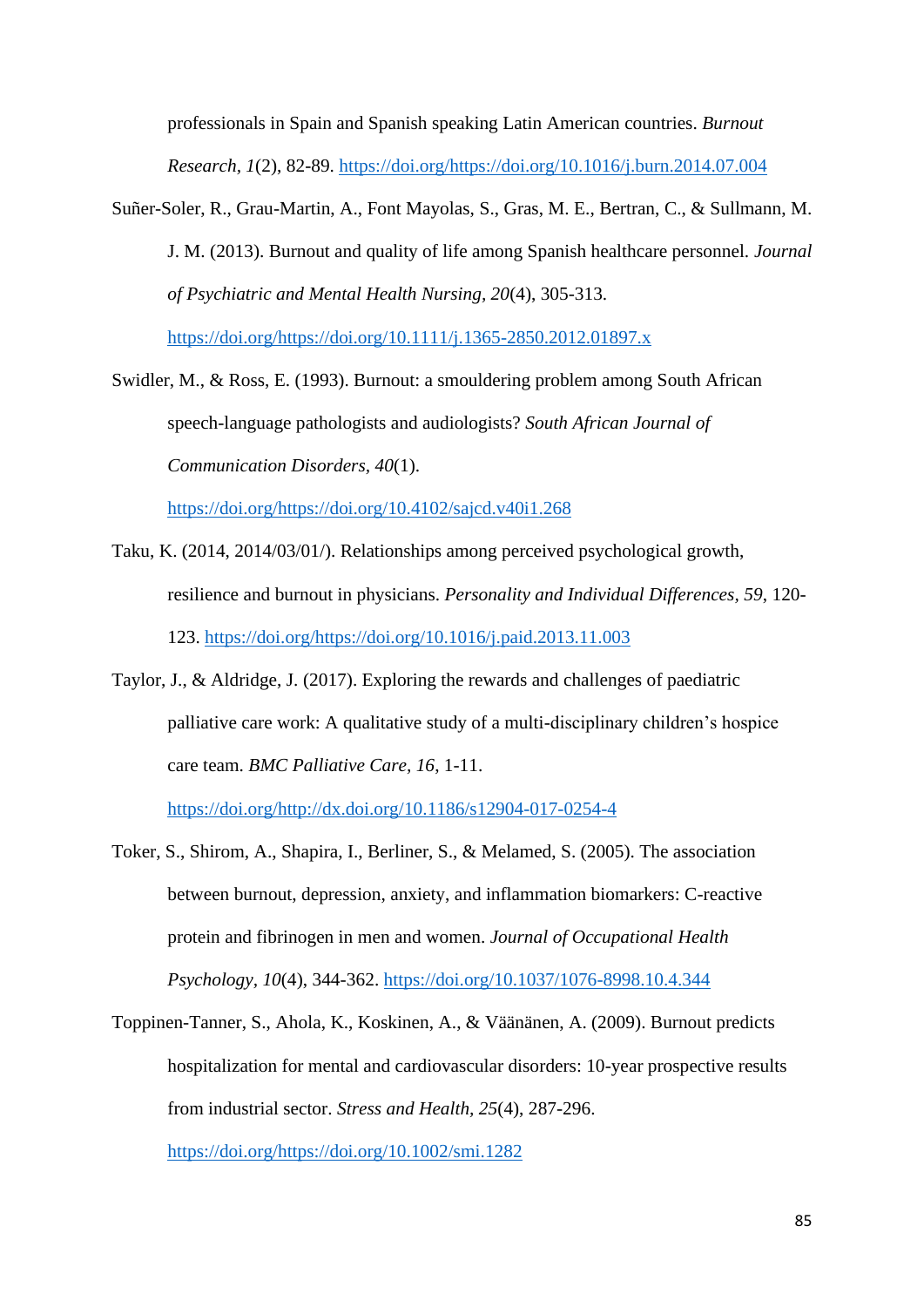professionals in Spain and Spanish speaking Latin American countries. *Burnout Research, 1*(2), 82-89. https://doi.org/https://doi.org/10.1016/j.burn.2014.07.004

Suñer-Soler, R., Grau-Martin, A., Font Mayolas, S., Gras, M. E., Bertran, C., & Sullmann, M. J. M. (2013). Burnout and quality of life among Spanish healthcare personnel. *Journal of Psychiatric and Mental Health Nursing, 20*(4), 305-313. https://doi.org/https://doi.org/10.1111/j.1365-2850.2012.01897.x

Swidler, M., & Ross, E. (1993). Burnout: a smouldering problem among South African speech-language pathologists and audiologists? *South African Journal of Communication Disorders, 40*(1). https://doi.org/https://doi.org/10.4102/sajcd.v40i1.268

Taku, K. (2014, 2014/03/01/). Relationships among perceived psychological growth, resilience and burnout in physicians. *Personality and Individual Differences, 59*, 120-123. https://doi.org/https://doi.org/10.1016/j.paid.2013.11.003

Taylor, J., & Aldridge, J. (2017). Exploring the rewards and challenges of paediatric palliative care work: A qualitative study of a multi-disciplinary children's hospice care team. *BMC Palliative Care, 16*, 1-11. https://doi.org/http://dx.doi.org/10.1186/s12904-017-0254-4

Toker, S., Shirom, A., Shapira, I., Berliner, S., & Melamed, S. (2005). The association between burnout, depression, anxiety, and inflammation biomarkers: C-reactive protein and fibrinogen in men and women. *Journal of Occupational Health Psychology, 10*(4), 344-362. https://doi.org/10.1037/1076-8998.10.4.344

Toppinen-Tanner, S., Ahola, K., Koskinen, A., & Väänänen, A. (2009). Burnout predicts hospitalization for mental and cardiovascular disorders: 10-year prospective results from industrial sector. *Stress and Health, 25*(4), 287-296. https://doi.org/https://doi.org/10.1002/smi.1282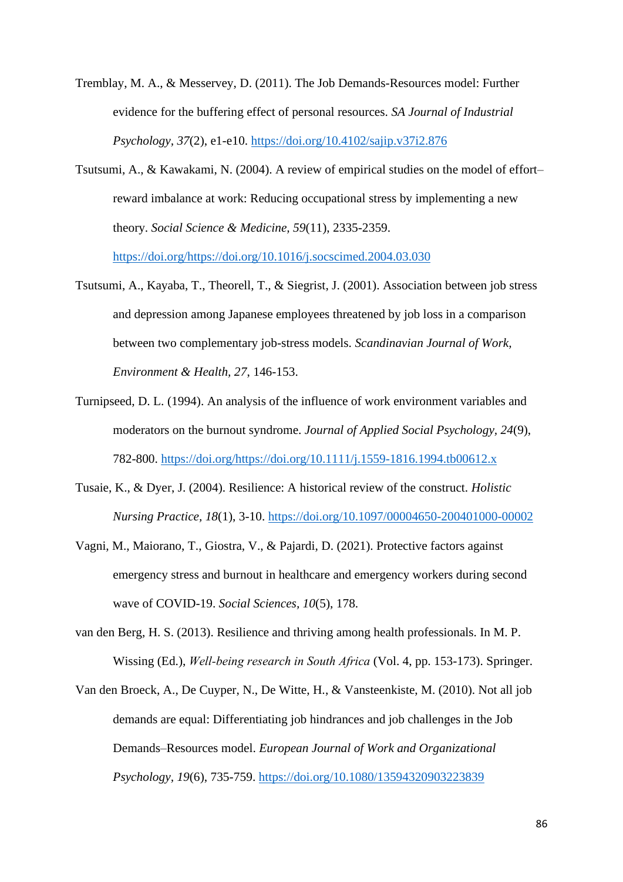Tremblay, M. A., & Messervey, D. (2011). The Job Demands-Resources model: Further evidence for the buffering effect of personal resources. *SA Journal of Industrial Psychology, 37*(2), e1-e10. https://doi.org/10.4102/sajip.v37i2.876

Tsutsumi, A., & Kawakami, N. (2004). A review of empirical studies on the model of effort–reward imbalance at work: Reducing occupational stress by implementing a new theory. *Social Science & Medicine, 59*(11), 2335-2359. https://doi.org/https://doi.org/10.1016/j.socscimed.2004.03.030

Tsutsumi, A., Kayaba, T., Theorell, T., & Siegrist, J. (2001). Association between job stress and depression among Japanese employees threatened by job loss in a comparison between two complementary job-stress models. *Scandinavian Journal of Work, Environment & Health, 27*, 146-153.

Turnipseed, D. L. (1994). An analysis of the influence of work environment variables and moderators on the burnout syndrome. *Journal of Applied Social Psychology, 24*(9), 782-800. https://doi.org/https://doi.org/10.1111/j.1559-1816.1994.tb00612.x

Tusaie, K., & Dyer, J. (2004). Resilience: A historical review of the construct. *Holistic Nursing Practice, 18*(1), 3-10. https://doi.org/10.1097/00004650-200401000-00002

Vagni, M., Maiorano, T., Giostra, V., & Pajardi, D. (2021). Protective factors against emergency stress and burnout in healthcare and emergency workers during second wave of COVID-19. *Social Sciences, 10*(5), 178.

van den Berg, H. S. (2013). Resilience and thriving among health professionals. In M. P. Wissing (Ed.), *Well-being research in South Africa* (Vol. 4, pp. 153-173). Springer.

Van den Broeck, A., De Cuyper, N., De Witte, H., & Vansteenkiste, M. (2010). Not all job demands are equal: Differentiating job hindrances and job challenges in the Job Demands–Resources model. *European Journal of Work and Organizational Psychology, 19*(6), 735-759. https://doi.org/10.1080/13594320903223839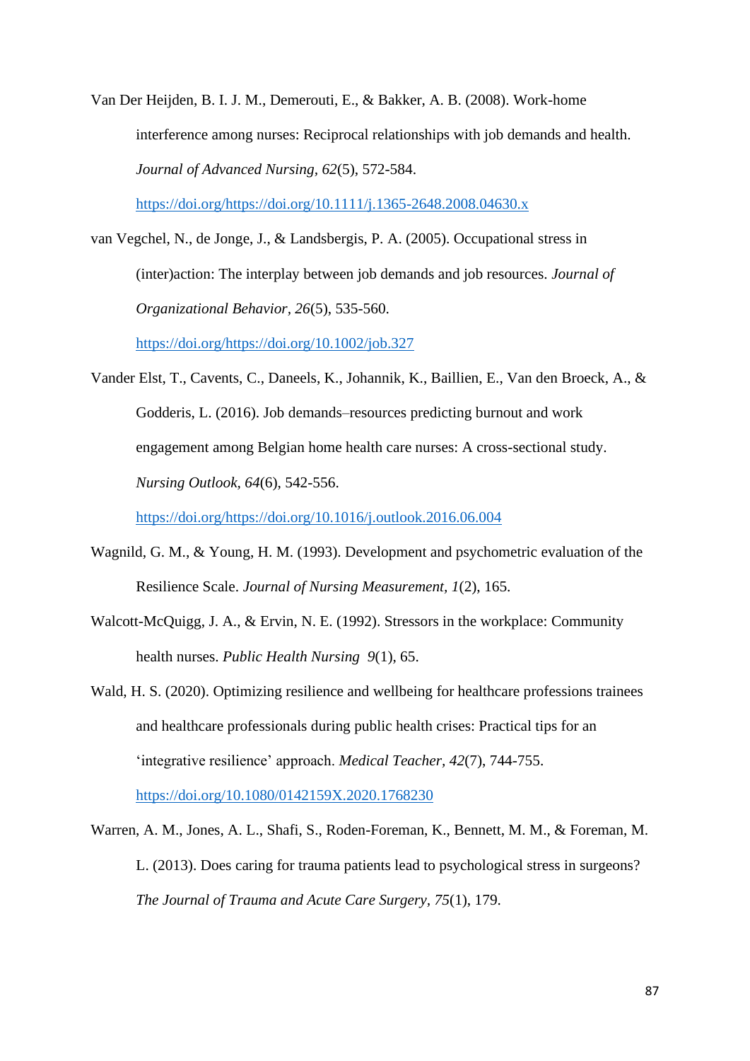Van Der Heijden, B. I. J. M., Demerouti, E., & Bakker, A. B. (2008). Work-home interference among nurses: Reciprocal relationships with job demands and health. *Journal of Advanced Nursing, 62*(5), 572-584. https://doi.org/https://doi.org/10.1111/j.1365-2648.2008.04630.x

van Vegchel, N., de Jonge, J., & Landsbergis, P. A. (2005). Occupational stress in (inter)action: The interplay between job demands and job resources. *Journal of Organizational Behavior, 26*(5), 535-560. https://doi.org/https://doi.org/10.1002/job.327

Vander Elst, T., Cavents, C., Daneels, K., Johannik, K., Baillien, E., Van den Broeck, A., & Godderis, L. (2016). Job demands–resources predicting burnout and work engagement among Belgian home health care nurses: A cross-sectional study. *Nursing Outlook, 64*(6), 542-556. https://doi.org/https://doi.org/10.1016/j.outlook.2016.06.004

Wagnild, G. M., & Young, H. M. (1993). Development and psychometric evaluation of the Resilience Scale. *Journal of Nursing Measurement, 1*(2), 165.

Walcott-McQuigg, J. A., & Ervin, N. E. (1992). Stressors in the workplace: Community health nurses. *Public Health Nursing 9*(1), 65.

Wald, H. S. (2020). Optimizing resilience and wellbeing for healthcare professions trainees and healthcare professionals during public health crises: Practical tips for an 'integrative resilience' approach. *Medical Teacher, 42*(7), 744-755. https://doi.org/10.1080/0142159X.2020.1768230

Warren, A. M., Jones, A. L., Shafi, S., Roden-Foreman, K., Bennett, M. M., & Foreman, M. L. (2013). Does caring for trauma patients lead to psychological stress in surgeons? *The Journal of Trauma and Acute Care Surgery, 75*(1), 179.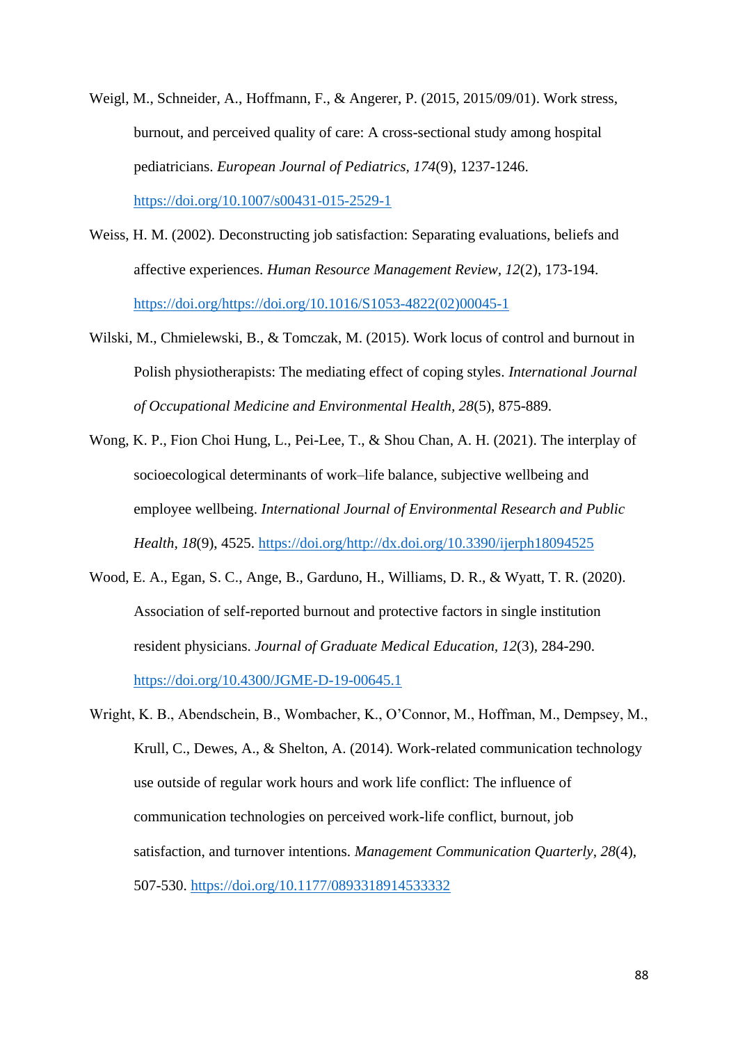Weigl, M., Schneider, A., Hoffmann, F., & Angerer, P. (2015, 2015/09/01). Work stress, burnout, and perceived quality of care: A cross-sectional study among hospital pediatricians. *European Journal of Pediatrics, 174*(9), 1237-1246. https://doi.org/10.1007/s00431-015-2529-1

Weiss, H. M. (2002). Deconstructing job satisfaction: Separating evaluations, beliefs and affective experiences. *Human Resource Management Review, 12*(2), 173-194. https://doi.org/https://doi.org/10.1016/S1053-4822(02)00045-1

Wilski, M., Chmielewski, B., & Tomczak, M. (2015). Work locus of control and burnout in Polish physiotherapists: The mediating effect of coping styles. *International Journal of Occupational Medicine and Environmental Health, 28*(5), 875-889.

Wong, K. P., Fion Choi Hung, L., Pei-Lee, T., & Shou Chan, A. H. (2021). The interplay of socioecological determinants of work–life balance, subjective wellbeing and employee wellbeing. *International Journal of Environmental Research and Public Health, 18*(9), 4525. https://doi.org/http://dx.doi.org/10.3390/ijerph18094525

Wood, E. A., Egan, S. C., Ange, B., Garduno, H., Williams, D. R., & Wyatt, T. R. (2020). Association of self-reported burnout and protective factors in single institution resident physicians. *Journal of Graduate Medical Education, 12*(3), 284-290. https://doi.org/10.4300/JGME-D-19-00645.1

Wright, K. B., Abendschein, B., Wombacher, K., O'Connor, M., Hoffman, M., Dempsey, M., Krull, C., Dewes, A., & Shelton, A. (2014). Work-related communication technology use outside of regular work hours and work life conflict: The influence of communication technologies on perceived work-life conflict, burnout, job satisfaction, and turnover intentions. *Management Communication Quarterly, 28*(4), 507-530. https://doi.org/10.1177/0893318914533332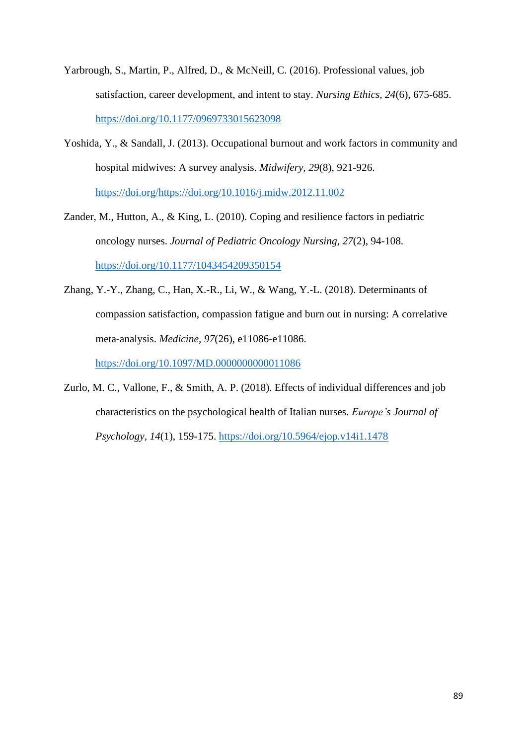Yarbrough, S., Martin, P., Alfred, D., & McNeill, C. (2016). Professional values, job satisfaction, career development, and intent to stay. *Nursing Ethics*, *24*(6), 675-685. https://doi.org/10.1177/0969733015623098

Yoshida, Y., & Sandall, J. (2013). Occupational burnout and work factors in community and hospital midwives: A survey analysis. *Midwifery*, *29*(8), 921-926. https://doi.org/https://doi.org/10.1016/j.midw.2012.11.002

Zander, M., Hutton, A., & King, L. (2010). Coping and resilience factors in pediatric oncology nurses. *Journal of Pediatric Oncology Nursing*, *27*(2), 94-108. https://doi.org/10.1177/1043454209350154

Zhang, Y.-Y., Zhang, C., Han, X.-R., Li, W., & Wang, Y.-L. (2018). Determinants of compassion satisfaction, compassion fatigue and burn out in nursing: A correlative meta-analysis. *Medicine*, *97*(26), e11086-e11086. https://doi.org/10.1097/MD.0000000000011086

Zurlo, M. C., Vallone, F., & Smith, A. P. (2018). Effects of individual differences and job characteristics on the psychological health of Italian nurses. *Europe's Journal of Psychology*, *14*(1), 159-175. https://doi.org/10.5964/ejop.v14i1.1478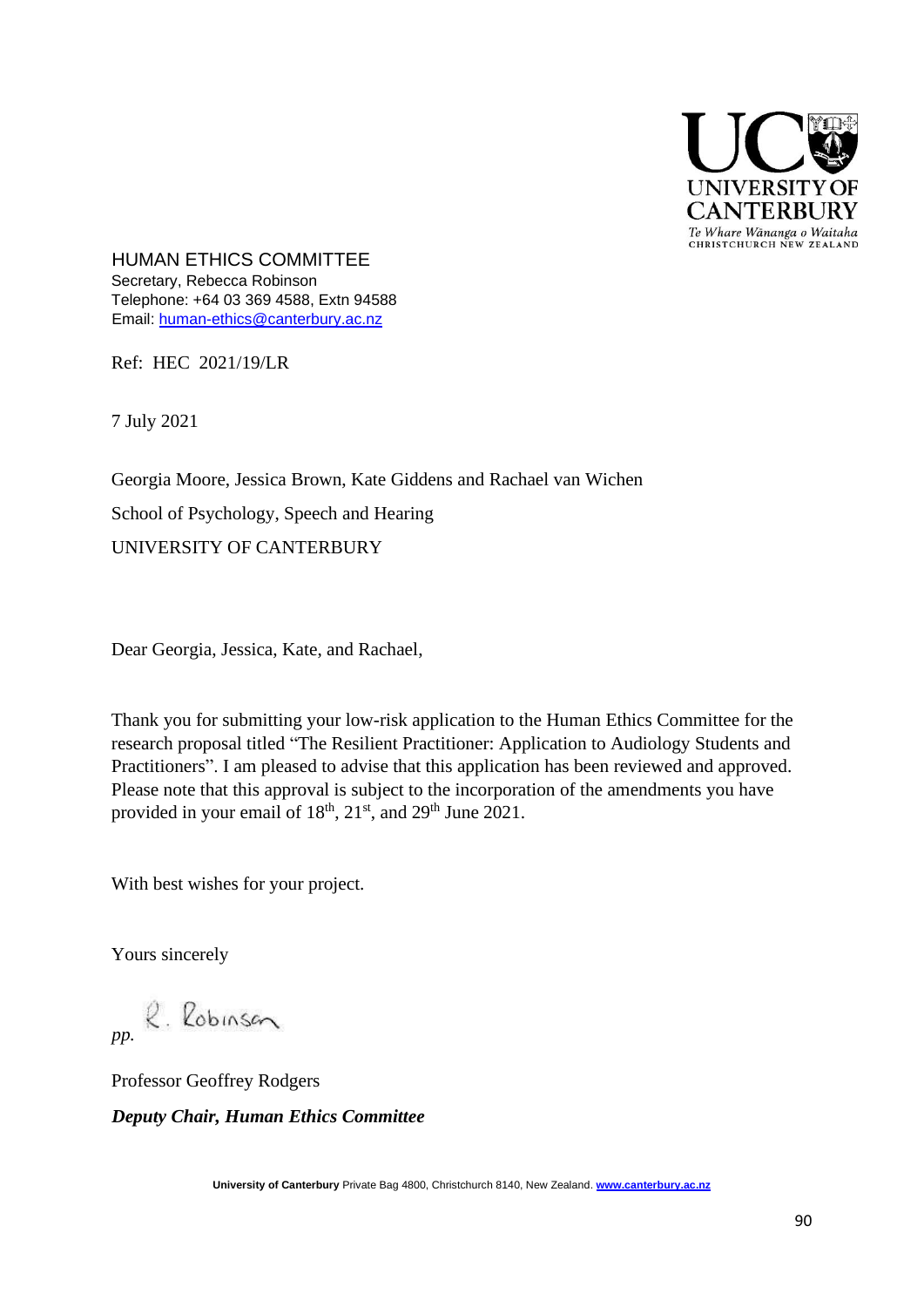UNIVERSITY OF CANTERBURY
Te Whare Wānanga o Waitaha
CHRISTCHURCH NEW ZEALAND

HUMAN ETHICS COMMITTEE
Secretary, Rebecca Robinson
Telephone: +64 03 369 4588, Extn 94588
Email: human-ethics@canterbury.ac.nz

Ref: HEC 2021/19/LR

7 July 2021

Georgia Moore, Jessica Brown, Kate Giddens and Rachael van Wichen

School of Psychology, Speech and Hearing

UNIVERSITY OF CANTERBURY

Dear Georgia, Jessica, Kate, and Rachael,

Thank you for submitting your low-risk application to the Human Ethics Committee for the research proposal titled "The Resilient Practitioner: Application to Audiology Students and Practitioners". I am pleased to advise that this application has been reviewed and approved. Please note that this approval is subject to the incorporation of the amendments you have provided in your email of 18th, 21st, and 29th June 2021.

With best wishes for your project.

Yours sincerely

*pp.* R. Robinson

Professor Geoffrey Rodgers

***Deputy Chair, Human Ethics Committee***

**University of Canterbury** Private Bag 4800, Christchurch 8140, New Zealand. **www.canterbury.ac.nz**